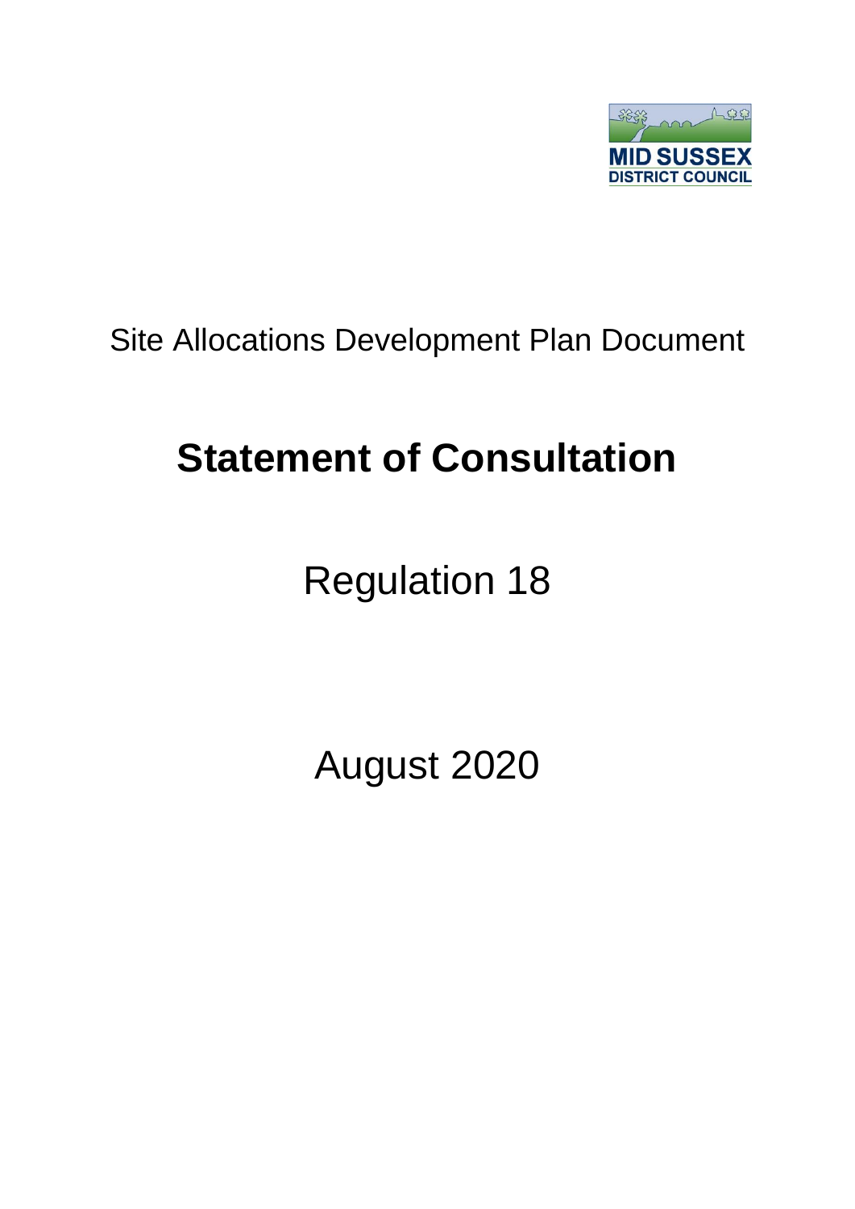MID SUSSEX
DISTRICT COUNCIL

Site Allocations Development Plan Document

# Statement of Consultation

Regulation 18

August 2020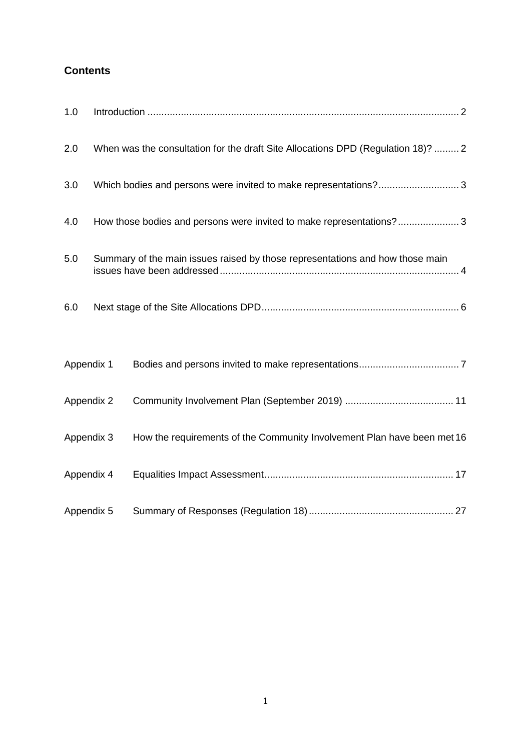## Contents

| | | |
|---|---|---|
| 1.0 | Introduction | 2 |
| 2.0 | When was the consultation for the draft Site Allocations DPD (Regulation 18)? | 2 |
| 3.0 | Which bodies and persons were invited to make representations? | 3 |
| 4.0 | How those bodies and persons were invited to make representations? | 3 |
| 5.0 | Summary of the main issues raised by those representations and how those main issues have been addressed | 4 |
| 6.0 | Next stage of the Site Allocations DPD | 6 |

| | | |
|---|---|---|
| Appendix 1 | Bodies and persons invited to make representations | 7 |
| Appendix 2 | Community Involvement Plan (September 2019) | 11 |
| Appendix 3 | How the requirements of the Community Involvement Plan have been met | 16 |
| Appendix 4 | Equalities Impact Assessment | 17 |
| Appendix 5 | Summary of Responses (Regulation 18) | 27 |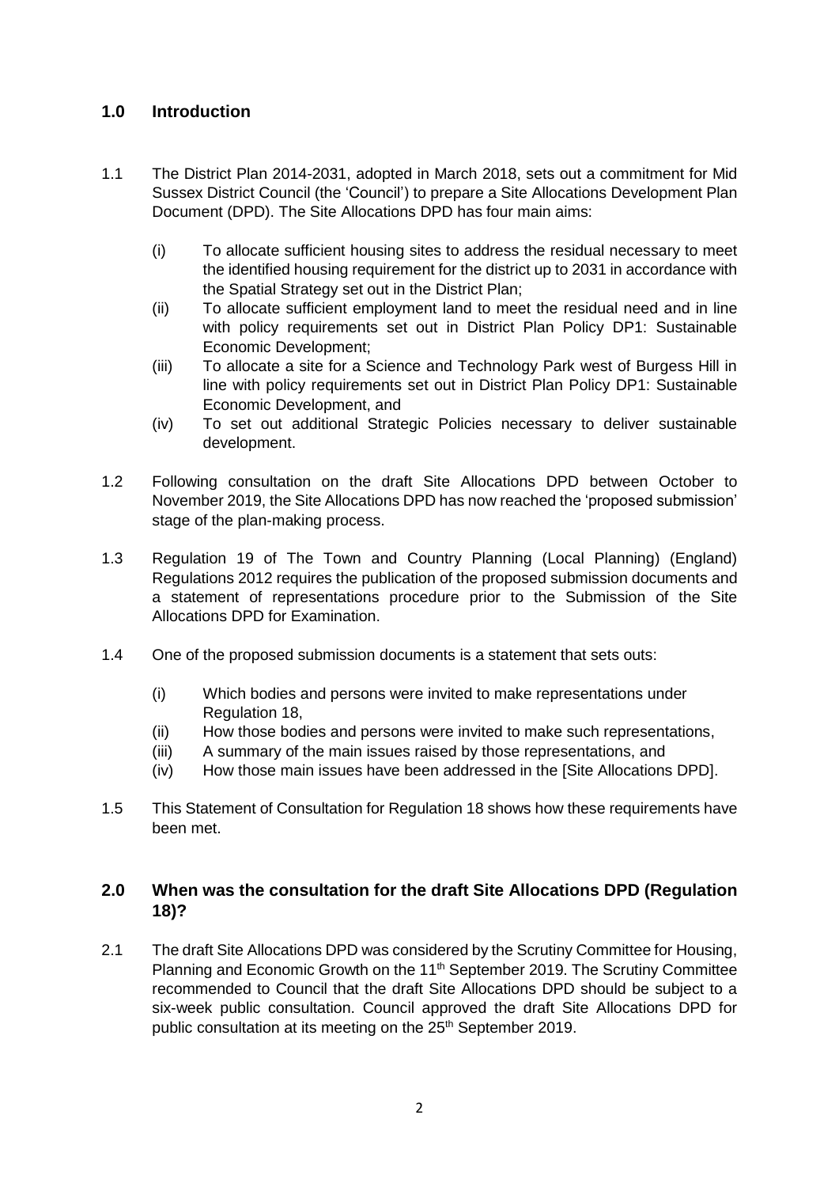## 1.0 Introduction

1.1 The District Plan 2014-2031, adopted in March 2018, sets out a commitment for Mid Sussex District Council (the 'Council') to prepare a Site Allocations Development Plan Document (DPD). The Site Allocations DPD has four main aims:

(i) To allocate sufficient housing sites to address the residual necessary to meet the identified housing requirement for the district up to 2031 in accordance with the Spatial Strategy set out in the District Plan;

(ii) To allocate sufficient employment land to meet the residual need and in line with policy requirements set out in District Plan Policy DP1: Sustainable Economic Development;

(iii) To allocate a site for a Science and Technology Park west of Burgess Hill in line with policy requirements set out in District Plan Policy DP1: Sustainable Economic Development, and

(iv) To set out additional Strategic Policies necessary to deliver sustainable development.

1.2 Following consultation on the draft Site Allocations DPD between October to November 2019, the Site Allocations DPD has now reached the 'proposed submission' stage of the plan-making process.

1.3 Regulation 19 of The Town and Country Planning (Local Planning) (England) Regulations 2012 requires the publication of the proposed submission documents and a statement of representations procedure prior to the Submission of the Site Allocations DPD for Examination.

1.4 One of the proposed submission documents is a statement that sets outs:

(i) Which bodies and persons were invited to make representations under Regulation 18,

(ii) How those bodies and persons were invited to make such representations,

(iii) A summary of the main issues raised by those representations, and

(iv) How those main issues have been addressed in the [Site Allocations DPD].

1.5 This Statement of Consultation for Regulation 18 shows how these requirements have been met.

## 2.0 When was the consultation for the draft Site Allocations DPD (Regulation 18)?

2.1 The draft Site Allocations DPD was considered by the Scrutiny Committee for Housing, Planning and Economic Growth on the 11th September 2019. The Scrutiny Committee recommended to Council that the draft Site Allocations DPD should be subject to a six-week public consultation. Council approved the draft Site Allocations DPD for public consultation at its meeting on the 25th September 2019.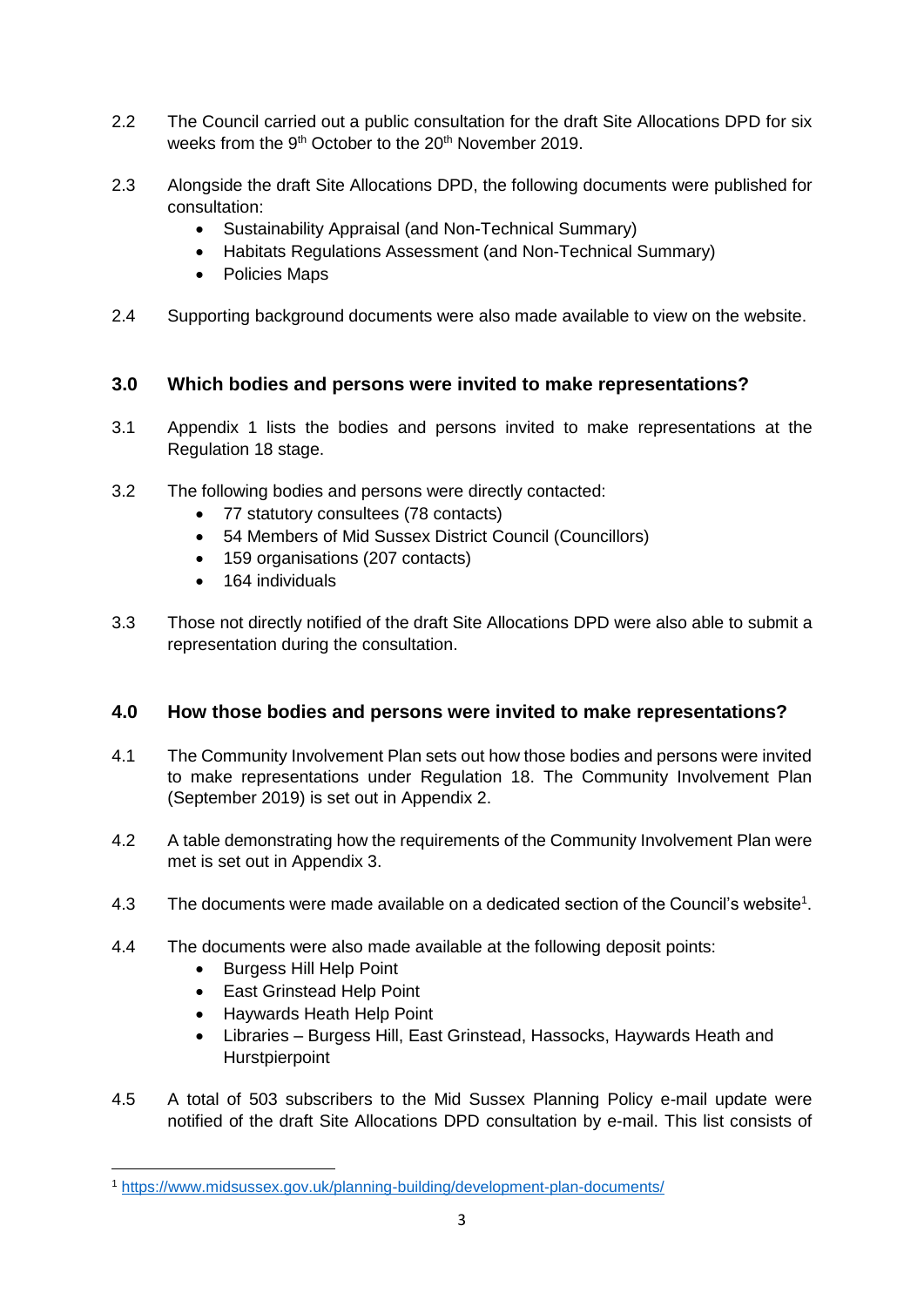2.2 The Council carried out a public consultation for the draft Site Allocations DPD for six weeks from the 9th October to the 20th November 2019.

2.3 Alongside the draft Site Allocations DPD, the following documents were published for consultation:

- Sustainability Appraisal (and Non-Technical Summary)
- Habitats Regulations Assessment (and Non-Technical Summary)
- Policies Maps

2.4 Supporting background documents were also made available to view on the website.

## 3.0 Which bodies and persons were invited to make representations?

3.1 Appendix 1 lists the bodies and persons invited to make representations at the Regulation 18 stage.

3.2 The following bodies and persons were directly contacted:

- 77 statutory consultees (78 contacts)
- 54 Members of Mid Sussex District Council (Councillors)
- 159 organisations (207 contacts)
- 164 individuals

3.3 Those not directly notified of the draft Site Allocations DPD were also able to submit a representation during the consultation.

## 4.0 How those bodies and persons were invited to make representations?

4.1 The Community Involvement Plan sets out how those bodies and persons were invited to make representations under Regulation 18. The Community Involvement Plan (September 2019) is set out in Appendix 2.

4.2 A table demonstrating how the requirements of the Community Involvement Plan were met is set out in Appendix 3.

4.3 The documents were made available on a dedicated section of the Council's website[1].

4.4 The documents were also made available at the following deposit points:

- Burgess Hill Help Point
- East Grinstead Help Point
- Haywards Heath Help Point
- Libraries – Burgess Hill, East Grinstead, Hassocks, Haywards Heath and Hurstpierpoint

4.5 A total of 503 subscribers to the Mid Sussex Planning Policy e-mail update were notified of the draft Site Allocations DPD consultation by e-mail. This list consists of

[1] https://www.midsussex.gov.uk/planning-building/development-plan-documents/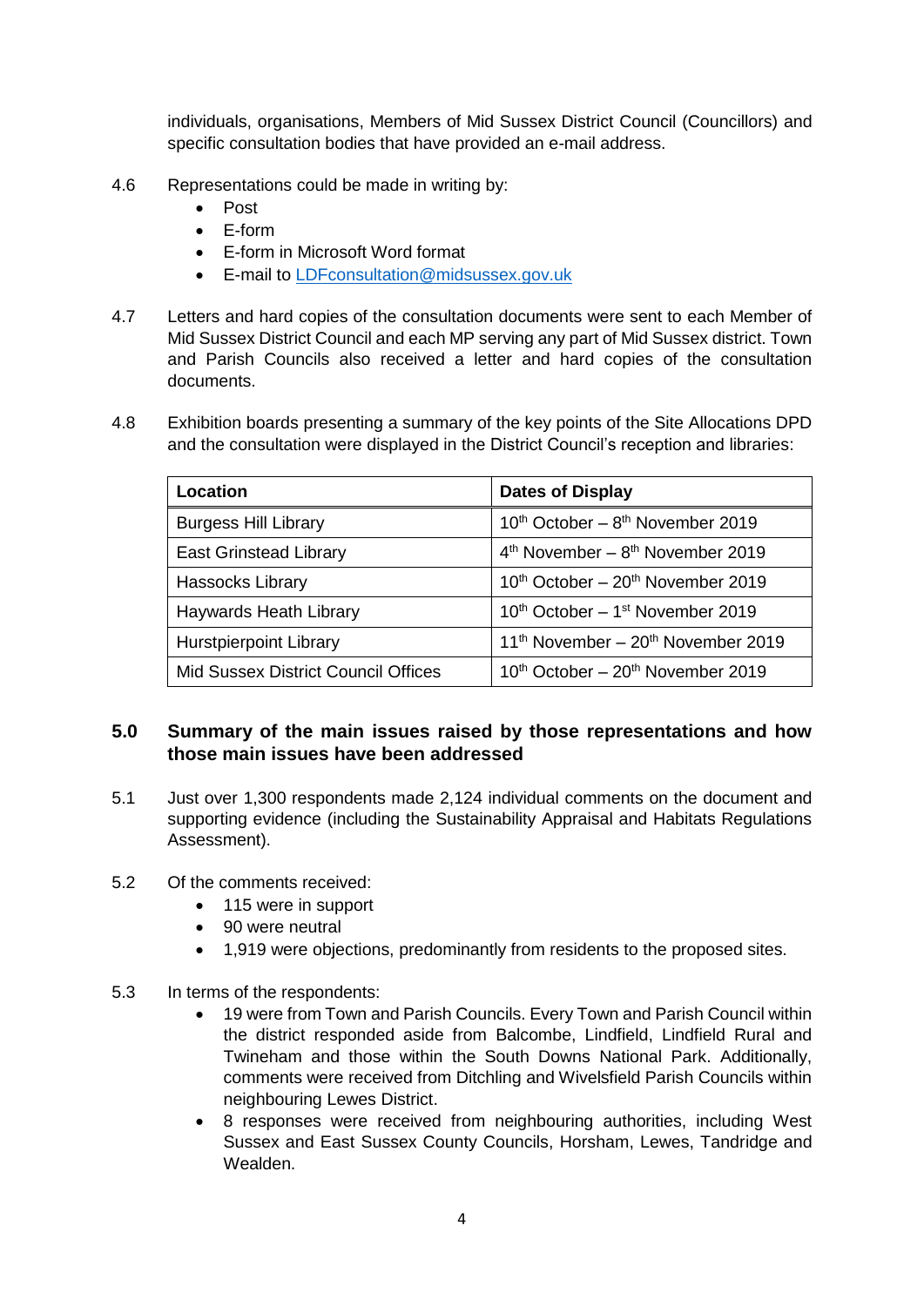individuals, organisations, Members of Mid Sussex District Council (Councillors) and specific consultation bodies that have provided an e-mail address.

4.6 Representations could be made in writing by:

- Post
- E-form
- E-form in Microsoft Word format
- E-mail to LDFconsultation@midsussex.gov.uk

4.7 Letters and hard copies of the consultation documents were sent to each Member of Mid Sussex District Council and each MP serving any part of Mid Sussex district. Town and Parish Councils also received a letter and hard copies of the consultation documents.

4.8 Exhibition boards presenting a summary of the key points of the Site Allocations DPD and the consultation were displayed in the District Council's reception and libraries:

| Location | Dates of Display |
|---|---|
| Burgess Hill Library | 10th October – 8th November 2019 |
| East Grinstead Library | 4th November – 8th November 2019 |
| Hassocks Library | 10th October – 20th November 2019 |
| Haywards Heath Library | 10th October – 1st November 2019 |
| Hurstpierpoint Library | 11th November – 20th November 2019 |
| Mid Sussex District Council Offices | 10th October – 20th November 2019 |

## 5.0 Summary of the main issues raised by those representations and how those main issues have been addressed

5.1 Just over 1,300 respondents made 2,124 individual comments on the document and supporting evidence (including the Sustainability Appraisal and Habitats Regulations Assessment).

5.2 Of the comments received:

- 115 were in support
- 90 were neutral
- 1,919 were objections, predominantly from residents to the proposed sites.

5.3 In terms of the respondents:

- 19 were from Town and Parish Councils. Every Town and Parish Council within the district responded aside from Balcombe, Lindfield, Lindfield Rural and Twineham and those within the South Downs National Park. Additionally, comments were received from Ditchling and Wivelsfield Parish Councils within neighbouring Lewes District.
- 8 responses were received from neighbouring authorities, including West Sussex and East Sussex County Councils, Horsham, Lewes, Tandridge and Wealden.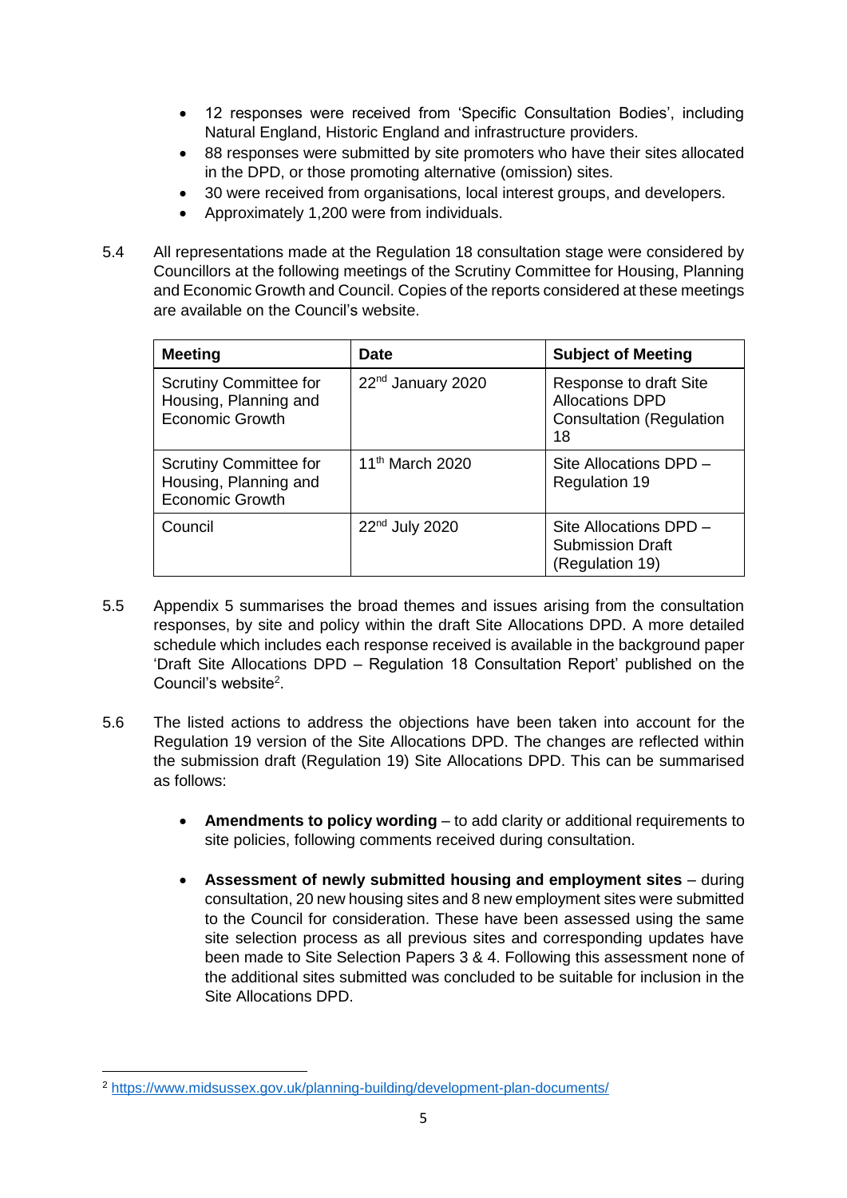- 12 responses were received from 'Specific Consultation Bodies', including Natural England, Historic England and infrastructure providers.
- 88 responses were submitted by site promoters who have their sites allocated in the DPD, or those promoting alternative (omission) sites.
- 30 were received from organisations, local interest groups, and developers.
- Approximately 1,200 were from individuals.

5.4 All representations made at the Regulation 18 consultation stage were considered by Councillors at the following meetings of the Scrutiny Committee for Housing, Planning and Economic Growth and Council. Copies of the reports considered at these meetings are available on the Council's website.

| Meeting | Date | Subject of Meeting |
|---|---|---|
| Scrutiny Committee for Housing, Planning and Economic Growth | 22nd January 2020 | Response to draft Site Allocations DPD Consultation (Regulation 18 |
| Scrutiny Committee for Housing, Planning and Economic Growth | 11th March 2020 | Site Allocations DPD – Regulation 19 |
| Council | 22nd July 2020 | Site Allocations DPD – Submission Draft (Regulation 19) |

5.5 Appendix 5 summarises the broad themes and issues arising from the consultation responses, by site and policy within the draft Site Allocations DPD. A more detailed schedule which includes each response received is available in the background paper 'Draft Site Allocations DPD – Regulation 18 Consultation Report' published on the Council's website[2].

5.6 The listed actions to address the objections have been taken into account for the Regulation 19 version of the Site Allocations DPD. The changes are reflected within the submission draft (Regulation 19) Site Allocations DPD. This can be summarised as follows:

- **Amendments to policy wording** – to add clarity or additional requirements to site policies, following comments received during consultation.

- **Assessment of newly submitted housing and employment sites** – during consultation, 20 new housing sites and 8 new employment sites were submitted to the Council for consideration. These have been assessed using the same site selection process as all previous sites and corresponding updates have been made to Site Selection Papers 3 & 4. Following this assessment none of the additional sites submitted was concluded to be suitable for inclusion in the Site Allocations DPD.

[2] https://www.midsussex.gov.uk/planning-building/development-plan-documents/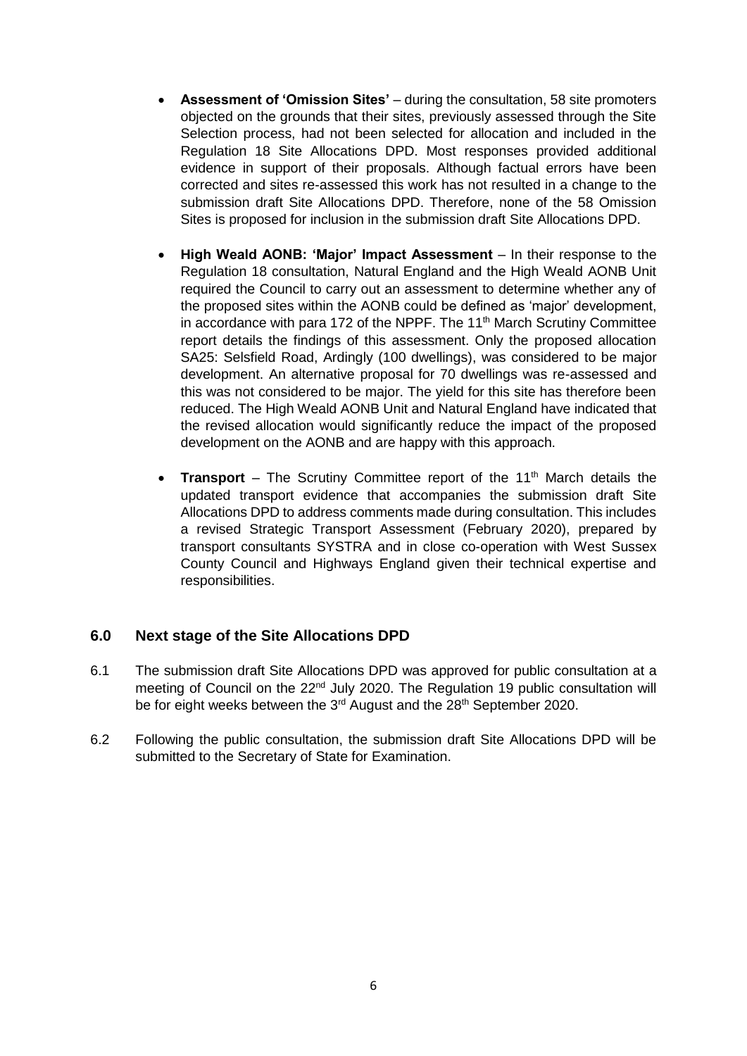- **Assessment of 'Omission Sites'** – during the consultation, 58 site promoters objected on the grounds that their sites, previously assessed through the Site Selection process, had not been selected for allocation and included in the Regulation 18 Site Allocations DPD. Most responses provided additional evidence in support of their proposals. Although factual errors have been corrected and sites re-assessed this work has not resulted in a change to the submission draft Site Allocations DPD. Therefore, none of the 58 Omission Sites is proposed for inclusion in the submission draft Site Allocations DPD.

- **High Weald AONB: 'Major' Impact Assessment** – In their response to the Regulation 18 consultation, Natural England and the High Weald AONB Unit required the Council to carry out an assessment to determine whether any of the proposed sites within the AONB could be defined as 'major' development, in accordance with para 172 of the NPPF. The 11th March Scrutiny Committee report details the findings of this assessment. Only the proposed allocation SA25: Selsfield Road, Ardingly (100 dwellings), was considered to be major development. An alternative proposal for 70 dwellings was re-assessed and this was not considered to be major. The yield for this site has therefore been reduced. The High Weald AONB Unit and Natural England have indicated that the revised allocation would significantly reduce the impact of the proposed development on the AONB and are happy with this approach.

- **Transport** – The Scrutiny Committee report of the 11th March details the updated transport evidence that accompanies the submission draft Site Allocations DPD to address comments made during consultation. This includes a revised Strategic Transport Assessment (February 2020), prepared by transport consultants SYSTRA and in close co-operation with West Sussex County Council and Highways England given their technical expertise and responsibilities.

## 6.0 Next stage of the Site Allocations DPD

6.1 The submission draft Site Allocations DPD was approved for public consultation at a meeting of Council on the 22nd July 2020. The Regulation 19 public consultation will be for eight weeks between the 3rd August and the 28th September 2020.

6.2 Following the public consultation, the submission draft Site Allocations DPD will be submitted to the Secretary of State for Examination.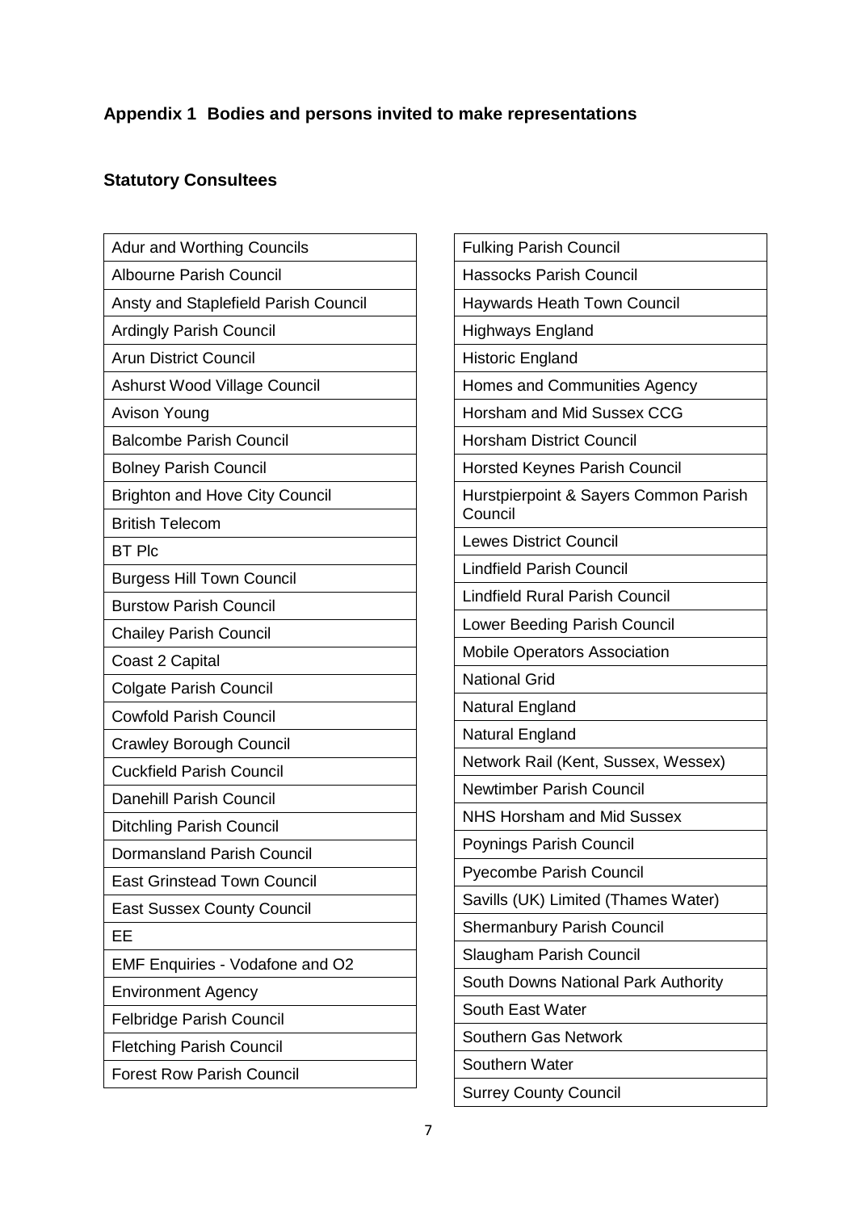## Appendix 1 Bodies and persons invited to make representations

### Statutory Consultees

| |
|---|
| Adur and Worthing Councils |
| Albourne Parish Council |
| Ansty and Staplefield Parish Council |
| Ardingly Parish Council |
| Arun District Council |
| Ashurst Wood Village Council |
| Avison Young |
| Balcombe Parish Council |
| Bolney Parish Council |
| Brighton and Hove City Council |
| British Telecom |
| BT Plc |
| Burgess Hill Town Council |
| Burstow Parish Council |
| Chailey Parish Council |
| Coast 2 Capital |
| Colgate Parish Council |
| Cowfold Parish Council |
| Crawley Borough Council |
| Cuckfield Parish Council |
| Danehill Parish Council |
| Ditchling Parish Council |
| Dormansland Parish Council |
| East Grinstead Town Council |
| East Sussex County Council |
| EE |
| EMF Enquiries - Vodafone and O2 |
| Environment Agency |
| Felbridge Parish Council |
| Fletching Parish Council |
| Forest Row Parish Council |
| Fulking Parish Council |
| Hassocks Parish Council |
| Haywards Heath Town Council |
| Highways England |
| Historic England |
| Homes and Communities Agency |
| Horsham and Mid Sussex CCG |
| Horsham District Council |
| Horsted Keynes Parish Council |
| Hurstpierpoint & Sayers Common Parish Council |
| Lewes District Council |
| Lindfield Parish Council |
| Lindfield Rural Parish Council |
| Lower Beeding Parish Council |
| Mobile Operators Association |
| National Grid |
| Natural England |
| Natural England |
| Network Rail (Kent, Sussex, Wessex) |
| Newtimber Parish Council |
| NHS Horsham and Mid Sussex |
| Poynings Parish Council |
| Pyecombe Parish Council |
| Savills (UK) Limited (Thames Water) |
| Shermanbury Parish Council |
| Slaugham Parish Council |
| South Downs National Park Authority |
| South East Water |
| Southern Gas Network |
| Southern Water |
| Surrey County Council |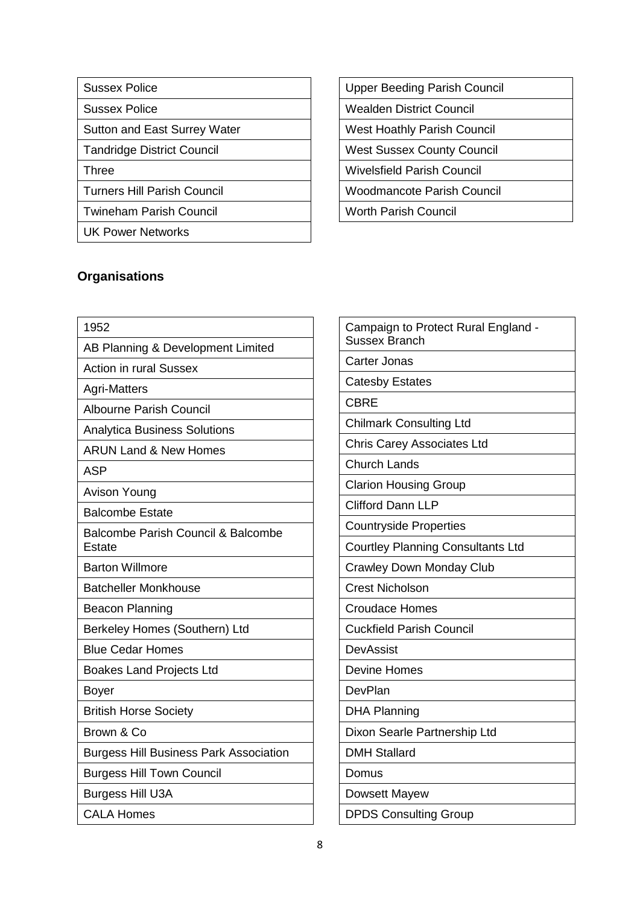| |
|---|
| Sussex Police |
| Sussex Police |
| Sutton and East Surrey Water |
| Tandridge District Council |
| Three |
| Turners Hill Parish Council |
| Twineham Parish Council |
| UK Power Networks |

| |
|---|
| Upper Beeding Parish Council |
| Wealden District Council |
| West Hoathly Parish Council |
| West Sussex County Council |
| Wivelsfield Parish Council |
| Woodmancote Parish Council |
| Worth Parish Council |

### Organisations

| |
|---|
| 1952 |
| AB Planning & Development Limited |
| Action in rural Sussex |
| Agri-Matters |
| Albourne Parish Council |
| Analytica Business Solutions |
| ARUN Land & New Homes |
| ASP |
| Avison Young |
| Balcombe Estate |
| Balcombe Parish Council & Balcombe Estate |
| Barton Willmore |
| Batcheller Monkhouse |
| Beacon Planning |
| Berkeley Homes (Southern) Ltd |
| Blue Cedar Homes |
| Boakes Land Projects Ltd |
| Boyer |
| British Horse Society |
| Brown & Co |
| Burgess Hill Business Park Association |
| Burgess Hill Town Council |
| Burgess Hill U3A |
| CALA Homes |

| |
|---|
| Campaign to Protect Rural England - Sussex Branch |
| Carter Jonas |
| Catesby Estates |
| CBRE |
| Chilmark Consulting Ltd |
| Chris Carey Associates Ltd |
| Church Lands |
| Clarion Housing Group |
| Clifford Dann LLP |
| Countryside Properties |
| Courtley Planning Consultants Ltd |
| Crawley Down Monday Club |
| Crest Nicholson |
| Croudace Homes |
| Cuckfield Parish Council |
| DevAssist |
| Devine Homes |
| DevPlan |
| DHA Planning |
| Dixon Searle Partnership Ltd |
| DMH Stallard |
| Domus |
| Dowsett Mayew |
| DPDS Consulting Group |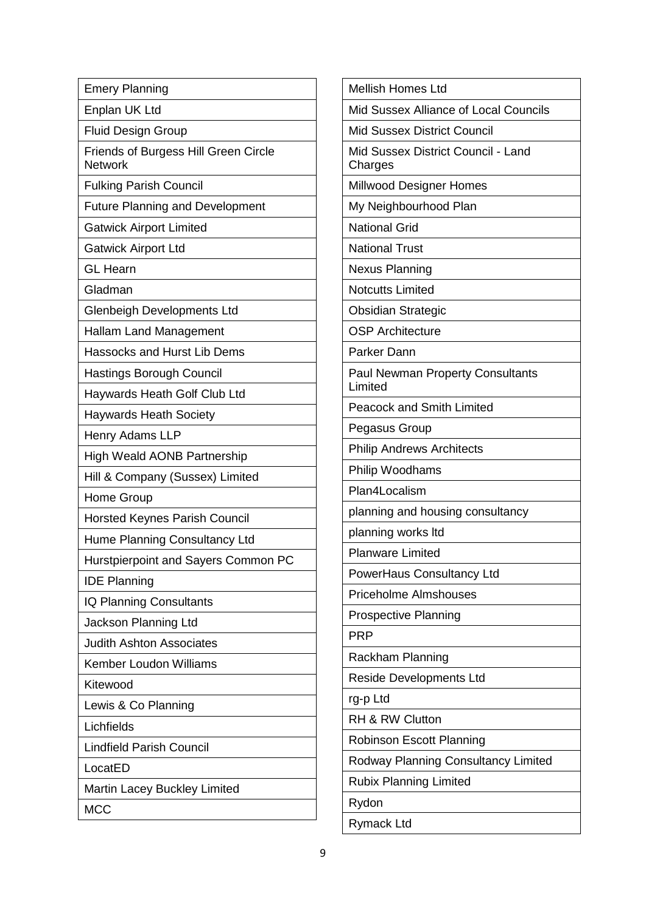| |
|---|
| Emery Planning |
| Enplan UK Ltd |
| Fluid Design Group |
| Friends of Burgess Hill Green Circle Network |
| Fulking Parish Council |
| Future Planning and Development |
| Gatwick Airport Limited |
| Gatwick Airport Ltd |
| GL Hearn |
| Gladman |
| Glenbeigh Developments Ltd |
| Hallam Land Management |
| Hassocks and Hurst Lib Dems |
| Hastings Borough Council |
| Haywards Heath Golf Club Ltd |
| Haywards Heath Society |
| Henry Adams LLP |
| High Weald AONB Partnership |
| Hill & Company (Sussex) Limited |
| Home Group |
| Horsted Keynes Parish Council |
| Hume Planning Consultancy Ltd |
| Hurstpierpoint and Sayers Common PC |
| IDE Planning |
| IQ Planning Consultants |
| Jackson Planning Ltd |
| Judith Ashton Associates |
| Kember Loudon Williams |
| Kitewood |
| Lewis & Co Planning |
| Lichfields |
| Lindfield Parish Council |
| LocatED |
| Martin Lacey Buckley Limited |
| MCC |

| |
|---|
| Mellish Homes Ltd |
| Mid Sussex Alliance of Local Councils |
| Mid Sussex District Council |
| Mid Sussex District Council - Land Charges |
| Millwood Designer Homes |
| My Neighbourhood Plan |
| National Grid |
| National Trust |
| Nexus Planning |
| Notcutts Limited |
| Obsidian Strategic |
| OSP Architecture |
| Parker Dann |
| Paul Newman Property Consultants Limited |
| Peacock and Smith Limited |
| Pegasus Group |
| Philip Andrews Architects |
| Philip Woodhams |
| Plan4Localism |
| planning and housing consultancy |
| planning works ltd |
| Planware Limited |
| PowerHaus Consultancy Ltd |
| Priceholme Almshouses |
| Prospective Planning |
| PRP |
| Rackham Planning |
| Reside Developments Ltd |
| rg-p Ltd |
| RH & RW Clutton |
| Robinson Escott Planning |
| Rodway Planning Consultancy Limited |
| Rubix Planning Limited |
| Rydon |
| Rymack Ltd |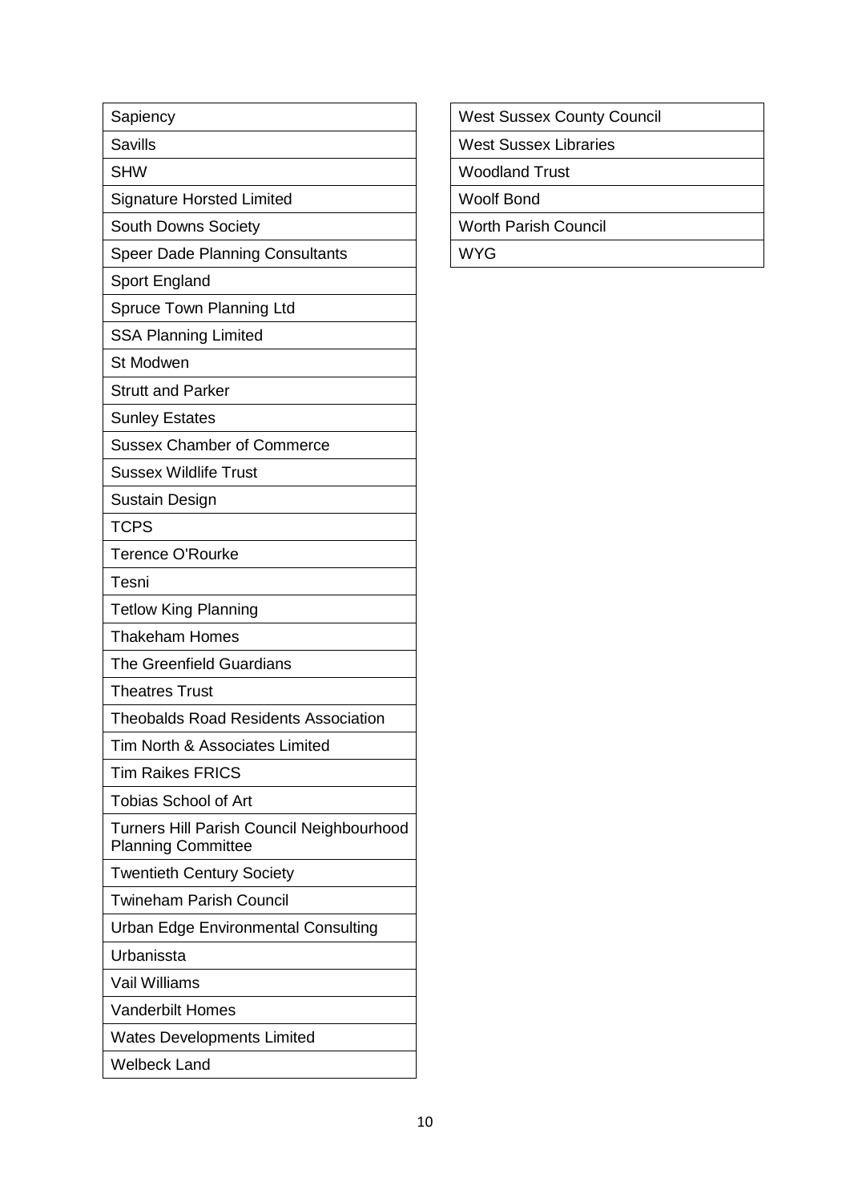| |
|---|
| Sapiency |
| Savills |
| SHW |
| Signature Horsted Limited |
| South Downs Society |
| Speer Dade Planning Consultants |
| Sport England |
| Spruce Town Planning Ltd |
| SSA Planning Limited |
| St Modwen |
| Strutt and Parker |
| Sunley Estates |
| Sussex Chamber of Commerce |
| Sussex Wildlife Trust |
| Sustain Design |
| TCPS |
| Terence O'Rourke |
| Tesni |
| Tetlow King Planning |
| Thakeham Homes |
| The Greenfield Guardians |
| Theatres Trust |
| Theobalds Road Residents Association |
| Tim North & Associates Limited |
| Tim Raikes FRICS |
| Tobias School of Art |
| Turners Hill Parish Council Neighbourhood Planning Committee |
| Twentieth Century Society |
| Twineham Parish Council |
| Urban Edge Environmental Consulting |
| Urbanissta |
| Vail Williams |
| Vanderbilt Homes |
| Wates Developments Limited |
| Welbeck Land |
| West Sussex County Council |
| West Sussex Libraries |
| Woodland Trust |
| Woolf Bond |
| Worth Parish Council |
| WYG |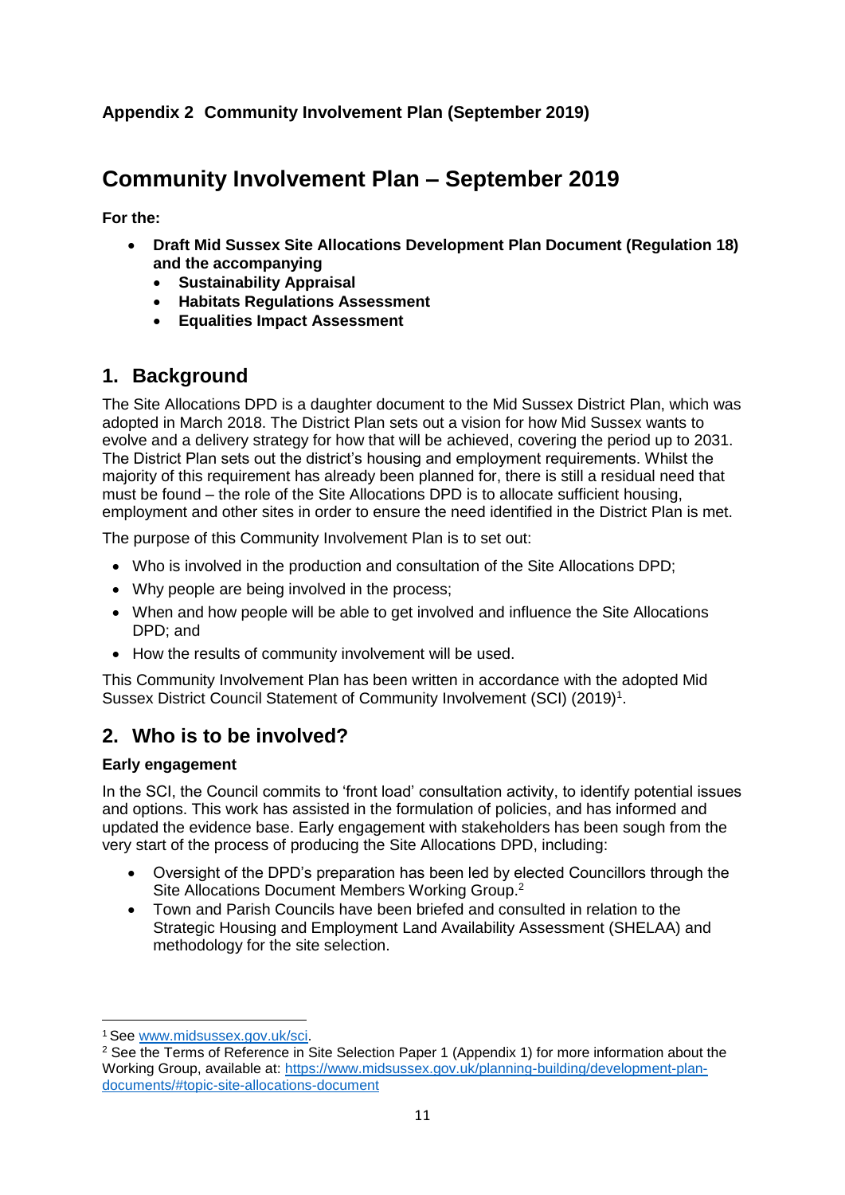**Appendix 2 Community Involvement Plan (September 2019)**

# Community Involvement Plan – September 2019

**For the:**

- **Draft Mid Sussex Site Allocations Development Plan Document (Regulation 18) and the accompanying**
  - **Sustainability Appraisal**
  - **Habitats Regulations Assessment**
  - **Equalities Impact Assessment**

## 1. Background

The Site Allocations DPD is a daughter document to the Mid Sussex District Plan, which was adopted in March 2018. The District Plan sets out a vision for how Mid Sussex wants to evolve and a delivery strategy for how that will be achieved, covering the period up to 2031. The District Plan sets out the district's housing and employment requirements. Whilst the majority of this requirement has already been planned for, there is still a residual need that must be found – the role of the Site Allocations DPD is to allocate sufficient housing, employment and other sites in order to ensure the need identified in the District Plan is met.

The purpose of this Community Involvement Plan is to set out:

- Who is involved in the production and consultation of the Site Allocations DPD;
- Why people are being involved in the process;
- When and how people will be able to get involved and influence the Site Allocations DPD; and
- How the results of community involvement will be used.

This Community Involvement Plan has been written in accordance with the adopted Mid Sussex District Council Statement of Community Involvement (SCI) (2019)[1].

## 2. Who is to be involved?

**Early engagement**

In the SCI, the Council commits to 'front load' consultation activity, to identify potential issues and options. This work has assisted in the formulation of policies, and has informed and updated the evidence base. Early engagement with stakeholders has been sough from the very start of the process of producing the Site Allocations DPD, including:

- Oversight of the DPD's preparation has been led by elected Councillors through the Site Allocations Document Members Working Group.[2]
- Town and Parish Councils have been briefed and consulted in relation to the Strategic Housing and Employment Land Availability Assessment (SHELAA) and methodology for the site selection.

[1] See www.midsussex.gov.uk/sci.

[2] See the Terms of Reference in Site Selection Paper 1 (Appendix 1) for more information about the Working Group, available at: https://www.midsussex.gov.uk/planning-building/development-plan-documents/#topic-site-allocations-document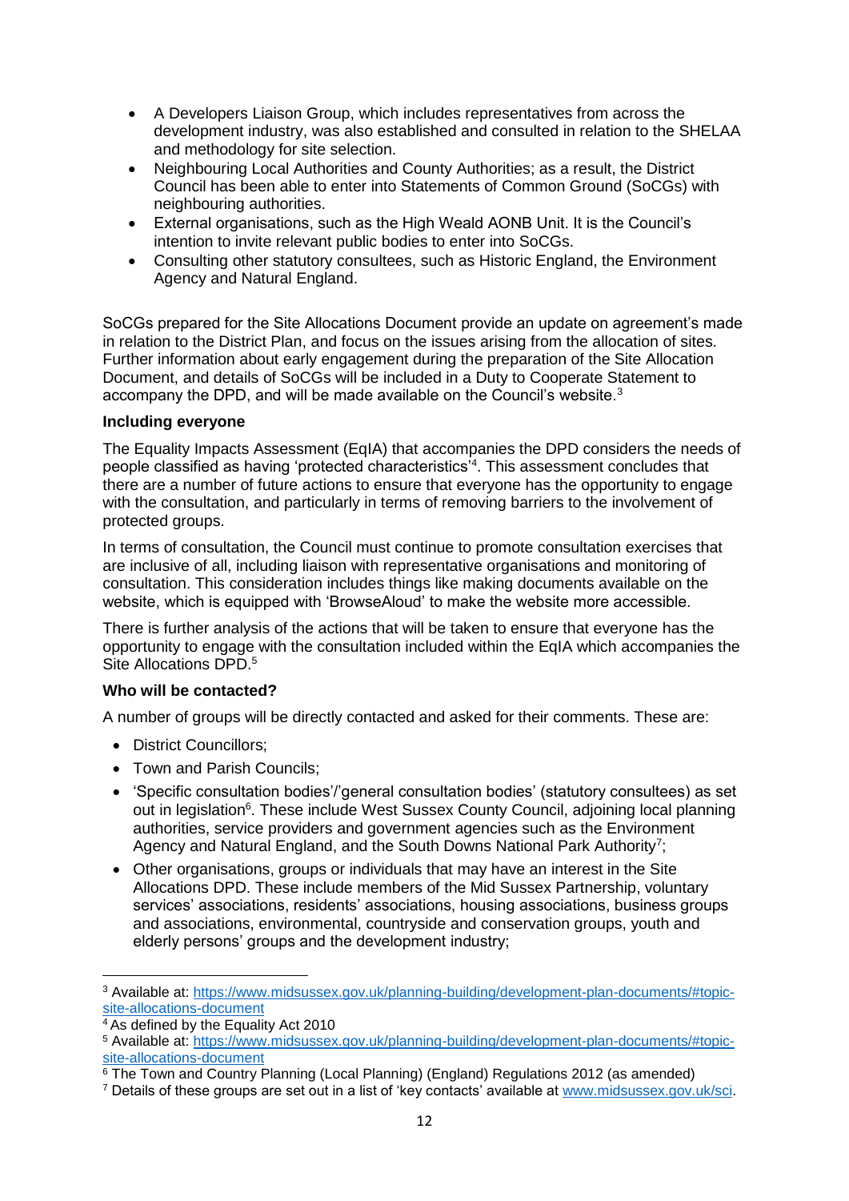- A Developers Liaison Group, which includes representatives from across the development industry, was also established and consulted in relation to the SHELAA and methodology for site selection.
- Neighbouring Local Authorities and County Authorities; as a result, the District Council has been able to enter into Statements of Common Ground (SoCGs) with neighbouring authorities.
- External organisations, such as the High Weald AONB Unit. It is the Council's intention to invite relevant public bodies to enter into SoCGs.
- Consulting other statutory consultees, such as Historic England, the Environment Agency and Natural England.

SoCGs prepared for the Site Allocations Document provide an update on agreement's made in relation to the District Plan, and focus on the issues arising from the allocation of sites. Further information about early engagement during the preparation of the Site Allocation Document, and details of SoCGs will be included in a Duty to Cooperate Statement to accompany the DPD, and will be made available on the Council's website.[3]

**Including everyone**

The Equality Impacts Assessment (EqIA) that accompanies the DPD considers the needs of people classified as having 'protected characteristics'[4]. This assessment concludes that there are a number of future actions to ensure that everyone has the opportunity to engage with the consultation, and particularly in terms of removing barriers to the involvement of protected groups.

In terms of consultation, the Council must continue to promote consultation exercises that are inclusive of all, including liaison with representative organisations and monitoring of consultation. This consideration includes things like making documents available on the website, which is equipped with 'BrowseAloud' to make the website more accessible.

There is further analysis of the actions that will be taken to ensure that everyone has the opportunity to engage with the consultation included within the EqIA which accompanies the Site Allocations DPD.[5]

**Who will be contacted?**

A number of groups will be directly contacted and asked for their comments. These are:

- District Councillors;
- Town and Parish Councils;
- 'Specific consultation bodies'/'general consultation bodies' (statutory consultees) as set out in legislation[6]. These include West Sussex County Council, adjoining local planning authorities, service providers and government agencies such as the Environment Agency and Natural England, and the South Downs National Park Authority[7];
- Other organisations, groups or individuals that may have an interest in the Site Allocations DPD. These include members of the Mid Sussex Partnership, voluntary services' associations, residents' associations, housing associations, business groups and associations, environmental, countryside and conservation groups, youth and elderly persons' groups and the development industry;

---

[3] Available at: https://www.midsussex.gov.uk/planning-building/development-plan-documents/#topic-site-allocations-document

[4] As defined by the Equality Act 2010

[5] Available at: https://www.midsussex.gov.uk/planning-building/development-plan-documents/#topic-site-allocations-document

[6] The Town and Country Planning (Local Planning) (England) Regulations 2012 (as amended)

[7] Details of these groups are set out in a list of 'key contacts' available at www.midsussex.gov.uk/sci.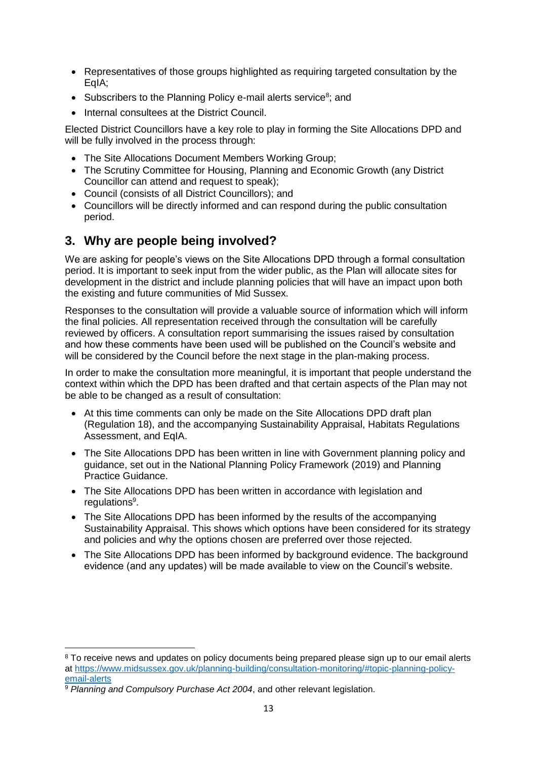- Representatives of those groups highlighted as requiring targeted consultation by the EqIA;
- Subscribers to the Planning Policy e-mail alerts service[8]; and
- Internal consultees at the District Council.

Elected District Councillors have a key role to play in forming the Site Allocations DPD and will be fully involved in the process through:

- The Site Allocations Document Members Working Group;
- The Scrutiny Committee for Housing, Planning and Economic Growth (any District Councillor can attend and request to speak);
- Council (consists of all District Councillors); and
- Councillors will be directly informed and can respond during the public consultation period.

## 3. Why are people being involved?

We are asking for people's views on the Site Allocations DPD through a formal consultation period. It is important to seek input from the wider public, as the Plan will allocate sites for development in the district and include planning policies that will have an impact upon both the existing and future communities of Mid Sussex.

Responses to the consultation will provide a valuable source of information which will inform the final policies. All representation received through the consultation will be carefully reviewed by officers. A consultation report summarising the issues raised by consultation and how these comments have been used will be published on the Council's website and will be considered by the Council before the next stage in the plan-making process.

In order to make the consultation more meaningful, it is important that people understand the context within which the DPD has been drafted and that certain aspects of the Plan may not be able to be changed as a result of consultation:

- At this time comments can only be made on the Site Allocations DPD draft plan (Regulation 18), and the accompanying Sustainability Appraisal, Habitats Regulations Assessment, and EqIA.
- The Site Allocations DPD has been written in line with Government planning policy and guidance, set out in the National Planning Policy Framework (2019) and Planning Practice Guidance.
- The Site Allocations DPD has been written in accordance with legislation and regulations[9].
- The Site Allocations DPD has been informed by the results of the accompanying Sustainability Appraisal. This shows which options have been considered for its strategy and policies and why the options chosen are preferred over those rejected.
- The Site Allocations DPD has been informed by background evidence. The background evidence (and any updates) will be made available to view on the Council's website.

---

[8] To receive news and updates on policy documents being prepared please sign up to our email alerts at https://www.midsussex.gov.uk/planning-building/consultation-monitoring/#topic-planning-policy-email-alerts

[9] *Planning and Compulsory Purchase Act 2004*, and other relevant legislation.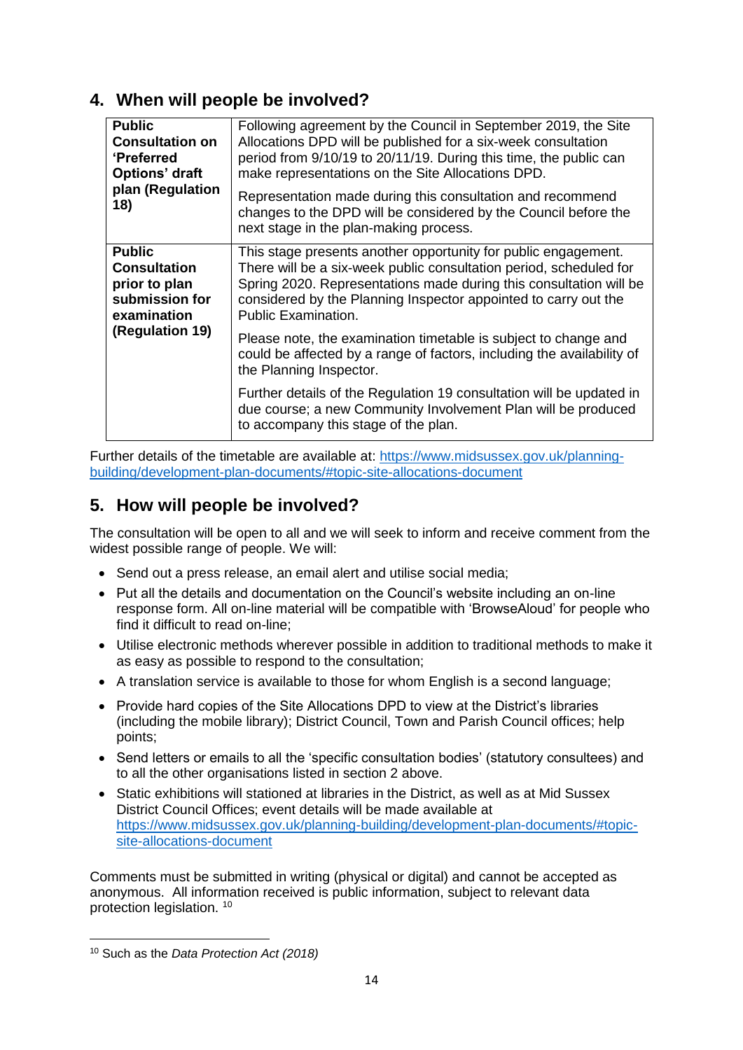## 4. When will people be involved?

| | |
|---|---|
| **Public Consultation on 'Preferred Options' draft plan (Regulation 18)** | Following agreement by the Council in September 2019, the Site Allocations DPD will be published for a six-week consultation period from 9/10/19 to 20/11/19. During this time, the public can make representations on the Site Allocations DPD.<br><br>Representation made during this consultation and recommend changes to the DPD will be considered by the Council before the next stage in the plan-making process. |
| **Public Consultation prior to plan submission for examination (Regulation 19)** | This stage presents another opportunity for public engagement. There will be a six-week public consultation period, scheduled for Spring 2020. Representations made during this consultation will be considered by the Planning Inspector appointed to carry out the Public Examination.<br><br>Please note, the examination timetable is subject to change and could be affected by a range of factors, including the availability of the Planning Inspector.<br><br>Further details of the Regulation 19 consultation will be updated in due course; a new Community Involvement Plan will be produced to accompany this stage of the plan. |

Further details of the timetable are available at: https://www.midsussex.gov.uk/planning-building/development-plan-documents/#topic-site-allocations-document

## 5. How will people be involved?

The consultation will be open to all and we will seek to inform and receive comment from the widest possible range of people. We will:

- Send out a press release, an email alert and utilise social media;
- Put all the details and documentation on the Council's website including an on-line response form. All on-line material will be compatible with 'BrowseAloud' for people who find it difficult to read on-line;
- Utilise electronic methods wherever possible in addition to traditional methods to make it as easy as possible to respond to the consultation;
- A translation service is available to those for whom English is a second language;
- Provide hard copies of the Site Allocations DPD to view at the District's libraries (including the mobile library); District Council, Town and Parish Council offices; help points;
- Send letters or emails to all the 'specific consultation bodies' (statutory consultees) and to all the other organisations listed in section 2 above.
- Static exhibitions will stationed at libraries in the District, as well as at Mid Sussex District Council Offices; event details will be made available at https://www.midsussex.gov.uk/planning-building/development-plan-documents/#topic-site-allocations-document

Comments must be submitted in writing (physical or digital) and cannot be accepted as anonymous. All information received is public information, subject to relevant data protection legislation. [10]

[10] Such as the *Data Protection Act (2018)*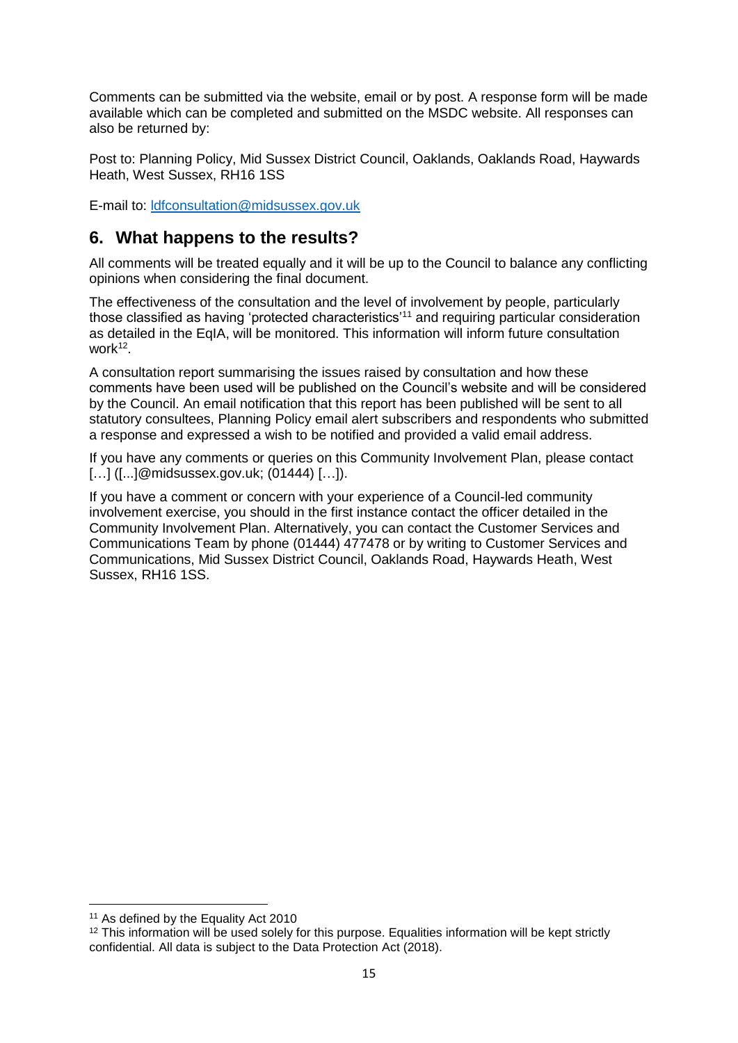Comments can be submitted via the website, email or by post. A response form will be made available which can be completed and submitted on the MSDC website. All responses can also be returned by:

Post to: Planning Policy, Mid Sussex District Council, Oaklands, Oaklands Road, Haywards Heath, West Sussex, RH16 1SS

E-mail to: ldfconsultation@midsussex.gov.uk

## 6. What happens to the results?

All comments will be treated equally and it will be up to the Council to balance any conflicting opinions when considering the final document.

The effectiveness of the consultation and the level of involvement by people, particularly those classified as having 'protected characteristics'[11] and requiring particular consideration as detailed in the EqIA, will be monitored. This information will inform future consultation work[12].

A consultation report summarising the issues raised by consultation and how these comments have been used will be published on the Council's website and will be considered by the Council. An email notification that this report has been published will be sent to all statutory consultees, Planning Policy email alert subscribers and respondents who submitted a response and expressed a wish to be notified and provided a valid email address.

If you have any comments or queries on this Community Involvement Plan, please contact […] ([...]@midsussex.gov.uk; (01444) […]).

If you have a comment or concern with your experience of a Council-led community involvement exercise, you should in the first instance contact the officer detailed in the Community Involvement Plan. Alternatively, you can contact the Customer Services and Communications Team by phone (01444) 477478 or by writing to Customer Services and Communications, Mid Sussex District Council, Oaklands Road, Haywards Heath, West Sussex, RH16 1SS.

---

[11] As defined by the Equality Act 2010

[12] This information will be used solely for this purpose. Equalities information will be kept strictly confidential. All data is subject to the Data Protection Act (2018).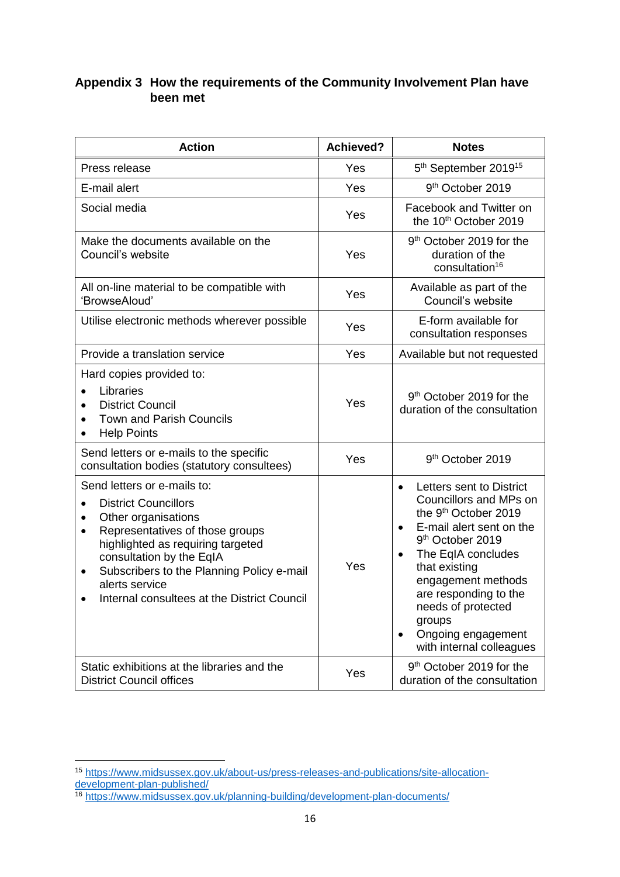## Appendix 3 How the requirements of the Community Involvement Plan have been met

| Action | Achieved? | Notes |
|---|---|---|
| Press release | Yes | 5th September 2019[15] |
| E-mail alert | Yes | 9th October 2019 |
| Social media | Yes | Facebook and Twitter on the 10th October 2019 |
| Make the documents available on the Council's website | Yes | 9th October 2019 for the duration of the consultation[16] |
| All on-line material to be compatible with 'BrowseAloud' | Yes | Available as part of the Council's website |
| Utilise electronic methods wherever possible | Yes | E-form available for consultation responses |
| Provide a translation service | Yes | Available but not requested |
| Hard copies provided to:<br>• Libraries<br>• District Council<br>• Town and Parish Councils<br>• Help Points | Yes | 9th October 2019 for the duration of the consultation |
| Send letters or e-mails to the specific consultation bodies (statutory consultees) | Yes | 9th October 2019 |
| Send letters or e-mails to:<br>• District Councillors<br>• Other organisations<br>• Representatives of those groups highlighted as requiring targeted consultation by the EqIA<br>• Subscribers to the Planning Policy e-mail alerts service<br>• Internal consultees at the District Council | Yes | • Letters sent to District Councillors and MPs on the 9th October 2019<br>• E-mail alert sent on the 9th October 2019<br>• The EqIA concludes that existing engagement methods are responding to the needs of protected groups<br>• Ongoing engagement with internal colleagues |
| Static exhibitions at the libraries and the District Council offices | Yes | 9th October 2019 for the duration of the consultation |

[15] https://www.midsussex.gov.uk/about-us/press-releases-and-publications/site-allocation-development-plan-published/

[16] https://www.midsussex.gov.uk/planning-building/development-plan-documents/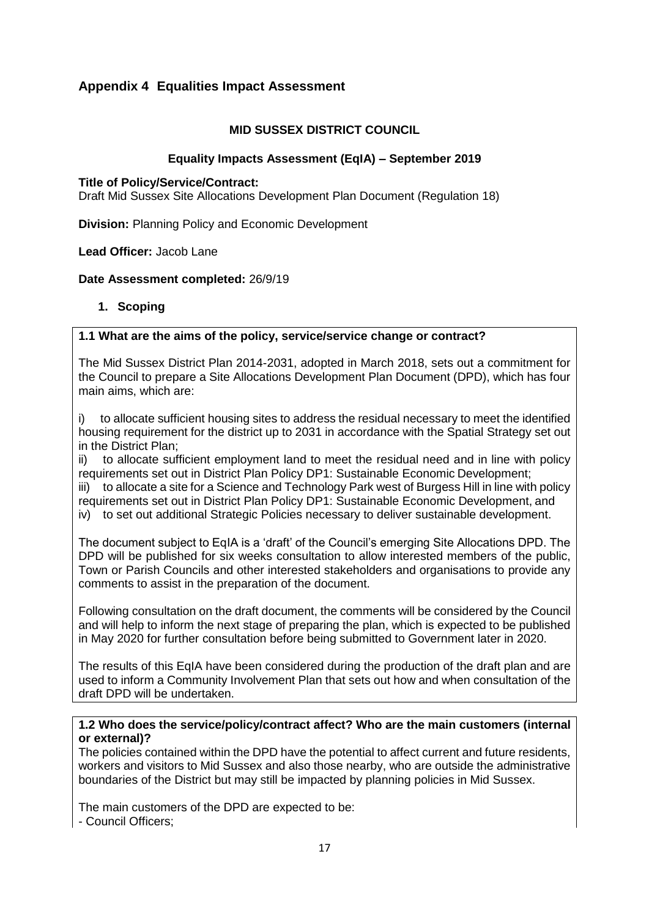## Appendix 4 Equalities Impact Assessment

**MID SUSSEX DISTRICT COUNCIL**

**Equality Impacts Assessment (EqIA) – September 2019**

**Title of Policy/Service/Contract:**
Draft Mid Sussex Site Allocations Development Plan Document (Regulation 18)

**Division:** Planning Policy and Economic Development

**Lead Officer:** Jacob Lane

**Date Assessment completed:** 26/9/19

### 1. Scoping

**1.1 What are the aims of the policy, service/service change or contract?**

The Mid Sussex District Plan 2014-2031, adopted in March 2018, sets out a commitment for the Council to prepare a Site Allocations Development Plan Document (DPD), which has four main aims, which are:

i) to allocate sufficient housing sites to address the residual necessary to meet the identified housing requirement for the district up to 2031 in accordance with the Spatial Strategy set out in the District Plan;
ii) to allocate sufficient employment land to meet the residual need and in line with policy requirements set out in District Plan Policy DP1: Sustainable Economic Development;
iii) to allocate a site for a Science and Technology Park west of Burgess Hill in line with policy requirements set out in District Plan Policy DP1: Sustainable Economic Development, and
iv) to set out additional Strategic Policies necessary to deliver sustainable development.

The document subject to EqIA is a 'draft' of the Council's emerging Site Allocations DPD. The DPD will be published for six weeks consultation to allow interested members of the public, Town or Parish Councils and other interested stakeholders and organisations to provide any comments to assist in the preparation of the document.

Following consultation on the draft document, the comments will be considered by the Council and will help to inform the next stage of preparing the plan, which is expected to be published in May 2020 for further consultation before being submitted to Government later in 2020.

The results of this EqIA have been considered during the production of the draft plan and are used to inform a Community Involvement Plan that sets out how and when consultation of the draft DPD will be undertaken.

**1.2 Who does the service/policy/contract affect? Who are the main customers (internal or external)?**

The policies contained within the DPD have the potential to affect current and future residents, workers and visitors to Mid Sussex and also those nearby, who are outside the administrative boundaries of the District but may still be impacted by planning policies in Mid Sussex.

The main customers of the DPD are expected to be:
- Council Officers;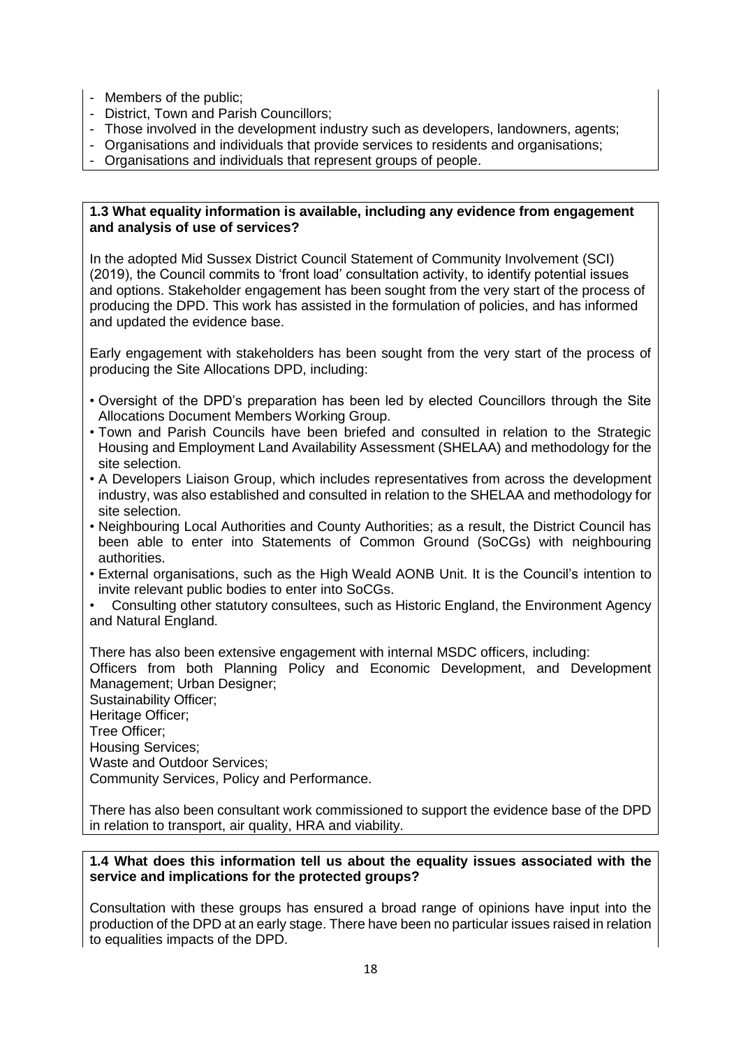- Members of the public;
- District, Town and Parish Councillors;
- Those involved in the development industry such as developers, landowners, agents;
- Organisations and individuals that provide services to residents and organisations;
- Organisations and individuals that represent groups of people.

**1.3 What equality information is available, including any evidence from engagement and analysis of use of services?**

In the adopted Mid Sussex District Council Statement of Community Involvement (SCI) (2019), the Council commits to 'front load' consultation activity, to identify potential issues and options. Stakeholder engagement has been sought from the very start of the process of producing the DPD. This work has assisted in the formulation of policies, and has informed and updated the evidence base.

Early engagement with stakeholders has been sought from the very start of the process of producing the Site Allocations DPD, including:

- Oversight of the DPD's preparation has been led by elected Councillors through the Site Allocations Document Members Working Group.
- Town and Parish Councils have been briefed and consulted in relation to the Strategic Housing and Employment Land Availability Assessment (SHELAA) and methodology for the site selection.
- A Developers Liaison Group, which includes representatives from across the development industry, was also established and consulted in relation to the SHELAA and methodology for site selection.
- Neighbouring Local Authorities and County Authorities; as a result, the District Council has been able to enter into Statements of Common Ground (SoCGs) with neighbouring authorities.
- External organisations, such as the High Weald AONB Unit. It is the Council's intention to invite relevant public bodies to enter into SoCGs.
- Consulting other statutory consultees, such as Historic England, the Environment Agency and Natural England.

There has also been extensive engagement with internal MSDC officers, including:
Officers from both Planning Policy and Economic Development, and Development Management; Urban Designer;
Sustainability Officer;
Heritage Officer;
Tree Officer;
Housing Services;
Waste and Outdoor Services;
Community Services, Policy and Performance.

There has also been consultant work commissioned to support the evidence base of the DPD in relation to transport, air quality, HRA and viability.

**1.4 What does this information tell us about the equality issues associated with the service and implications for the protected groups?**

Consultation with these groups has ensured a broad range of opinions have input into the production of the DPD at an early stage. There have been no particular issues raised in relation to equalities impacts of the DPD.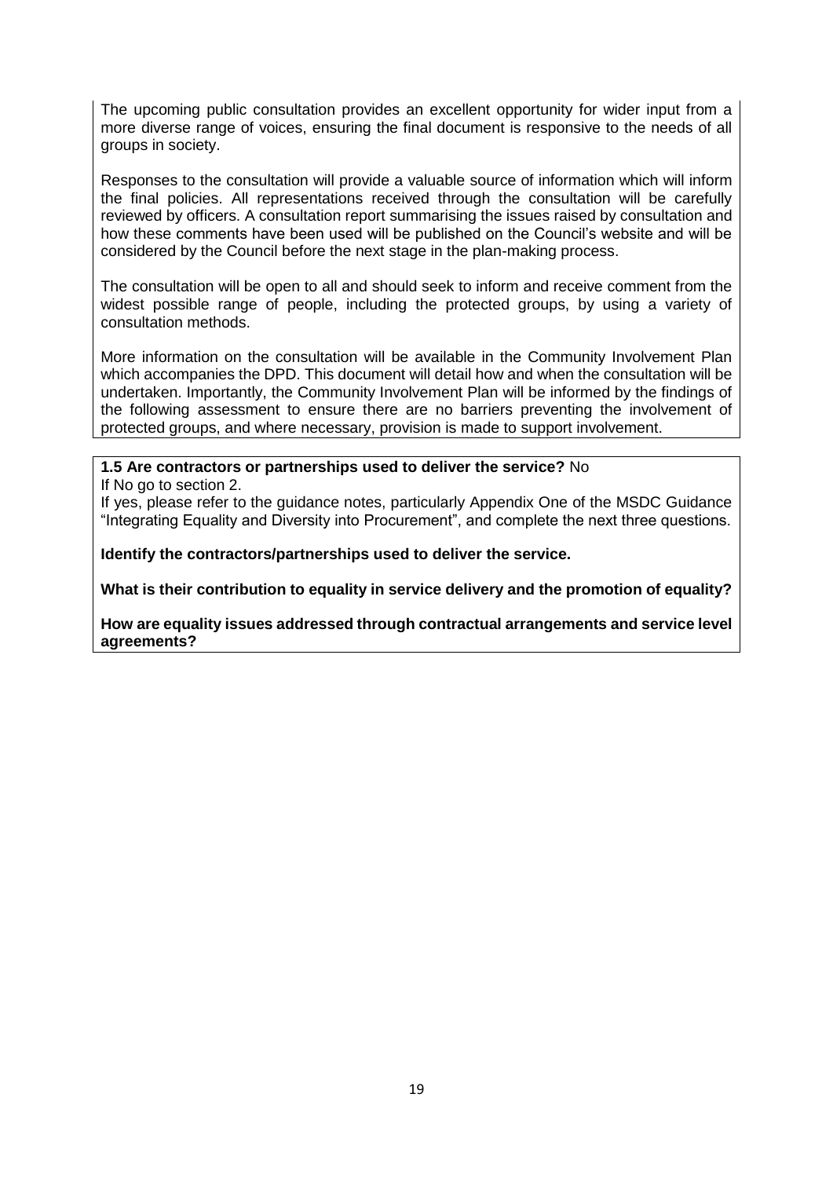The upcoming public consultation provides an excellent opportunity for wider input from a more diverse range of voices, ensuring the final document is responsive to the needs of all groups in society.

Responses to the consultation will provide a valuable source of information which will inform the final policies. All representations received through the consultation will be carefully reviewed by officers. A consultation report summarising the issues raised by consultation and how these comments have been used will be published on the Council's website and will be considered by the Council before the next stage in the plan-making process.

The consultation will be open to all and should seek to inform and receive comment from the widest possible range of people, including the protected groups, by using a variety of consultation methods.

More information on the consultation will be available in the Community Involvement Plan which accompanies the DPD. This document will detail how and when the consultation will be undertaken. Importantly, the Community Involvement Plan will be informed by the findings of the following assessment to ensure there are no barriers preventing the involvement of protected groups, and where necessary, provision is made to support involvement.

**1.5 Are contractors or partnerships used to deliver the service?** No

If No go to section 2.

If yes, please refer to the guidance notes, particularly Appendix One of the MSDC Guidance "Integrating Equality and Diversity into Procurement", and complete the next three questions.

**Identify the contractors/partnerships used to deliver the service.**

**What is their contribution to equality in service delivery and the promotion of equality?**

**How are equality issues addressed through contractual arrangements and service level agreements?**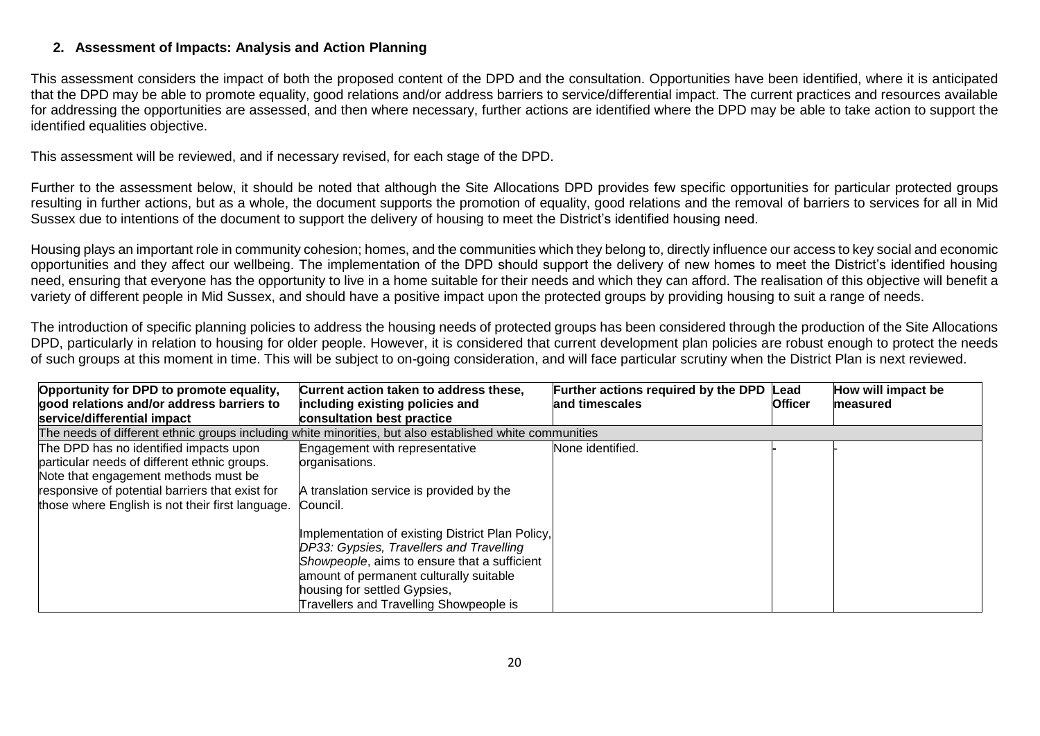## 2. Assessment of Impacts: Analysis and Action Planning

This assessment considers the impact of both the proposed content of the DPD and the consultation. Opportunities have been identified, where it is anticipated that the DPD may be able to promote equality, good relations and/or address barriers to service/differential impact. The current practices and resources available for addressing the opportunities are assessed, and then where necessary, further actions are identified where the DPD may be able to take action to support the identified equalities objective.

This assessment will be reviewed, and if necessary revised, for each stage of the DPD.

Further to the assessment below, it should be noted that although the Site Allocations DPD provides few specific opportunities for particular protected groups resulting in further actions, but as a whole, the document supports the promotion of equality, good relations and the removal of barriers to services for all in Mid Sussex due to intentions of the document to support the delivery of housing to meet the District's identified housing need.

Housing plays an important role in community cohesion; homes, and the communities which they belong to, directly influence our access to key social and economic opportunities and they affect our wellbeing. The implementation of the DPD should support the delivery of new homes to meet the District's identified housing need, ensuring that everyone has the opportunity to live in a home suitable for their needs and which they can afford. The realisation of this objective will benefit a variety of different people in Mid Sussex, and should have a positive impact upon the protected groups by providing housing to suit a range of needs.

The introduction of specific planning policies to address the housing needs of protected groups has been considered through the production of the Site Allocations DPD, particularly in relation to housing for older people. However, it is considered that current development plan policies are robust enough to protect the needs of such groups at this moment in time. This will be subject to on-going consideration, and will face particular scrutiny when the District Plan is next reviewed.

| Opportunity for DPD to promote equality, good relations and/or address barriers to service/differential impact | Current action taken to address these, including existing policies and consultation best practice | Further actions required by the DPD and timescales | Lead Officer | How will impact be measured |
|---|---|---|---|---|
| **The needs of different ethnic groups including white minorities, but also established white communities** | | | | |
| The DPD has no identified impacts upon particular needs of different ethnic groups. Note that engagement methods must be responsive of potential barriers that exist for those where English is not their first language. | Engagement with representative organisations.<br><br>A translation service is provided by the Council.<br><br>Implementation of existing District Plan Policy, *DP33: Gypsies, Travellers and Travelling Showpeople*, aims to ensure that a sufficient amount of permanent culturally suitable housing for settled Gypsies, Travellers and Travelling Showpeople is | None identified. | - | - |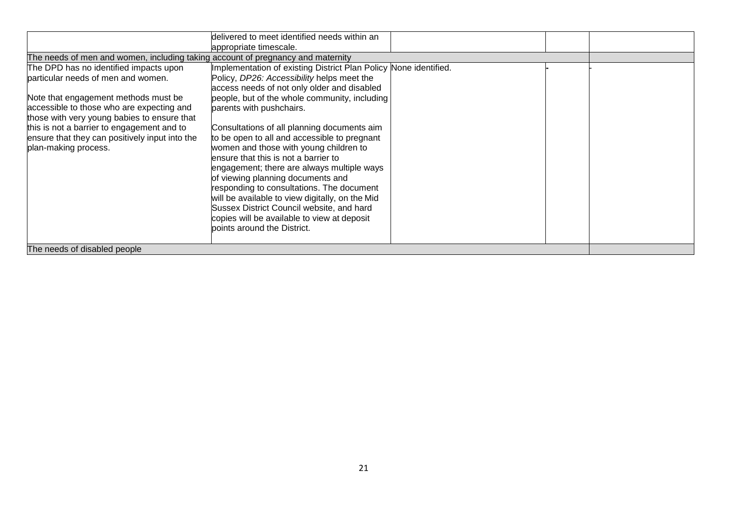|  |  |  |  |  |
|---|---|---|---|---|
|  | delivered to meet identified needs within an appropriate timescale. |  |  |  |
| The needs of men and women, including taking account of pregnancy and maternity |  |  |  |  |
| The DPD has no identified impacts upon particular needs of men and women.<br><br>Note that engagement methods must be accessible to those who are expecting and those with very young babies to ensure that this is not a barrier to engagement and to ensure that they can positively input into the plan-making process. | Implementation of existing District Plan Policy Policy, *DP26: Accessibility* helps meet the access needs of not only older and disabled people, but of the whole community, including parents with pushchairs.<br><br>Consultations of all planning documents aim to be open to all and accessible to pregnant women and those with young children to ensure that this is not a barrier to engagement; there are always multiple ways of viewing planning documents and responding to consultations. The document will be available to view digitally, on the Mid Sussex District Council website, and hard copies will be available to view at deposit points around the District. | None identified. | - | - |
| The needs of disabled people |  |  |  |  |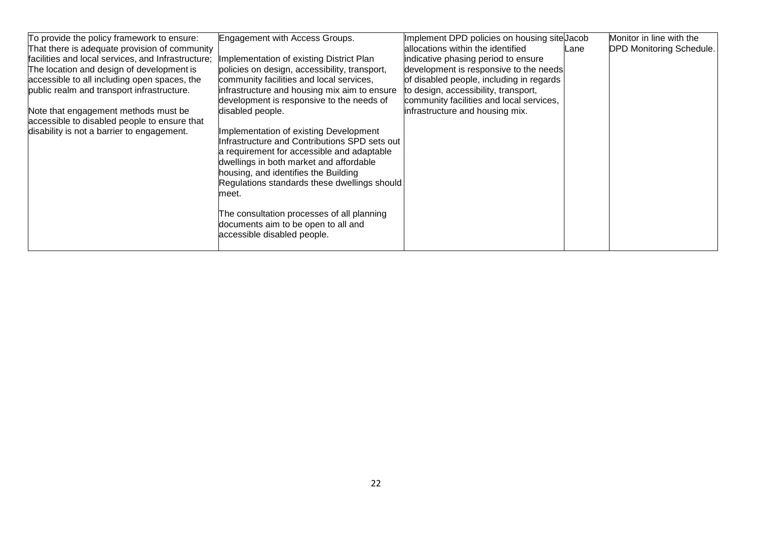| | | | | |
|---|---|---|---|---|
| To provide the policy framework to ensure: That there is adequate provision of community facilities and local services, and Infrastructure; The location and design of development is accessible to all including open spaces, the public realm and transport infrastructure.<br><br>Note that engagement methods must be accessible to disabled people to ensure that disability is not a barrier to engagement. | Engagement with Access Groups.<br><br>Implementation of existing District Plan policies on design, accessibility, transport, community facilities and local services, infrastructure and housing mix aim to ensure development is responsive to the needs of disabled people.<br><br>Implementation of existing Development Infrastructure and Contributions SPD sets out a requirement for accessible and adaptable dwellings in both market and affordable housing, and identifies the Building Regulations standards these dwellings should meet.<br><br>The consultation processes of all planning documents aim to be open to all and accessible disabled people. | Implement DPD policies on housing site allocations within the identified indicative phasing period to ensure development is responsive to the needs of disabled people, including in regards to design, accessibility, transport, community facilities and local services, infrastructure and housing mix. | Jacob Lane | Monitor in line with the DPD Monitoring Schedule. |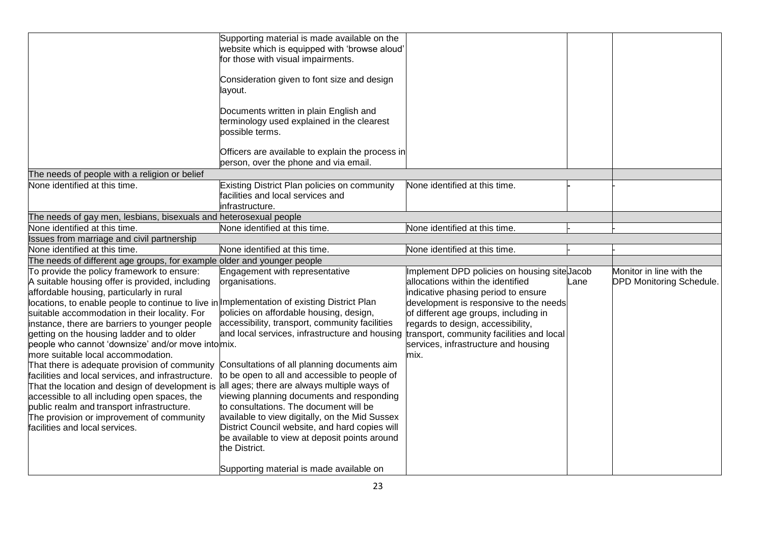| | | | | |
|---|---|---|---|---|
| | Supporting material is made available on the website which is equipped with 'browse aloud' for those with visual impairments.<br><br>Consideration given to font size and design layout.<br><br>Documents written in plain English and terminology used explained in the clearest possible terms.<br><br>Officers are available to explain the process in person, over the phone and via email. | | | |
| The needs of people with a religion or belief | | | | |
| None identified at this time. | Existing District Plan policies on community facilities and local services and infrastructure. | None identified at this time. | - | - |
| The needs of gay men, lesbians, bisexuals and heterosexual people | | | | |
| None identified at this time. | None identified at this time. | None identified at this time. | - | - |
| Issues from marriage and civil partnership | | | | |
| None identified at this time. | None identified at this time. | None identified at this time. | - | - |
| The needs of different age groups, for example older and younger people | | | | |
| To provide the policy framework to ensure:<br>A suitable housing offer is provided, including affordable housing, particularly in rural locations, to enable people to continue to live in suitable accommodation in their locality. For instance, there are barriers to younger people getting on the housing ladder and to older people who cannot 'downsize' and/or move into more suitable local accommodation.<br>That there is adequate provision of community facilities and local services, and infrastructure.<br>That the location and design of development is accessible to all including open spaces, the public realm and transport infrastructure.<br>The provision or improvement of community facilities and local services. | Engagement with representative organisations.<br><br>Implementation of existing District Plan policies on affordable housing, design, accessibility, transport, community facilities and local services, infrastructure and housing mix.<br><br>Consultations of all planning documents aim to be open to all and accessible to people of all ages; there are always multiple ways of viewing planning documents and responding to consultations. The document will be available to view digitally, on the Mid Sussex District Council website, and hard copies will be available to view at deposit points around the District.<br><br>Supporting material is made available on | Implement DPD policies on housing site allocations within the identified indicative phasing period to ensure development is responsive to the needs of different age groups, including in regards to design, accessibility, transport, community facilities and local services, infrastructure and housing mix. | Jacob Lane | Monitor in line with the DPD Monitoring Schedule. |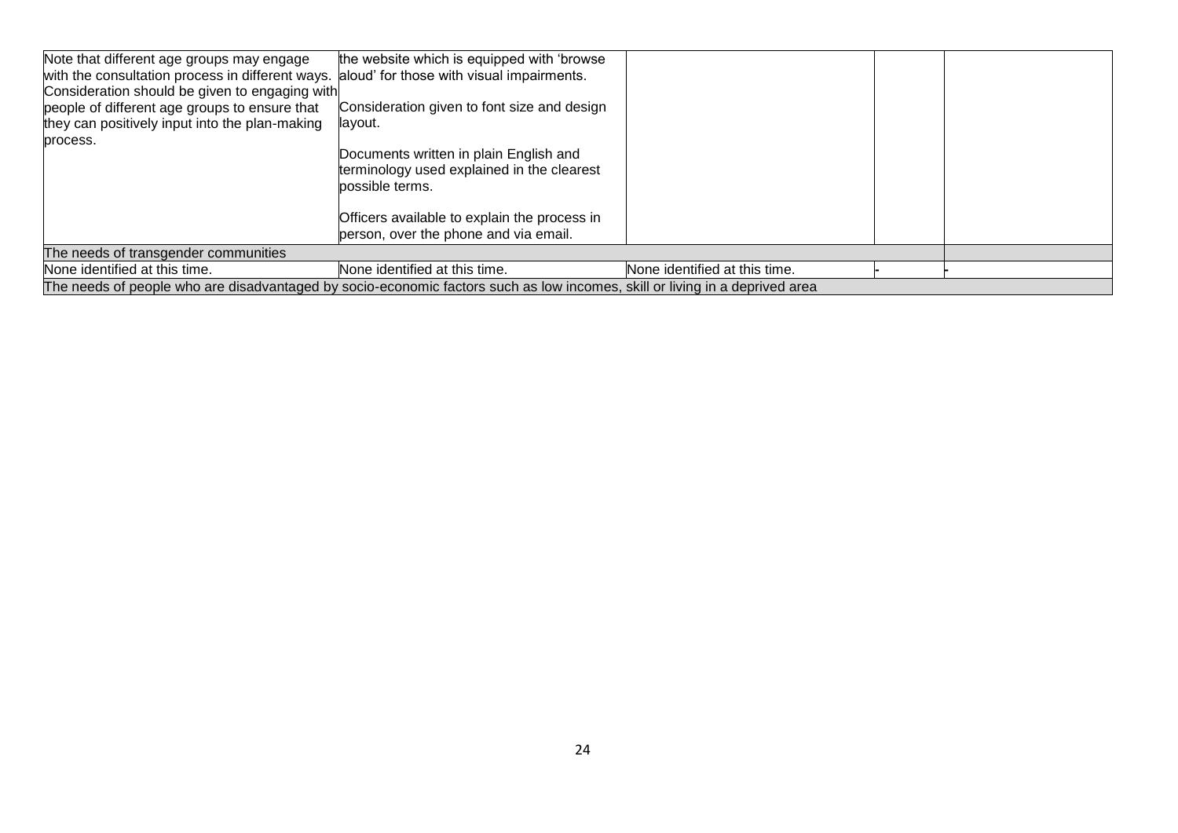| | | | | |
|---|---|---|---|---|
| Note that different age groups may engage with the consultation process in different ways. Consideration should be given to engaging with people of different age groups to ensure that they can positively input into the plan-making process. | the website which is equipped with 'browse aloud' for those with visual impairments.<br><br>Consideration given to font size and design layout.<br><br>Documents written in plain English and terminology used explained in the clearest possible terms.<br><br>Officers available to explain the process in person, over the phone and via email. | | | |
| The needs of transgender communities | | | | |
| None identified at this time. | None identified at this time. | None identified at this time. | - | - |
| The needs of people who are disadvantaged by socio-economic factors such as low incomes, skill or living in a deprived area | | | | |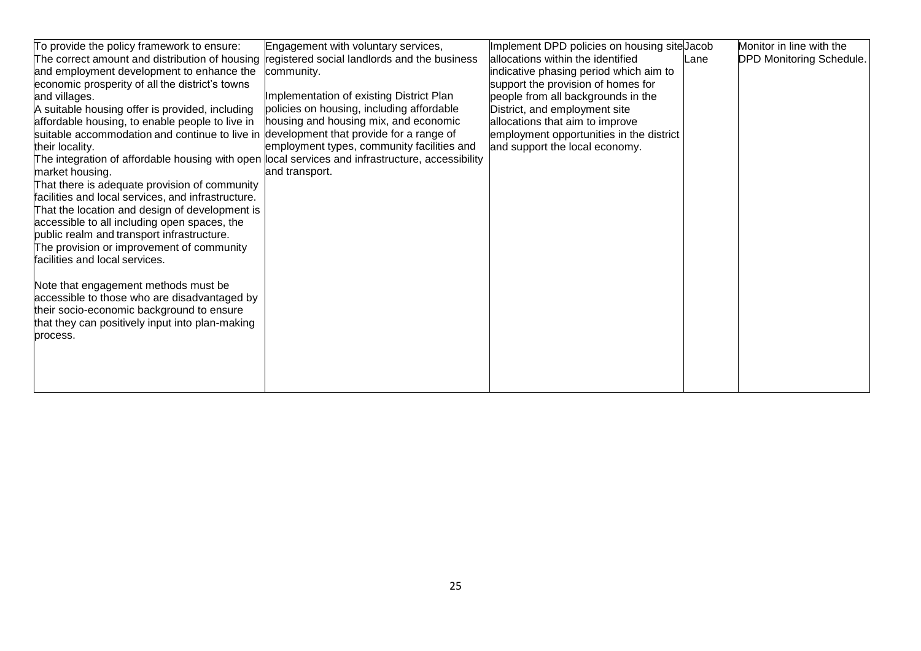| | | | | |
|---|---|---|---|---|
| To provide the policy framework to ensure:<br>The correct amount and distribution of housing and employment development to enhance the economic prosperity of all the district's towns and villages.<br>A suitable housing offer is provided, including affordable housing, to enable people to live in suitable accommodation and continue to live in their locality.<br>The integration of affordable housing with open market housing.<br>That there is adequate provision of community facilities and local services, and infrastructure.<br>That the location and design of development is accessible to all including open spaces, the public realm and transport infrastructure.<br>The provision or improvement of community facilities and local services.<br><br>Note that engagement methods must be accessible to those who are disadvantaged by their socio-economic background to ensure that they can positively input into plan-making process. | Engagement with voluntary services, registered social landlords and the business community.<br><br>Implementation of existing District Plan policies on housing, including affordable housing and housing mix, and economic development that provide for a range of employment types, community facilities and local services and infrastructure, accessibility and transport. | Implement DPD policies on housing site allocations within the identified indicative phasing period which aim to support the provision of homes for people from all backgrounds in the District, and employment site allocations that aim to improve employment opportunities in the district and support the local economy. | Jacob Lane | Monitor in line with the DPD Monitoring Schedule. |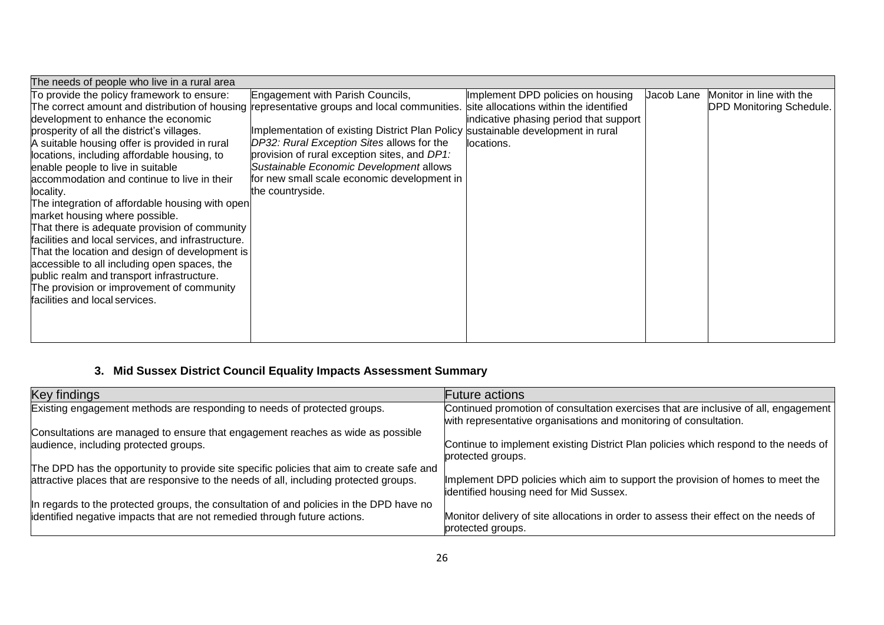| The needs of people who live in a rural area | | | | |
|---|---|---|---|---|
| To provide the policy framework to ensure:<br>The correct amount and distribution of housing development to enhance the economic prosperity of all the district's villages.<br>A suitable housing offer is provided in rural locations, including affordable housing, to enable people to live in suitable accommodation and continue to live in their locality.<br>The integration of affordable housing with open market housing where possible.<br>That there is adequate provision of community facilities and local services, and infrastructure.<br>That the location and design of development is accessible to all including open spaces, the public realm and transport infrastructure.<br>The provision or improvement of community facilities and local services. | Engagement with Parish Councils, representative groups and local communities.<br><br>Implementation of existing District Plan Policy *DP32: Rural Exception Sites* allows for the provision of rural exception sites, and *DP1: Sustainable Economic Development* allows for new small scale economic development in the countryside. | Implement DPD policies on housing site allocations within the identified indicative phasing period that support sustainable development in rural locations. | Jacob Lane | Monitor in line with the DPD Monitoring Schedule. |

### 3. Mid Sussex District Council Equality Impacts Assessment Summary

| Key findings | Future actions |
|---|---|
| Existing engagement methods are responding to needs of protected groups.<br><br>Consultations are managed to ensure that engagement reaches as wide as possible audience, including protected groups.<br><br>The DPD has the opportunity to provide site specific policies that aim to create safe and attractive places that are responsive to the needs of all, including protected groups.<br><br>In regards to the protected groups, the consultation of and policies in the DPD have no identified negative impacts that are not remedied through future actions. | Continued promotion of consultation exercises that are inclusive of all, engagement with representative organisations and monitoring of consultation.<br><br>Continue to implement existing District Plan policies which respond to the needs of protected groups.<br><br>Implement DPD policies which aim to support the provision of homes to meet the identified housing need for Mid Sussex.<br><br>Monitor delivery of site allocations in order to assess their effect on the needs of protected groups. |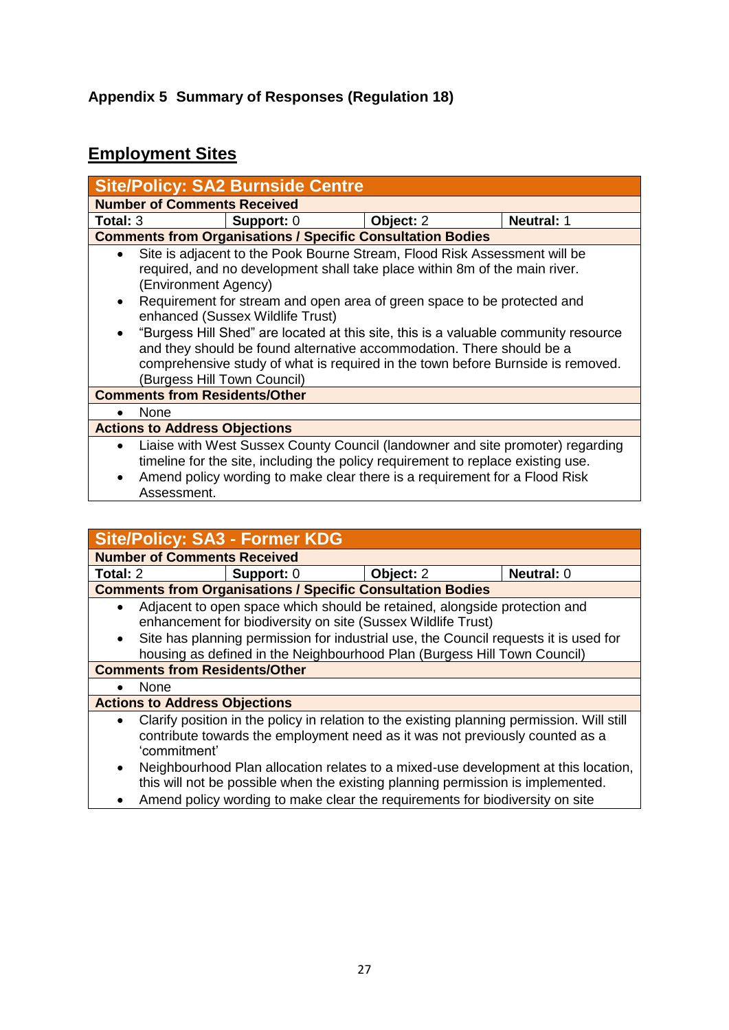**Appendix 5 Summary of Responses (Regulation 18)**

## Employment Sites

| Site/Policy: SA2 Burnside Centre | | | |
|---|---|---|---|
| **Number of Comments Received** | | | |
| **Total:** 3 | **Support:** 0 | **Object:** 2 | **Neutral:** 1 |
| **Comments from Organisations / Specific Consultation Bodies** | | | |
| • Site is adjacent to the Pook Bourne Stream, Flood Risk Assessment will be required, and no development shall take place within 8m of the main river. (Environment Agency)<br>• Requirement for stream and open area of green space to be protected and enhanced (Sussex Wildlife Trust)<br>• "Burgess Hill Shed" are located at this site, this is a valuable community resource and they should be found alternative accommodation. There should be a comprehensive study of what is required in the town before Burnside is removed. (Burgess Hill Town Council) | | | |
| **Comments from Residents/Other** | | | |
| • None | | | |
| **Actions to Address Objections** | | | |
| • Liaise with West Sussex County Council (landowner and site promoter) regarding timeline for the site, including the policy requirement to replace existing use.<br>• Amend policy wording to make clear there is a requirement for a Flood Risk Assessment. | | | |

| Site/Policy: SA3 - Former KDG | | | |
|---|---|---|---|
| **Number of Comments Received** | | | |
| **Total:** 2 | **Support:** 0 | **Object:** 2 | **Neutral:** 0 |
| **Comments from Organisations / Specific Consultation Bodies** | | | |
| • Adjacent to open space which should be retained, alongside protection and enhancement for biodiversity on site (Sussex Wildlife Trust)<br>• Site has planning permission for industrial use, the Council requests it is used for housing as defined in the Neighbourhood Plan (Burgess Hill Town Council) | | | |
| **Comments from Residents/Other** | | | |
| • None | | | |
| **Actions to Address Objections** | | | |
| • Clarify position in the policy in relation to the existing planning permission. Will still contribute towards the employment need as it was not previously counted as a 'commitment'<br>• Neighbourhood Plan allocation relates to a mixed-use development at this location, this will not be possible when the existing planning permission is implemented.<br>• Amend policy wording to make clear the requirements for biodiversity on site | | | |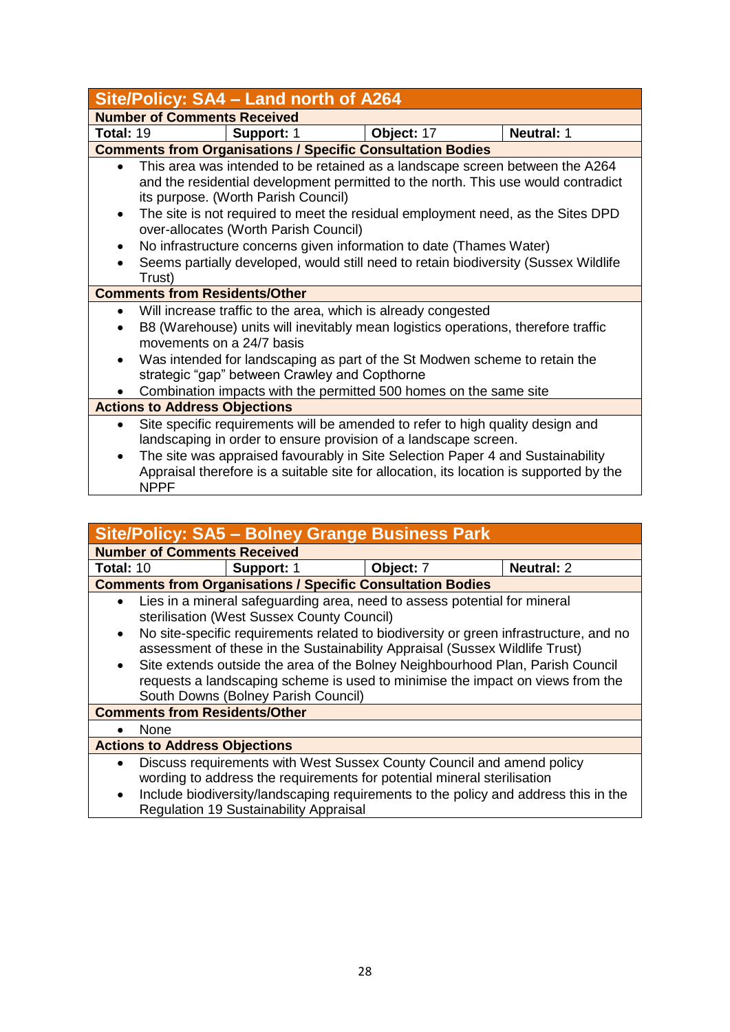| Site/Policy: SA4 – Land north of A264 | | | |
|---|---|---|---|
| **Number of Comments Received** | | | |
| **Total:** 19 | **Support:** 1 | **Object:** 17 | **Neutral:** 1 |

**Comments from Organisations / Specific Consultation Bodies**

- This area was intended to be retained as a landscape screen between the A264 and the residential development permitted to the north. This use would contradict its purpose. (Worth Parish Council)
- The site is not required to meet the residual employment need, as the Sites DPD over-allocates (Worth Parish Council)
- No infrastructure concerns given information to date (Thames Water)
- Seems partially developed, would still need to retain biodiversity (Sussex Wildlife Trust)

**Comments from Residents/Other**

- Will increase traffic to the area, which is already congested
- B8 (Warehouse) units will inevitably mean logistics operations, therefore traffic movements on a 24/7 basis
- Was intended for landscaping as part of the St Modwen scheme to retain the strategic "gap" between Crawley and Copthorne
- Combination impacts with the permitted 500 homes on the same site

**Actions to Address Objections**

- Site specific requirements will be amended to refer to high quality design and landscaping in order to ensure provision of a landscape screen.
- The site was appraised favourably in Site Selection Paper 4 and Sustainability Appraisal therefore is a suitable site for allocation, its location is supported by the NPPF

| Site/Policy: SA5 – Bolney Grange Business Park | | | |
|---|---|---|---|
| **Number of Comments Received** | | | |
| **Total:** 10 | **Support:** 1 | **Object:** 7 | **Neutral:** 2 |

**Comments from Organisations / Specific Consultation Bodies**

- Lies in a mineral safeguarding area, need to assess potential for mineral sterilisation (West Sussex County Council)
- No site-specific requirements related to biodiversity or green infrastructure, and no assessment of these in the Sustainability Appraisal (Sussex Wildlife Trust)
- Site extends outside the area of the Bolney Neighbourhood Plan, Parish Council requests a landscaping scheme is used to minimise the impact on views from the South Downs (Bolney Parish Council)

**Comments from Residents/Other**

- None

**Actions to Address Objections**

- Discuss requirements with West Sussex County Council and amend policy wording to address the requirements for potential mineral sterilisation
- Include biodiversity/landscaping requirements to the policy and address this in the Regulation 19 Sustainability Appraisal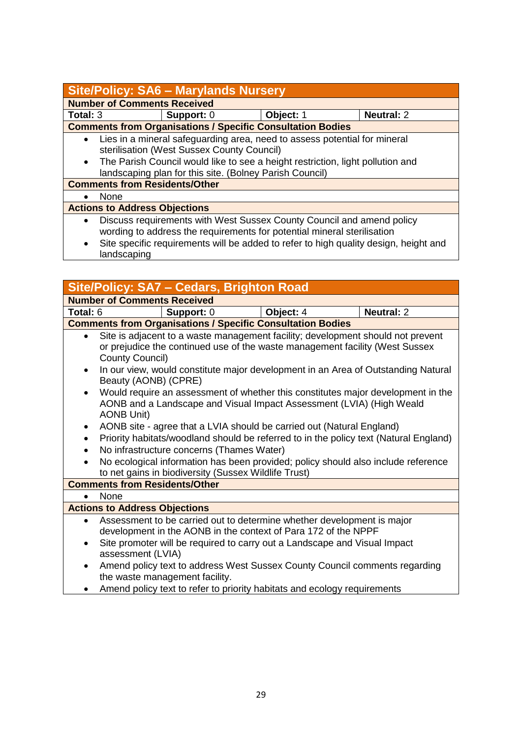## Site/Policy: SA6 – Marylands Nursery

**Number of Comments Received**

| **Total:** 3 | **Support:** 0 | **Object:** 1 | **Neutral:** 2 |
|---|---|---|---|

**Comments from Organisations / Specific Consultation Bodies**

- Lies in a mineral safeguarding area, need to assess potential for mineral sterilisation (West Sussex County Council)
- The Parish Council would like to see a height restriction, light pollution and landscaping plan for this site. (Bolney Parish Council)

**Comments from Residents/Other**

- None

**Actions to Address Objections**

- Discuss requirements with West Sussex County Council and amend policy wording to address the requirements for potential mineral sterilisation
- Site specific requirements will be added to refer to high quality design, height and landscaping

## Site/Policy: SA7 – Cedars, Brighton Road

**Number of Comments Received**

| **Total:** 6 | **Support:** 0 | **Object:** 4 | **Neutral:** 2 |
|---|---|---|---|

**Comments from Organisations / Specific Consultation Bodies**

- Site is adjacent to a waste management facility; development should not prevent or prejudice the continued use of the waste management facility (West Sussex County Council)
- In our view, would constitute major development in an Area of Outstanding Natural Beauty (AONB) (CPRE)
- Would require an assessment of whether this constitutes major development in the AONB and a Landscape and Visual Impact Assessment (LVIA) (High Weald AONB Unit)
- AONB site - agree that a LVIA should be carried out (Natural England)
- Priority habitats/woodland should be referred to in the policy text (Natural England)
- No infrastructure concerns (Thames Water)
- No ecological information has been provided; policy should also include reference to net gains in biodiversity (Sussex Wildlife Trust)

**Comments from Residents/Other**

- None

**Actions to Address Objections**

- Assessment to be carried out to determine whether development is major development in the AONB in the context of Para 172 of the NPPF
- Site promoter will be required to carry out a Landscape and Visual Impact assessment (LVIA)
- Amend policy text to address West Sussex County Council comments regarding the waste management facility.
- Amend policy text to refer to priority habitats and ecology requirements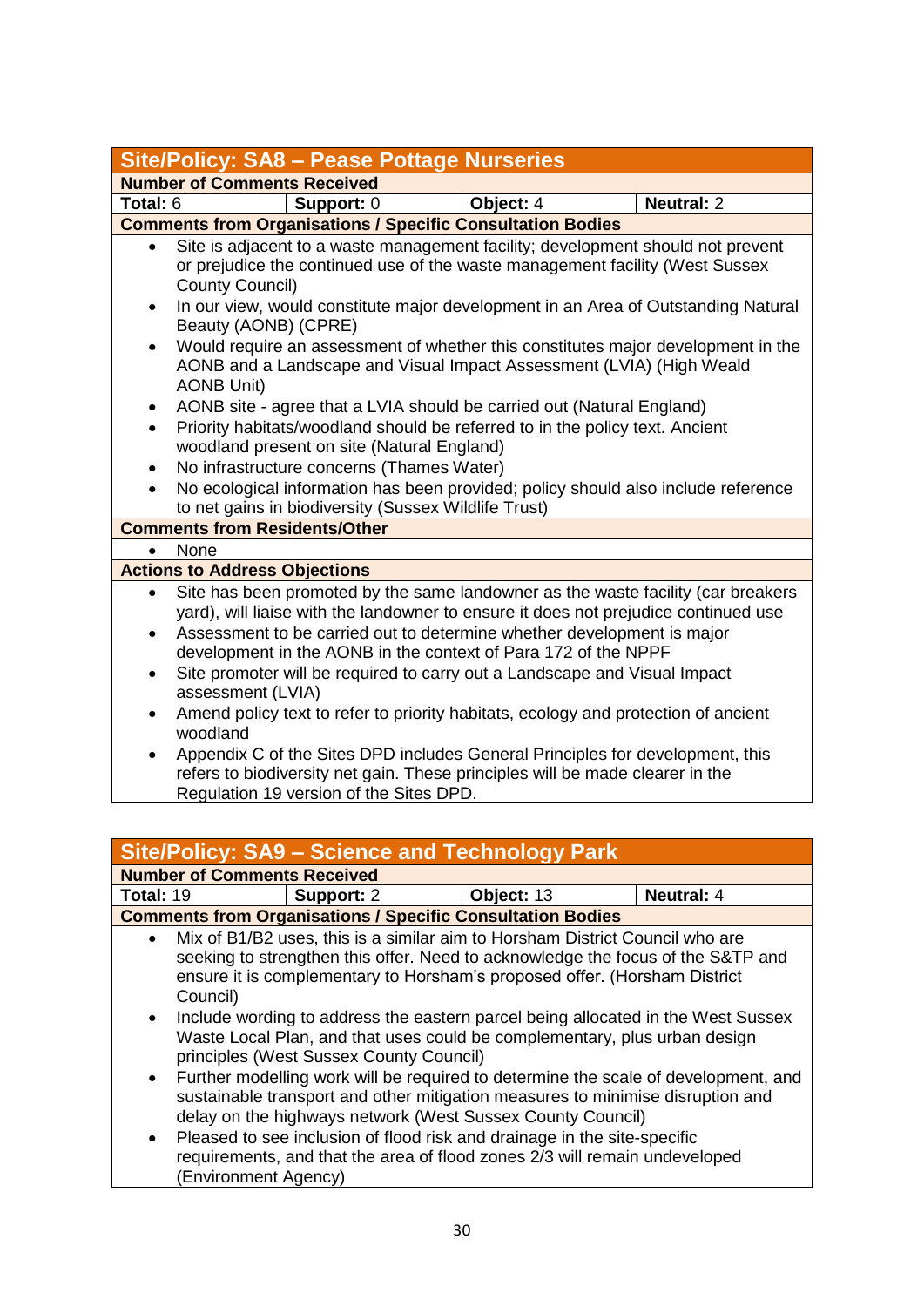## Site/Policy: SA8 – Pease Pottage Nurseries

**Number of Comments Received**

| Total: 6 | Support: 0 | Object: 4 | Neutral: 2 |
|---|---|---|---|

**Comments from Organisations / Specific Consultation Bodies**

- Site is adjacent to a waste management facility; development should not prevent or prejudice the continued use of the waste management facility (West Sussex County Council)
- In our view, would constitute major development in an Area of Outstanding Natural Beauty (AONB) (CPRE)
- Would require an assessment of whether this constitutes major development in the AONB and a Landscape and Visual Impact Assessment (LVIA) (High Weald AONB Unit)
- AONB site - agree that a LVIA should be carried out (Natural England)
- Priority habitats/woodland should be referred to in the policy text. Ancient woodland present on site (Natural England)
- No infrastructure concerns (Thames Water)
- No ecological information has been provided; policy should also include reference to net gains in biodiversity (Sussex Wildlife Trust)

**Comments from Residents/Other**

- None

**Actions to Address Objections**

- Site has been promoted by the same landowner as the waste facility (car breakers yard), will liaise with the landowner to ensure it does not prejudice continued use
- Assessment to be carried out to determine whether development is major development in the AONB in the context of Para 172 of the NPPF
- Site promoter will be required to carry out a Landscape and Visual Impact assessment (LVIA)
- Amend policy text to refer to priority habitats, ecology and protection of ancient woodland
- Appendix C of the Sites DPD includes General Principles for development, this refers to biodiversity net gain. These principles will be made clearer in the Regulation 19 version of the Sites DPD.

## Site/Policy: SA9 – Science and Technology Park

**Number of Comments Received**

| Total: 19 | Support: 2 | Object: 13 | Neutral: 4 |
|---|---|---|---|

**Comments from Organisations / Specific Consultation Bodies**

- Mix of B1/B2 uses, this is a similar aim to Horsham District Council who are seeking to strengthen this offer. Need to acknowledge the focus of the S&TP and ensure it is complementary to Horsham's proposed offer. (Horsham District Council)
- Include wording to address the eastern parcel being allocated in the West Sussex Waste Local Plan, and that uses could be complementary, plus urban design principles (West Sussex County Council)
- Further modelling work will be required to determine the scale of development, and sustainable transport and other mitigation measures to minimise disruption and delay on the highways network (West Sussex County Council)
- Pleased to see inclusion of flood risk and drainage in the site-specific requirements, and that the area of flood zones 2/3 will remain undeveloped (Environment Agency)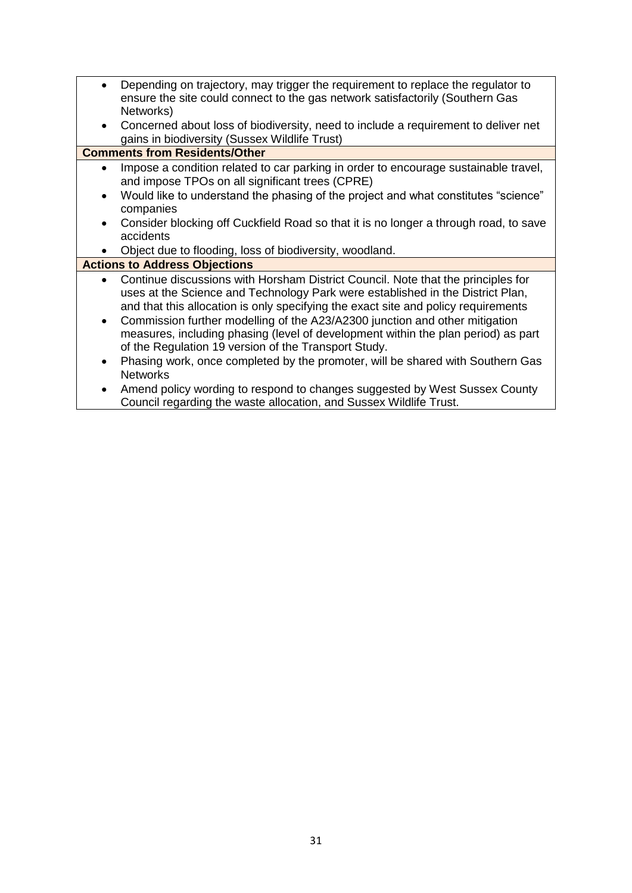- Depending on trajectory, may trigger the requirement to replace the regulator to ensure the site could connect to the gas network satisfactorily (Southern Gas Networks)
- Concerned about loss of biodiversity, need to include a requirement to deliver net gains in biodiversity (Sussex Wildlife Trust)

**Comments from Residents/Other**

- Impose a condition related to car parking in order to encourage sustainable travel, and impose TPOs on all significant trees (CPRE)
- Would like to understand the phasing of the project and what constitutes "science" companies
- Consider blocking off Cuckfield Road so that it is no longer a through road, to save accidents
- Object due to flooding, loss of biodiversity, woodland.

**Actions to Address Objections**

- Continue discussions with Horsham District Council. Note that the principles for uses at the Science and Technology Park were established in the District Plan, and that this allocation is only specifying the exact site and policy requirements
- Commission further modelling of the A23/A2300 junction and other mitigation measures, including phasing (level of development within the plan period) as part of the Regulation 19 version of the Transport Study.
- Phasing work, once completed by the promoter, will be shared with Southern Gas Networks
- Amend policy wording to respond to changes suggested by West Sussex County Council regarding the waste allocation, and Sussex Wildlife Trust.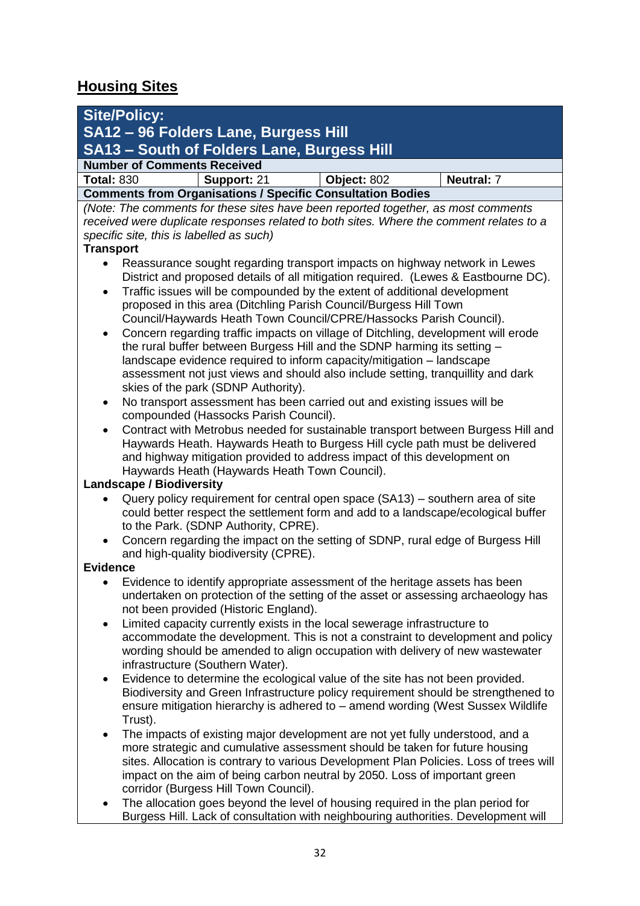## Housing Sites

**Site/Policy:**
**SA12 – 96 Folders Lane, Burgess Hill**
**SA13 – South of Folders Lane, Burgess Hill**

**Number of Comments Received**

| **Total:** 830 | **Support:** 21 | **Object:** 802 | **Neutral:** 7 |
|---|---|---|---|

**Comments from Organisations / Specific Consultation Bodies**

*(Note: The comments for these sites have been reported together, as most comments received were duplicate responses related to both sites. Where the comment relates to a specific site, this is labelled as such)*

**Transport**

- Reassurance sought regarding transport impacts on highway network in Lewes District and proposed details of all mitigation required. (Lewes & Eastbourne DC).
- Traffic issues will be compounded by the extent of additional development proposed in this area (Ditchling Parish Council/Burgess Hill Town Council/Haywards Heath Town Council/CPRE/Hassocks Parish Council).
- Concern regarding traffic impacts on village of Ditchling, development will erode the rural buffer between Burgess Hill and the SDNP harming its setting – landscape evidence required to inform capacity/mitigation – landscape assessment not just views and should also include setting, tranquillity and dark skies of the park (SDNP Authority).
- No transport assessment has been carried out and existing issues will be compounded (Hassocks Parish Council).
- Contract with Metrobus needed for sustainable transport between Burgess Hill and Haywards Heath. Haywards Heath to Burgess Hill cycle path must be delivered and highway mitigation provided to address impact of this development on Haywards Heath (Haywards Heath Town Council).

**Landscape / Biodiversity**

- Query policy requirement for central open space (SA13) – southern area of site could better respect the settlement form and add to a landscape/ecological buffer to the Park. (SDNP Authority, CPRE).
- Concern regarding the impact on the setting of SDNP, rural edge of Burgess Hill and high-quality biodiversity (CPRE).

**Evidence**

- Evidence to identify appropriate assessment of the heritage assets has been undertaken on protection of the setting of the asset or assessing archaeology has not been provided (Historic England).
- Limited capacity currently exists in the local sewerage infrastructure to accommodate the development. This is not a constraint to development and policy wording should be amended to align occupation with delivery of new wastewater infrastructure (Southern Water).
- Evidence to determine the ecological value of the site has not been provided. Biodiversity and Green Infrastructure policy requirement should be strengthened to ensure mitigation hierarchy is adhered to – amend wording (West Sussex Wildlife Trust).
- The impacts of existing major development are not yet fully understood, and a more strategic and cumulative assessment should be taken for future housing sites. Allocation is contrary to various Development Plan Policies. Loss of trees will impact on the aim of being carbon neutral by 2050. Loss of important green corridor (Burgess Hill Town Council).
- The allocation goes beyond the level of housing required in the plan period for Burgess Hill. Lack of consultation with neighbouring authorities. Development will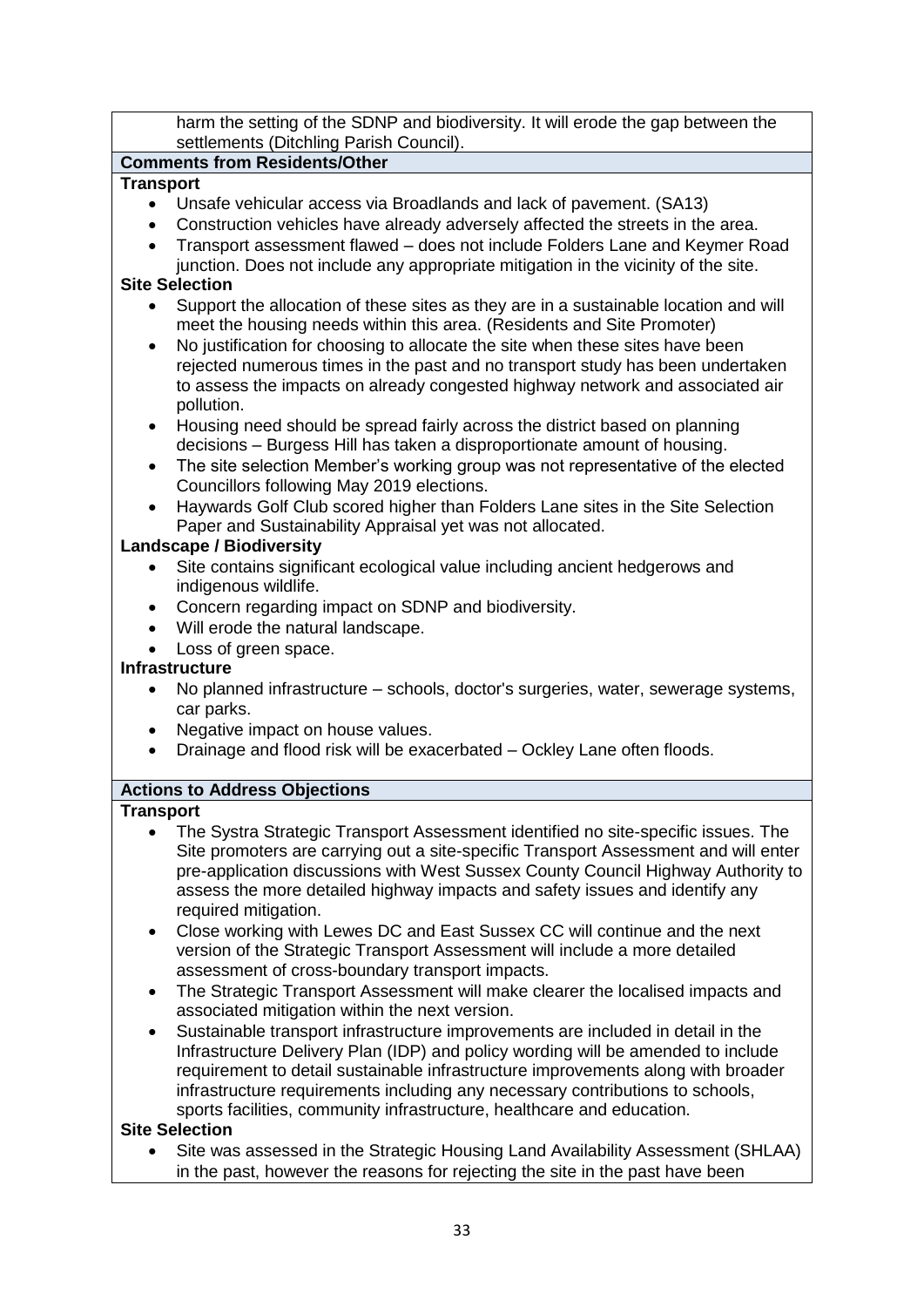harm the setting of the SDNP and biodiversity. It will erode the gap between the settlements (Ditchling Parish Council).

**Comments from Residents/Other**

**Transport**

- Unsafe vehicular access via Broadlands and lack of pavement. (SA13)
- Construction vehicles have already adversely affected the streets in the area.
- Transport assessment flawed – does not include Folders Lane and Keymer Road junction. Does not include any appropriate mitigation in the vicinity of the site.

**Site Selection**

- Support the allocation of these sites as they are in a sustainable location and will meet the housing needs within this area. (Residents and Site Promoter)
- No justification for choosing to allocate the site when these sites have been rejected numerous times in the past and no transport study has been undertaken to assess the impacts on already congested highway network and associated air pollution.
- Housing need should be spread fairly across the district based on planning decisions – Burgess Hill has taken a disproportionate amount of housing.
- The site selection Member's working group was not representative of the elected Councillors following May 2019 elections.
- Haywards Golf Club scored higher than Folders Lane sites in the Site Selection Paper and Sustainability Appraisal yet was not allocated.

**Landscape / Biodiversity**

- Site contains significant ecological value including ancient hedgerows and indigenous wildlife.
- Concern regarding impact on SDNP and biodiversity.
- Will erode the natural landscape.
- Loss of green space.

**Infrastructure**

- No planned infrastructure – schools, doctor's surgeries, water, sewerage systems, car parks.
- Negative impact on house values.
- Drainage and flood risk will be exacerbated – Ockley Lane often floods.

**Actions to Address Objections**

**Transport**

- The Systra Strategic Transport Assessment identified no site-specific issues. The Site promoters are carrying out a site-specific Transport Assessment and will enter pre-application discussions with West Sussex County Council Highway Authority to assess the more detailed highway impacts and safety issues and identify any required mitigation.
- Close working with Lewes DC and East Sussex CC will continue and the next version of the Strategic Transport Assessment will include a more detailed assessment of cross-boundary transport impacts.
- The Strategic Transport Assessment will make clearer the localised impacts and associated mitigation within the next version.
- Sustainable transport infrastructure improvements are included in detail in the Infrastructure Delivery Plan (IDP) and policy wording will be amended to include requirement to detail sustainable infrastructure improvements along with broader infrastructure requirements including any necessary contributions to schools, sports facilities, community infrastructure, healthcare and education.

**Site Selection**

- Site was assessed in the Strategic Housing Land Availability Assessment (SHLAA) in the past, however the reasons for rejecting the site in the past have been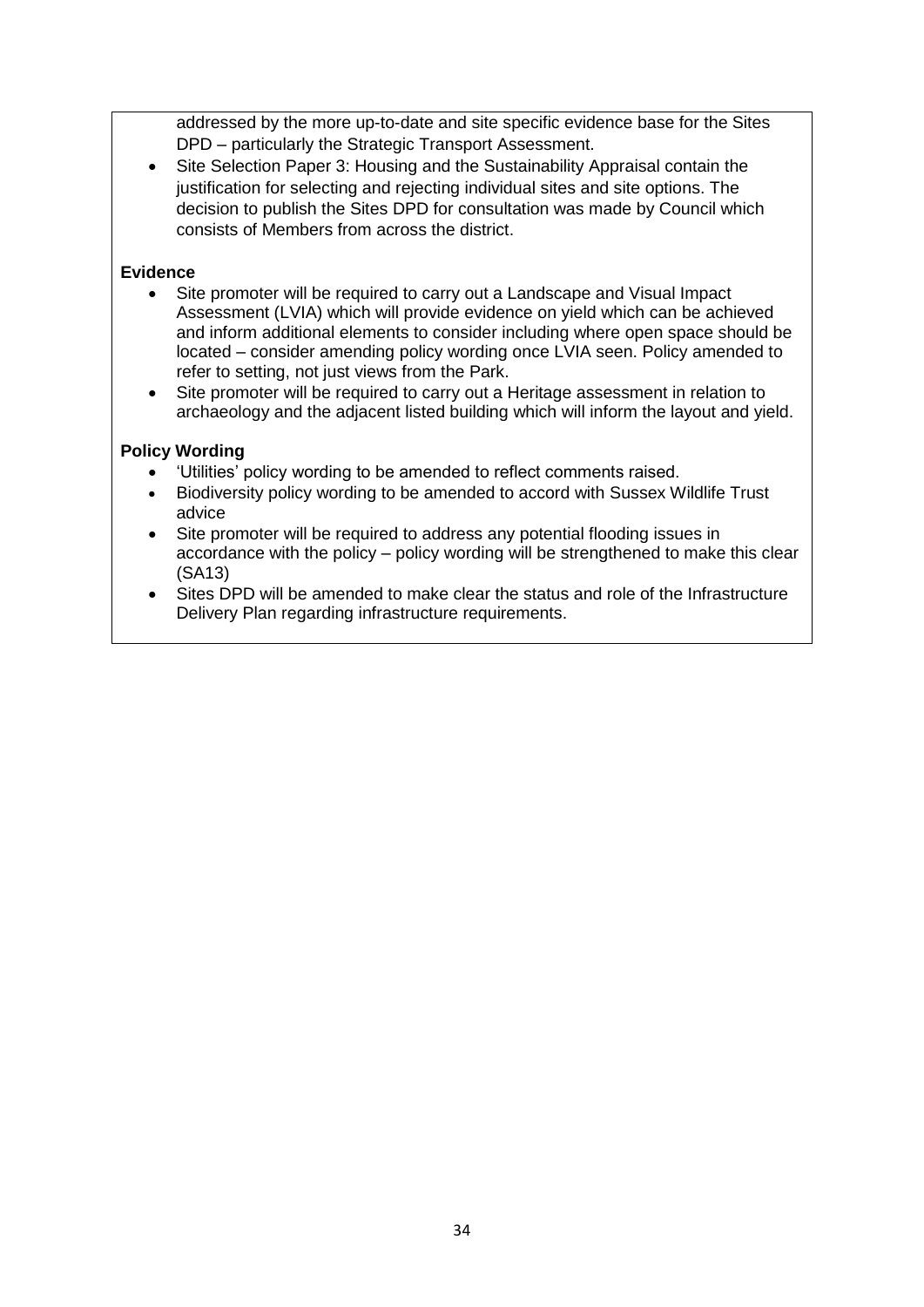addressed by the more up-to-date and site specific evidence base for the Sites DPD – particularly the Strategic Transport Assessment.

- Site Selection Paper 3: Housing and the Sustainability Appraisal contain the justification for selecting and rejecting individual sites and site options. The decision to publish the Sites DPD for consultation was made by Council which consists of Members from across the district.

**Evidence**

- Site promoter will be required to carry out a Landscape and Visual Impact Assessment (LVIA) which will provide evidence on yield which can be achieved and inform additional elements to consider including where open space should be located – consider amending policy wording once LVIA seen. Policy amended to refer to setting, not just views from the Park.
- Site promoter will be required to carry out a Heritage assessment in relation to archaeology and the adjacent listed building which will inform the layout and yield.

**Policy Wording**

- 'Utilities' policy wording to be amended to reflect comments raised.
- Biodiversity policy wording to be amended to accord with Sussex Wildlife Trust advice
- Site promoter will be required to address any potential flooding issues in accordance with the policy – policy wording will be strengthened to make this clear (SA13)
- Sites DPD will be amended to make clear the status and role of the Infrastructure Delivery Plan regarding infrastructure requirements.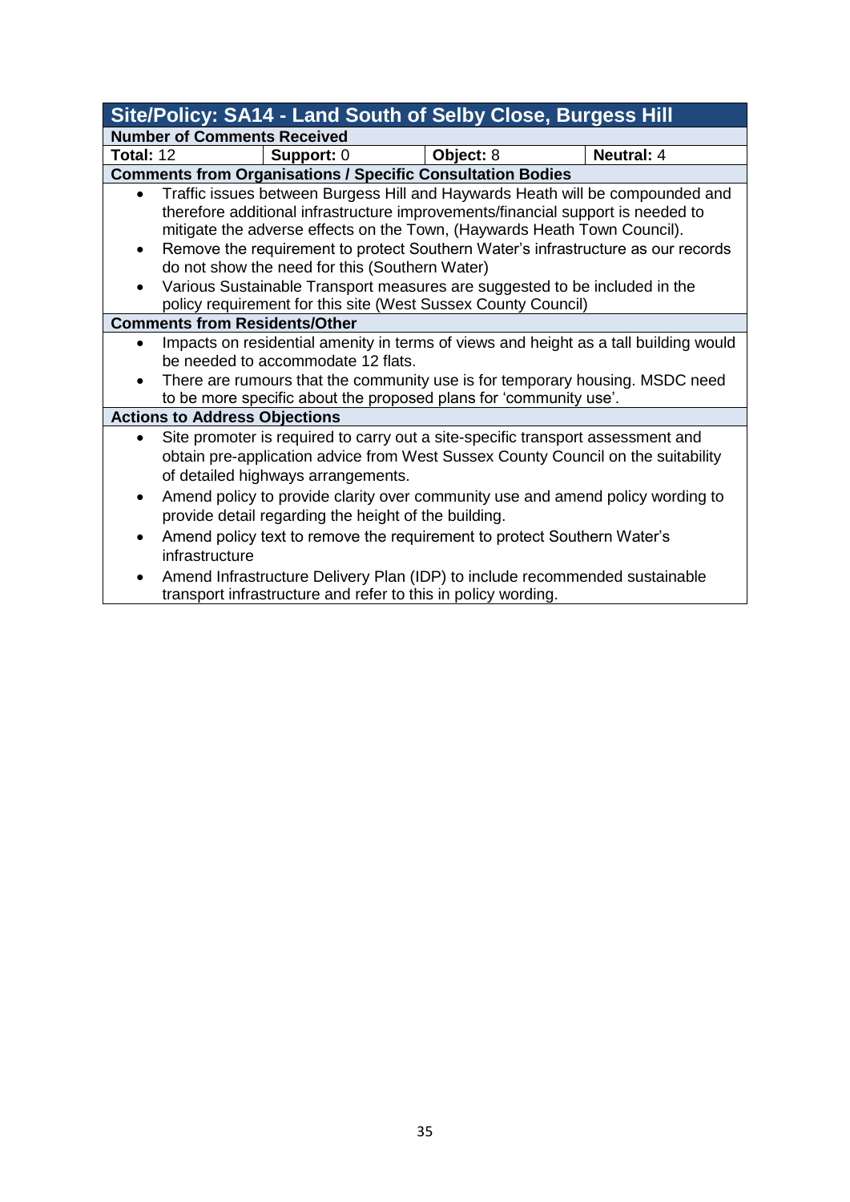| Site/Policy: SA14 - Land South of Selby Close, Burgess Hill | | | |
|---|---|---|---|
| **Number of Comments Received** | | | |
| **Total:** 12 | **Support:** 0 | **Object:** 8 | **Neutral:** 4 |

**Comments from Organisations / Specific Consultation Bodies**

- Traffic issues between Burgess Hill and Haywards Heath will be compounded and therefore additional infrastructure improvements/financial support is needed to mitigate the adverse effects on the Town, (Haywards Heath Town Council).
- Remove the requirement to protect Southern Water's infrastructure as our records do not show the need for this (Southern Water)
- Various Sustainable Transport measures are suggested to be included in the policy requirement for this site (West Sussex County Council)

**Comments from Residents/Other**

- Impacts on residential amenity in terms of views and height as a tall building would be needed to accommodate 12 flats.
- There are rumours that the community use is for temporary housing. MSDC need to be more specific about the proposed plans for 'community use'.

**Actions to Address Objections**

- Site promoter is required to carry out a site-specific transport assessment and obtain pre-application advice from West Sussex County Council on the suitability of detailed highways arrangements.
- Amend policy to provide clarity over community use and amend policy wording to provide detail regarding the height of the building.
- Amend policy text to remove the requirement to protect Southern Water's infrastructure
- Amend Infrastructure Delivery Plan (IDP) to include recommended sustainable transport infrastructure and refer to this in policy wording.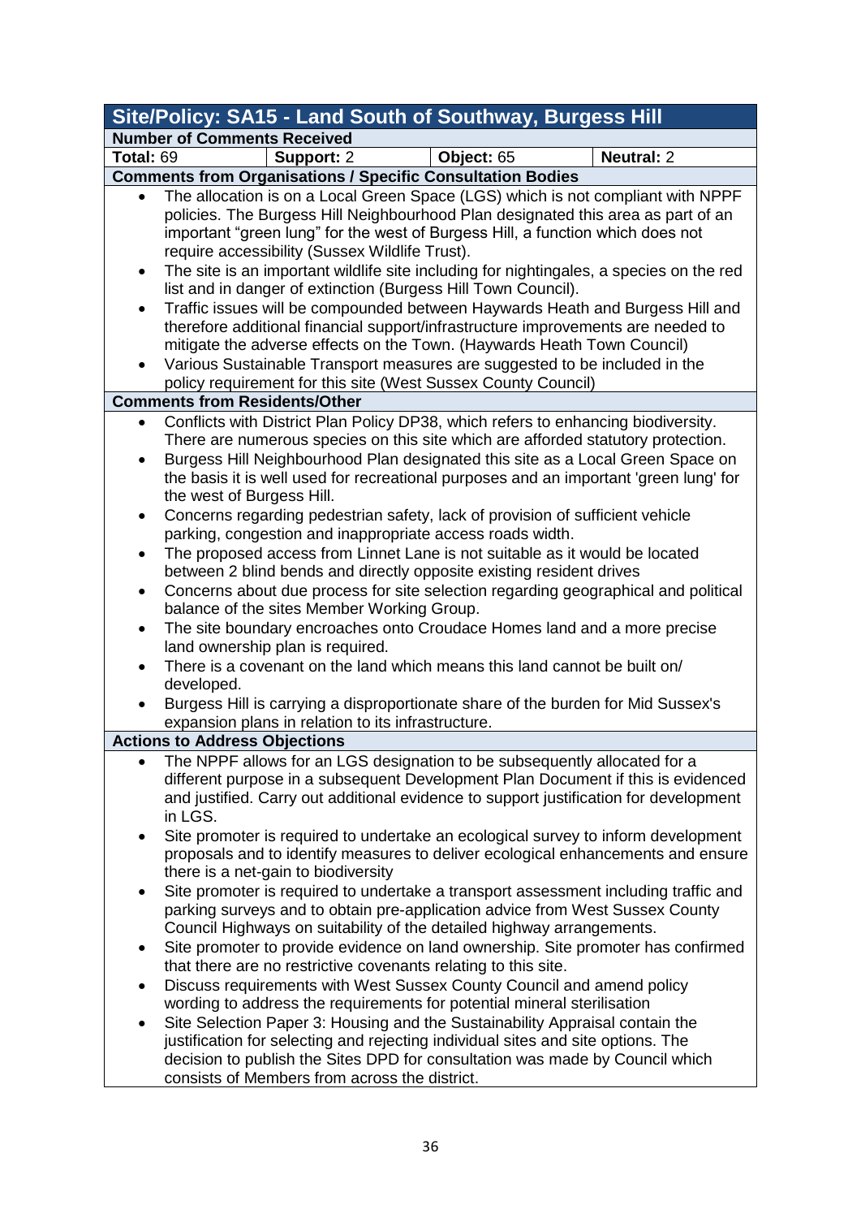| Site/Policy: SA15 - Land South of Southway, Burgess Hill | | | |
|---|---|---|---|
| **Number of Comments Received** | | | |
| **Total:** 69 | **Support:** 2 | **Object:** 65 | **Neutral:** 2 |

**Comments from Organisations / Specific Consultation Bodies**

- The allocation is on a Local Green Space (LGS) which is not compliant with NPPF policies. The Burgess Hill Neighbourhood Plan designated this area as part of an important "green lung" for the west of Burgess Hill, a function which does not require accessibility (Sussex Wildlife Trust).
- The site is an important wildlife site including for nightingales, a species on the red list and in danger of extinction (Burgess Hill Town Council).
- Traffic issues will be compounded between Haywards Heath and Burgess Hill and therefore additional financial support/infrastructure improvements are needed to mitigate the adverse effects on the Town. (Haywards Heath Town Council)
- Various Sustainable Transport measures are suggested to be included in the policy requirement for this site (West Sussex County Council)

**Comments from Residents/Other**

- Conflicts with District Plan Policy DP38, which refers to enhancing biodiversity. There are numerous species on this site which are afforded statutory protection.
- Burgess Hill Neighbourhood Plan designated this site as a Local Green Space on the basis it is well used for recreational purposes and an important 'green lung' for the west of Burgess Hill.
- Concerns regarding pedestrian safety, lack of provision of sufficient vehicle parking, congestion and inappropriate access roads width.
- The proposed access from Linnet Lane is not suitable as it would be located between 2 blind bends and directly opposite existing resident drives
- Concerns about due process for site selection regarding geographical and political balance of the sites Member Working Group.
- The site boundary encroaches onto Croudace Homes land and a more precise land ownership plan is required.
- There is a covenant on the land which means this land cannot be built on/ developed.
- Burgess Hill is carrying a disproportionate share of the burden for Mid Sussex's expansion plans in relation to its infrastructure.

**Actions to Address Objections**

- The NPPF allows for an LGS designation to be subsequently allocated for a different purpose in a subsequent Development Plan Document if this is evidenced and justified. Carry out additional evidence to support justification for development in LGS.
- Site promoter is required to undertake an ecological survey to inform development proposals and to identify measures to deliver ecological enhancements and ensure there is a net-gain to biodiversity
- Site promoter is required to undertake a transport assessment including traffic and parking surveys and to obtain pre-application advice from West Sussex County Council Highways on suitability of the detailed highway arrangements.
- Site promoter to provide evidence on land ownership. Site promoter has confirmed that there are no restrictive covenants relating to this site.
- Discuss requirements with West Sussex County Council and amend policy wording to address the requirements for potential mineral sterilisation
- Site Selection Paper 3: Housing and the Sustainability Appraisal contain the justification for selecting and rejecting individual sites and site options. The decision to publish the Sites DPD for consultation was made by Council which consists of Members from across the district.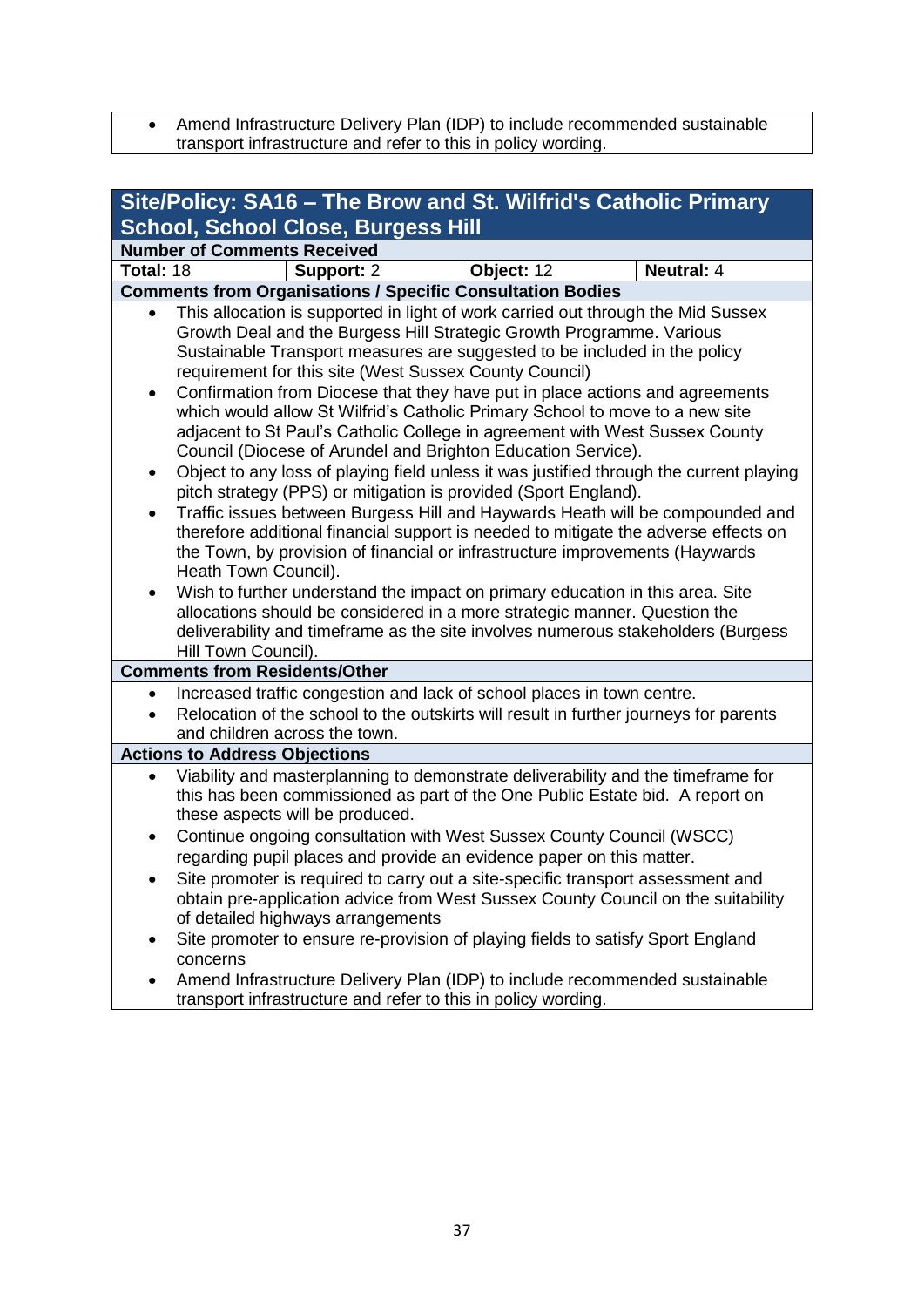- Amend Infrastructure Delivery Plan (IDP) to include recommended sustainable transport infrastructure and refer to this in policy wording.

## Site/Policy: SA16 – The Brow and St. Wilfrid's Catholic Primary School, School Close, Burgess Hill

**Number of Comments Received**

| **Total:** 18 | **Support:** 2 | **Object:** 12 | **Neutral:** 4 |
|---|---|---|---|

**Comments from Organisations / Specific Consultation Bodies**

- This allocation is supported in light of work carried out through the Mid Sussex Growth Deal and the Burgess Hill Strategic Growth Programme. Various Sustainable Transport measures are suggested to be included in the policy requirement for this site (West Sussex County Council)
- Confirmation from Diocese that they have put in place actions and agreements which would allow St Wilfrid's Catholic Primary School to move to a new site adjacent to St Paul's Catholic College in agreement with West Sussex County Council (Diocese of Arundel and Brighton Education Service).
- Object to any loss of playing field unless it was justified through the current playing pitch strategy (PPS) or mitigation is provided (Sport England).
- Traffic issues between Burgess Hill and Haywards Heath will be compounded and therefore additional financial support is needed to mitigate the adverse effects on the Town, by provision of financial or infrastructure improvements (Haywards Heath Town Council).
- Wish to further understand the impact on primary education in this area. Site allocations should be considered in a more strategic manner. Question the deliverability and timeframe as the site involves numerous stakeholders (Burgess Hill Town Council).

**Comments from Residents/Other**

- Increased traffic congestion and lack of school places in town centre.
- Relocation of the school to the outskirts will result in further journeys for parents and children across the town.

**Actions to Address Objections**

- Viability and masterplanning to demonstrate deliverability and the timeframe for this has been commissioned as part of the One Public Estate bid. A report on these aspects will be produced.
- Continue ongoing consultation with West Sussex County Council (WSCC) regarding pupil places and provide an evidence paper on this matter.
- Site promoter is required to carry out a site-specific transport assessment and obtain pre-application advice from West Sussex County Council on the suitability of detailed highways arrangements
- Site promoter to ensure re-provision of playing fields to satisfy Sport England concerns
- Amend Infrastructure Delivery Plan (IDP) to include recommended sustainable transport infrastructure and refer to this in policy wording.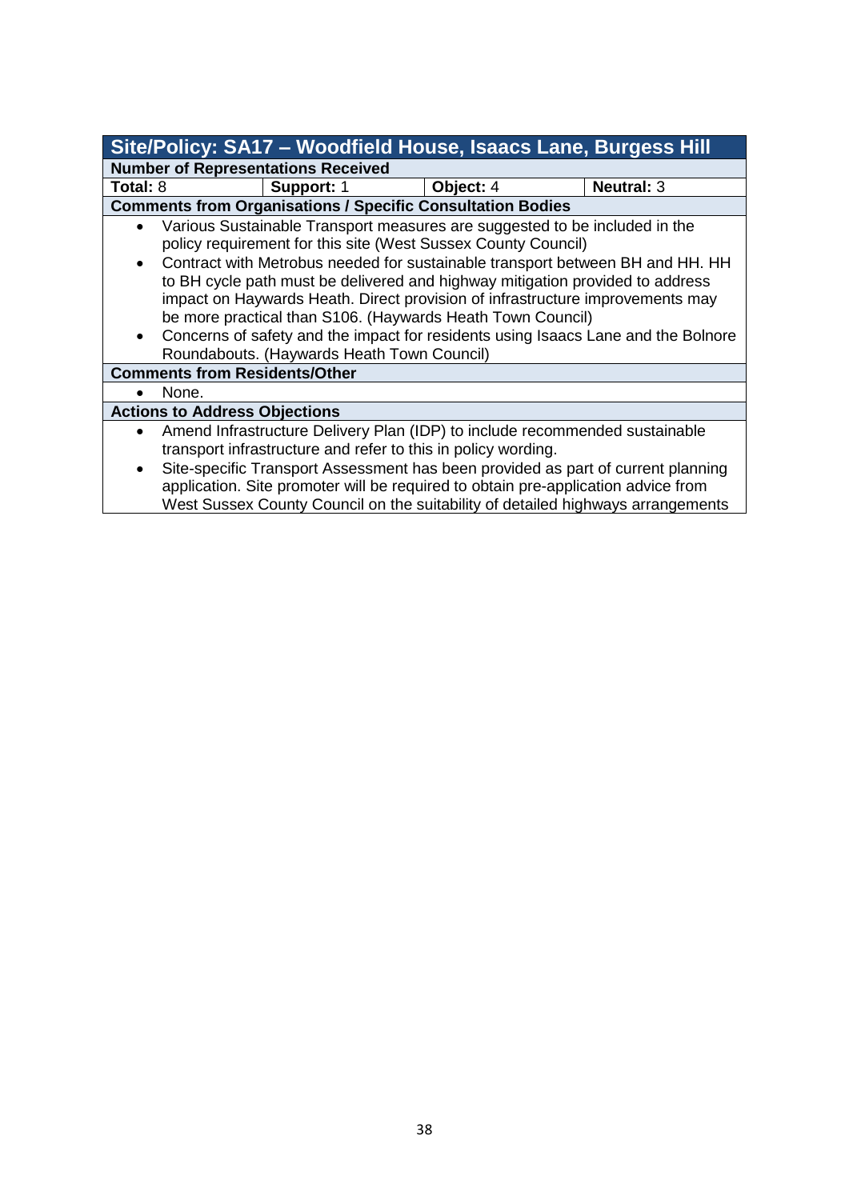| Site/Policy: SA17 – Woodfield House, Isaacs Lane, Burgess Hill | | | |
|---|---|---|---|
| **Number of Representations Received** | | | |
| **Total:** 8 | **Support:** 1 | **Object:** 4 | **Neutral:** 3 |
| **Comments from Organisations / Specific Consultation Bodies** | | | |
| • Various Sustainable Transport measures are suggested to be included in the policy requirement for this site (West Sussex County Council)<br>• Contract with Metrobus needed for sustainable transport between BH and HH. HH to BH cycle path must be delivered and highway mitigation provided to address impact on Haywards Heath. Direct provision of infrastructure improvements may be more practical than S106. (Haywards Heath Town Council)<br>• Concerns of safety and the impact for residents using Isaacs Lane and the Bolnore Roundabouts. (Haywards Heath Town Council) | | | |
| **Comments from Residents/Other** | | | |
| • None. | | | |
| **Actions to Address Objections** | | | |
| • Amend Infrastructure Delivery Plan (IDP) to include recommended sustainable transport infrastructure and refer to this in policy wording.<br>• Site-specific Transport Assessment has been provided as part of current planning application. Site promoter will be required to obtain pre-application advice from West Sussex County Council on the suitability of detailed highways arrangements | | | |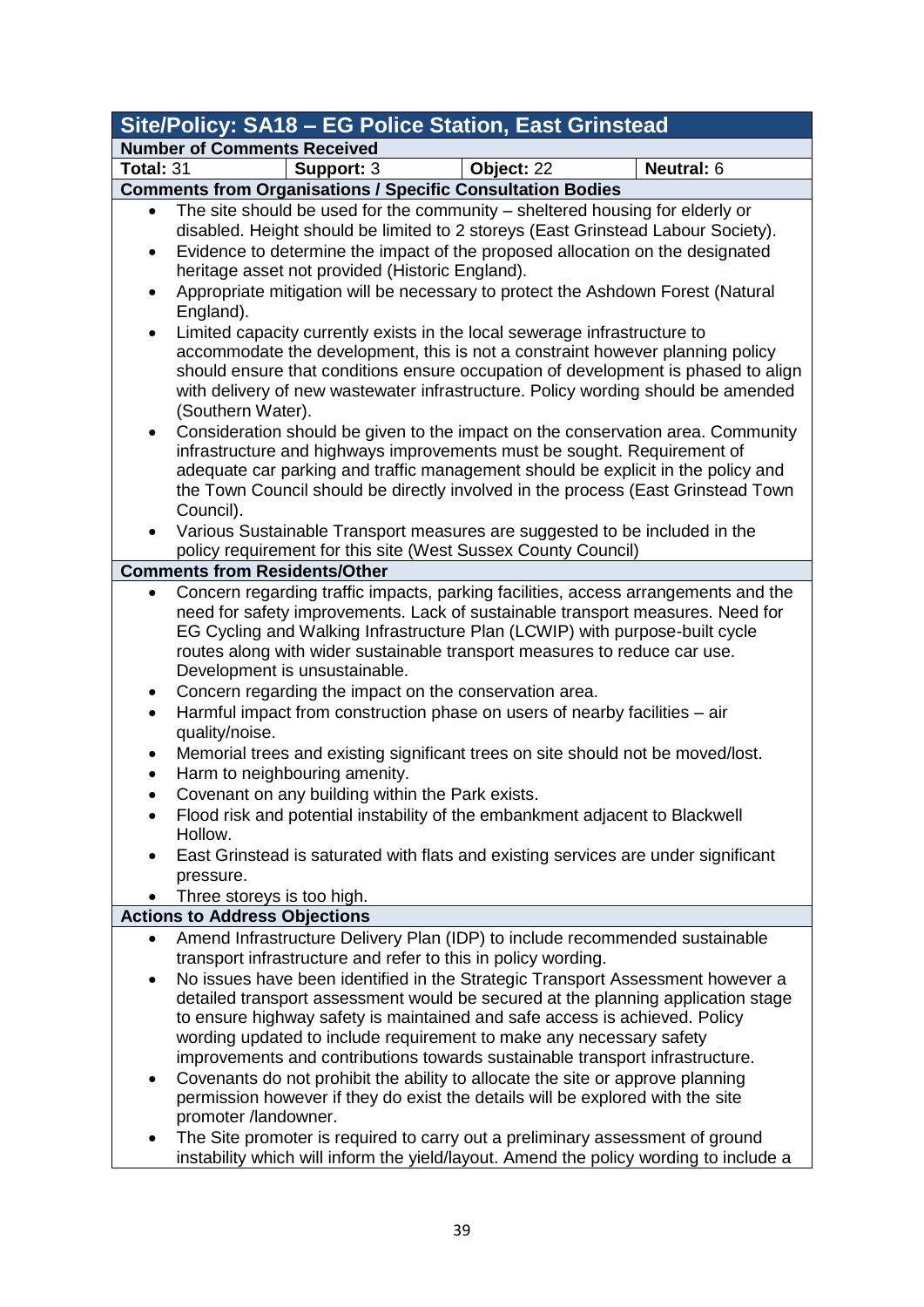| Site/Policy: SA18 – EG Police Station, East Grinstead | | | |
|---|---|---|---|
| **Number of Comments Received** | | | |
| **Total:** 31 | **Support:** 3 | **Object:** 22 | **Neutral:** 6 |
| **Comments from Organisations / Specific Consultation Bodies** | | | |
| • The site should be used for the community – sheltered housing for elderly or disabled. Height should be limited to 2 storeys (East Grinstead Labour Society).<br>• Evidence to determine the impact of the proposed allocation on the designated heritage asset not provided (Historic England).<br>• Appropriate mitigation will be necessary to protect the Ashdown Forest (Natural England).<br>• Limited capacity currently exists in the local sewerage infrastructure to accommodate the development, this is not a constraint however planning policy should ensure that conditions ensure occupation of development is phased to align with delivery of new wastewater infrastructure. Policy wording should be amended (Southern Water).<br>• Consideration should be given to the impact on the conservation area. Community infrastructure and highways improvements must be sought. Requirement of adequate car parking and traffic management should be explicit in the policy and the Town Council should be directly involved in the process (East Grinstead Town Council).<br>• Various Sustainable Transport measures are suggested to be included in the policy requirement for this site (West Sussex County Council) | | | |
| **Comments from Residents/Other** | | | |
| • Concern regarding traffic impacts, parking facilities, access arrangements and the need for safety improvements. Lack of sustainable transport measures. Need for EG Cycling and Walking Infrastructure Plan (LCWIP) with purpose-built cycle routes along with wider sustainable transport measures to reduce car use. Development is unsustainable.<br>• Concern regarding the impact on the conservation area.<br>• Harmful impact from construction phase on users of nearby facilities – air quality/noise.<br>• Memorial trees and existing significant trees on site should not be moved/lost.<br>• Harm to neighbouring amenity.<br>• Covenant on any building within the Park exists.<br>• Flood risk and potential instability of the embankment adjacent to Blackwell Hollow.<br>• East Grinstead is saturated with flats and existing services are under significant pressure.<br>• Three storeys is too high. | | | |
| **Actions to Address Objections** | | | |
| • Amend Infrastructure Delivery Plan (IDP) to include recommended sustainable transport infrastructure and refer to this in policy wording.<br>• No issues have been identified in the Strategic Transport Assessment however a detailed transport assessment would be secured at the planning application stage to ensure highway safety is maintained and safe access is achieved. Policy wording updated to include requirement to make any necessary safety improvements and contributions towards sustainable transport infrastructure.<br>• Covenants do not prohibit the ability to allocate the site or approve planning permission however if they do exist the details will be explored with the site promoter /landowner.<br>• The Site promoter is required to carry out a preliminary assessment of ground instability which will inform the yield/layout. Amend the policy wording to include a | | | |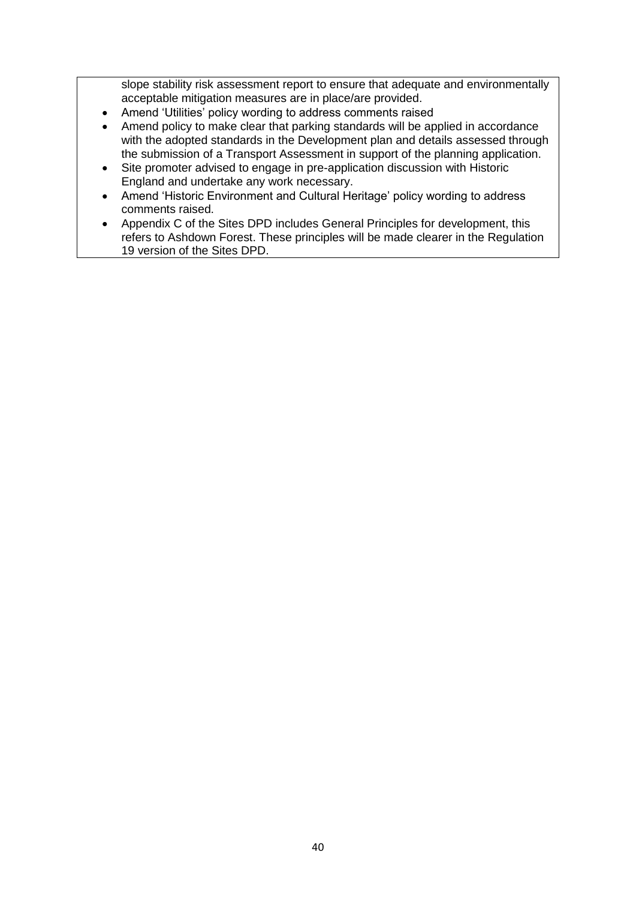slope stability risk assessment report to ensure that adequate and environmentally acceptable mitigation measures are in place/are provided.

- Amend 'Utilities' policy wording to address comments raised
- Amend policy to make clear that parking standards will be applied in accordance with the adopted standards in the Development plan and details assessed through the submission of a Transport Assessment in support of the planning application.
- Site promoter advised to engage in pre-application discussion with Historic England and undertake any work necessary.
- Amend 'Historic Environment and Cultural Heritage' policy wording to address comments raised.
- Appendix C of the Sites DPD includes General Principles for development, this refers to Ashdown Forest. These principles will be made clearer in the Regulation 19 version of the Sites DPD.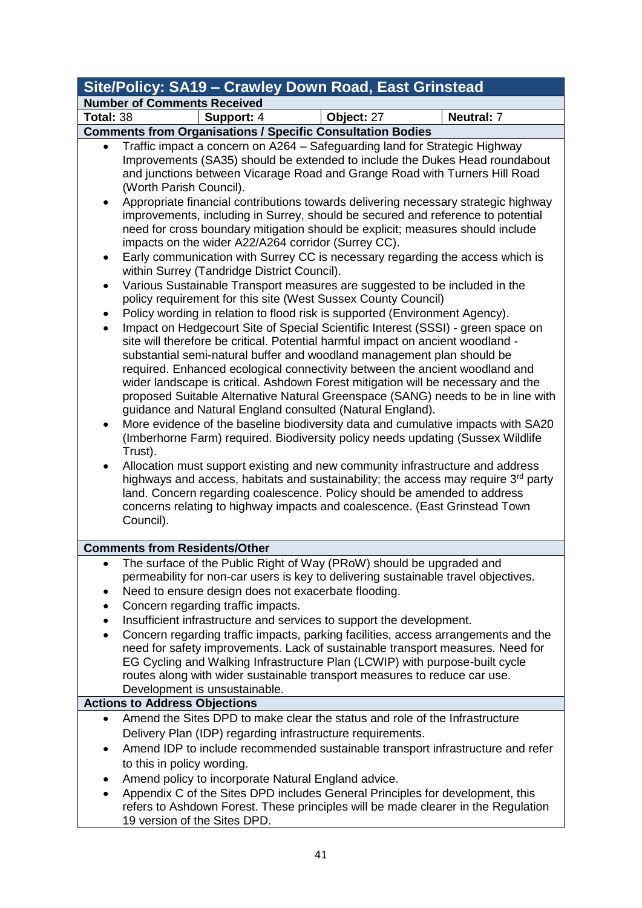## Site/Policy: SA19 – Crawley Down Road, East Grinstead

**Number of Comments Received**

| Total: 38 | Support: 4 | Object: 27 | Neutral: 7 |
|---|---|---|---|

**Comments from Organisations / Specific Consultation Bodies**

- Traffic impact a concern on A264 – Safeguarding land for Strategic Highway Improvements (SA35) should be extended to include the Dukes Head roundabout and junctions between Vicarage Road and Grange Road with Turners Hill Road (Worth Parish Council).
- Appropriate financial contributions towards delivering necessary strategic highway improvements, including in Surrey, should be secured and reference to potential need for cross boundary mitigation should be explicit; measures should include impacts on the wider A22/A264 corridor (Surrey CC).
- Early communication with Surrey CC is necessary regarding the access which is within Surrey (Tandridge District Council).
- Various Sustainable Transport measures are suggested to be included in the policy requirement for this site (West Sussex County Council)
- Policy wording in relation to flood risk is supported (Environment Agency).
- Impact on Hedgecourt Site of Special Scientific Interest (SSSI) - green space on site will therefore be critical. Potential harmful impact on ancient woodland - substantial semi-natural buffer and woodland management plan should be required. Enhanced ecological connectivity between the ancient woodland and wider landscape is critical. Ashdown Forest mitigation will be necessary and the proposed Suitable Alternative Natural Greenspace (SANG) needs to be in line with guidance and Natural England consulted (Natural England).
- More evidence of the baseline biodiversity data and cumulative impacts with SA20 (Imberhorne Farm) required. Biodiversity policy needs updating (Sussex Wildlife Trust).
- Allocation must support existing and new community infrastructure and address highways and access, habitats and sustainability; the access may require 3rd party land. Concern regarding coalescence. Policy should be amended to address concerns relating to highway impacts and coalescence. (East Grinstead Town Council).

**Comments from Residents/Other**

- The surface of the Public Right of Way (PRoW) should be upgraded and permeability for non-car users is key to delivering sustainable travel objectives.
- Need to ensure design does not exacerbate flooding.
- Concern regarding traffic impacts.
- Insufficient infrastructure and services to support the development.
- Concern regarding traffic impacts, parking facilities, access arrangements and the need for safety improvements. Lack of sustainable transport measures. Need for EG Cycling and Walking Infrastructure Plan (LCWIP) with purpose-built cycle routes along with wider sustainable transport measures to reduce car use. Development is unsustainable.

**Actions to Address Objections**

- Amend the Sites DPD to make clear the status and role of the Infrastructure Delivery Plan (IDP) regarding infrastructure requirements.
- Amend IDP to include recommended sustainable transport infrastructure and refer to this in policy wording.
- Amend policy to incorporate Natural England advice.
- Appendix C of the Sites DPD includes General Principles for development, this refers to Ashdown Forest. These principles will be made clearer in the Regulation 19 version of the Sites DPD.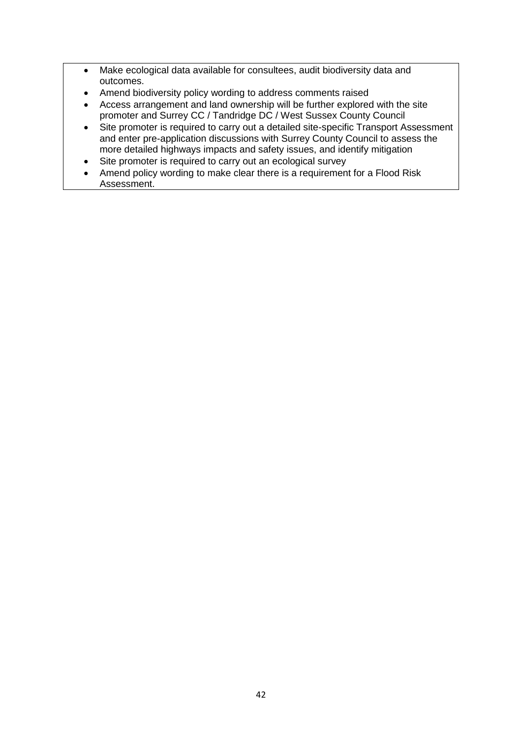- Make ecological data available for consultees, audit biodiversity data and outcomes.
- Amend biodiversity policy wording to address comments raised
- Access arrangement and land ownership will be further explored with the site promoter and Surrey CC / Tandridge DC / West Sussex County Council
- Site promoter is required to carry out a detailed site-specific Transport Assessment and enter pre-application discussions with Surrey County Council to assess the more detailed highways impacts and safety issues, and identify mitigation
- Site promoter is required to carry out an ecological survey
- Amend policy wording to make clear there is a requirement for a Flood Risk Assessment.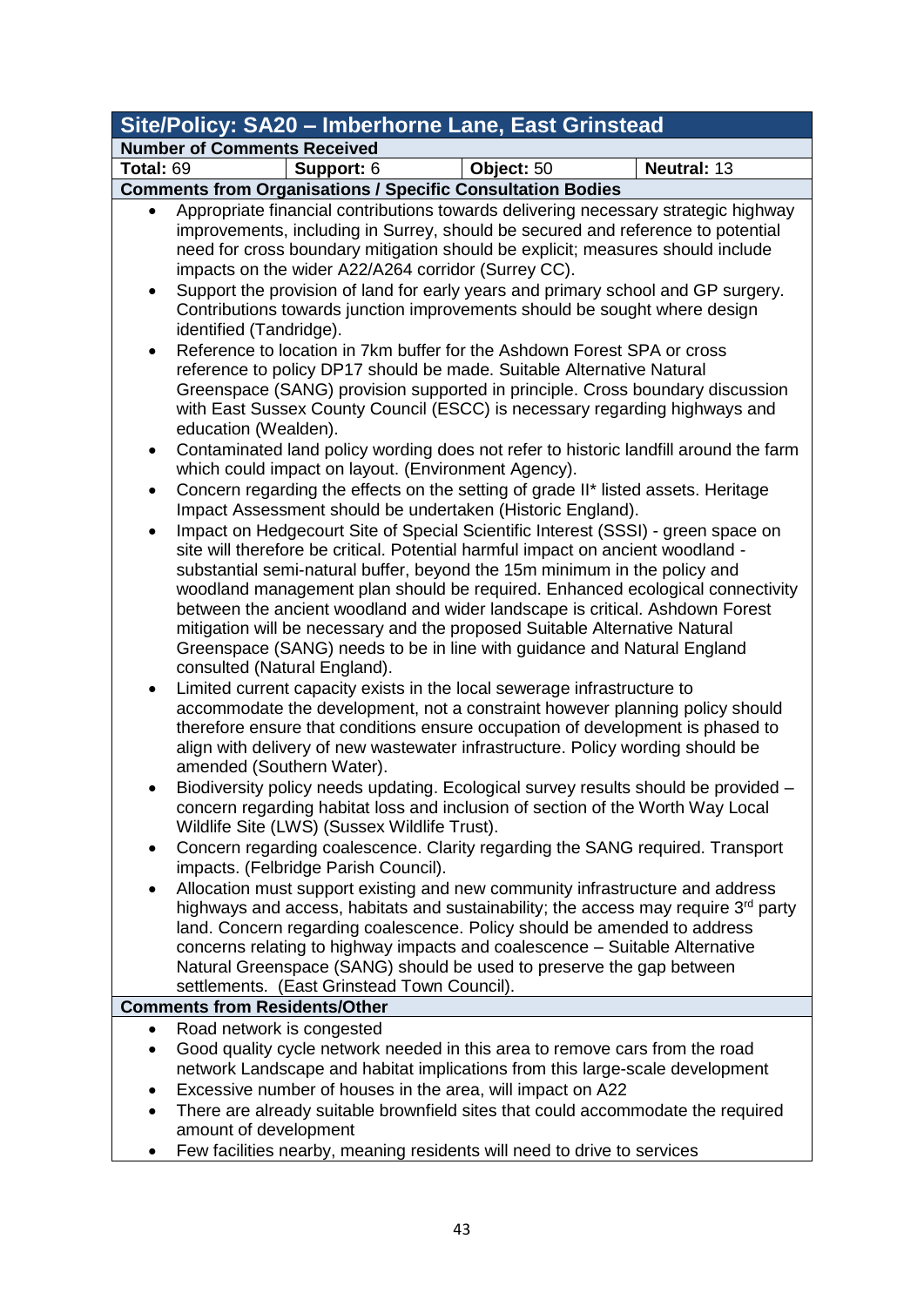| Site/Policy: SA20 – Imberhorne Lane, East Grinstead | | | |
|---|---|---|---|
| **Number of Comments Received** | | | |
| **Total:** 69 | **Support:** 6 | **Object:** 50 | **Neutral:** 13 |

**Comments from Organisations / Specific Consultation Bodies**

- Appropriate financial contributions towards delivering necessary strategic highway improvements, including in Surrey, should be secured and reference to potential need for cross boundary mitigation should be explicit; measures should include impacts on the wider A22/A264 corridor (Surrey CC).
- Support the provision of land for early years and primary school and GP surgery. Contributions towards junction improvements should be sought where design identified (Tandridge).
- Reference to location in 7km buffer for the Ashdown Forest SPA or cross reference to policy DP17 should be made. Suitable Alternative Natural Greenspace (SANG) provision supported in principle. Cross boundary discussion with East Sussex County Council (ESCC) is necessary regarding highways and education (Wealden).
- Contaminated land policy wording does not refer to historic landfill around the farm which could impact on layout. (Environment Agency).
- Concern regarding the effects on the setting of grade II* listed assets. Heritage Impact Assessment should be undertaken (Historic England).
- Impact on Hedgecourt Site of Special Scientific Interest (SSSI) - green space on site will therefore be critical. Potential harmful impact on ancient woodland - substantial semi-natural buffer, beyond the 15m minimum in the policy and woodland management plan should be required. Enhanced ecological connectivity between the ancient woodland and wider landscape is critical. Ashdown Forest mitigation will be necessary and the proposed Suitable Alternative Natural Greenspace (SANG) needs to be in line with guidance and Natural England consulted (Natural England).
- Limited current capacity exists in the local sewerage infrastructure to accommodate the development, not a constraint however planning policy should therefore ensure that conditions ensure occupation of development is phased to align with delivery of new wastewater infrastructure. Policy wording should be amended (Southern Water).
- Biodiversity policy needs updating. Ecological survey results should be provided – concern regarding habitat loss and inclusion of section of the Worth Way Local Wildlife Site (LWS) (Sussex Wildlife Trust).
- Concern regarding coalescence. Clarity regarding the SANG required. Transport impacts. (Felbridge Parish Council).
- Allocation must support existing and new community infrastructure and address highways and access, habitats and sustainability; the access may require 3rd party land. Concern regarding coalescence. Policy should be amended to address concerns relating to highway impacts and coalescence – Suitable Alternative Natural Greenspace (SANG) should be used to preserve the gap between settlements. (East Grinstead Town Council).

**Comments from Residents/Other**

- Road network is congested
- Good quality cycle network needed in this area to remove cars from the road network Landscape and habitat implications from this large-scale development
- Excessive number of houses in the area, will impact on A22
- There are already suitable brownfield sites that could accommodate the required amount of development
- Few facilities nearby, meaning residents will need to drive to services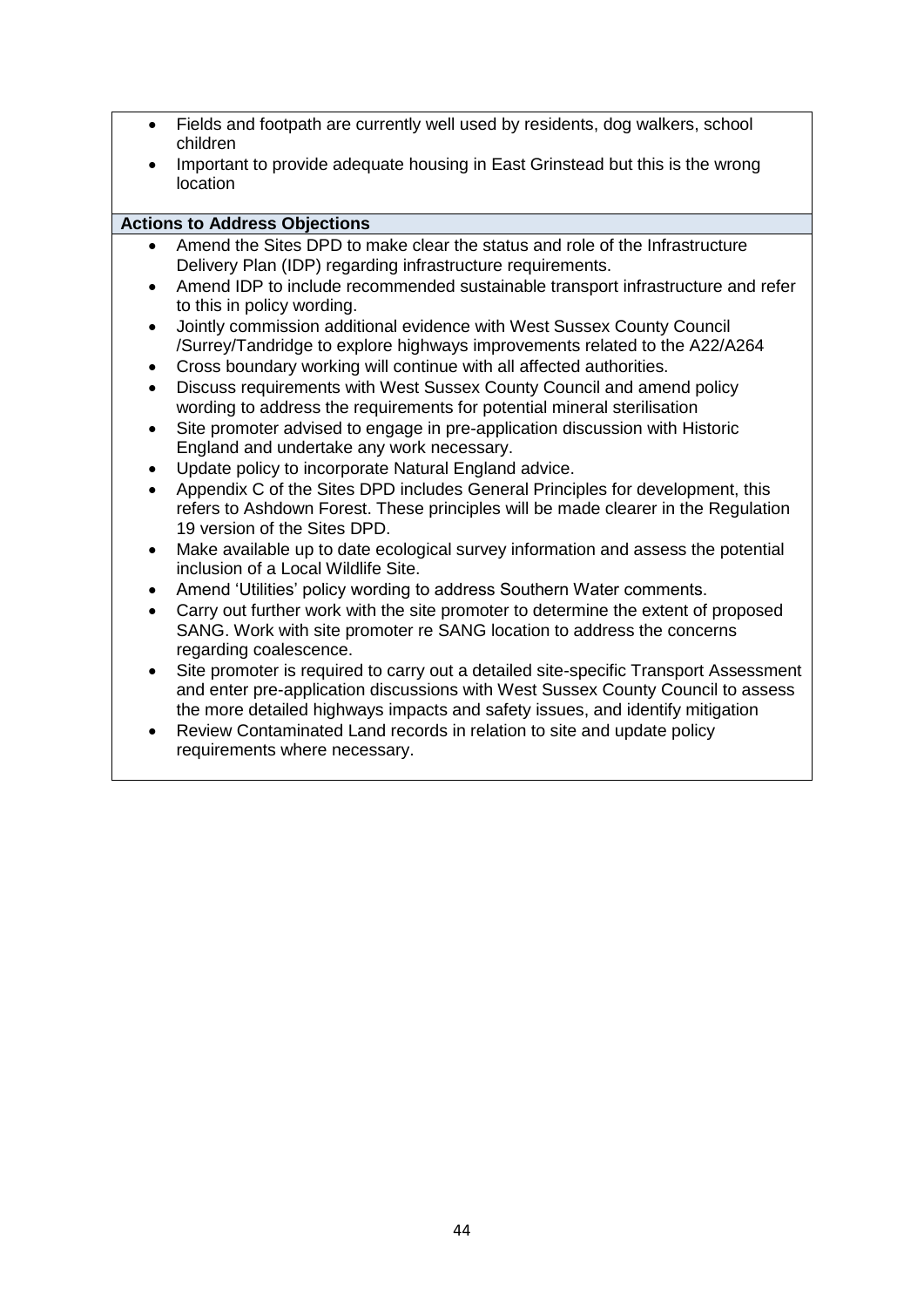- Fields and footpath are currently well used by residents, dog walkers, school children
- Important to provide adequate housing in East Grinstead but this is the wrong location

**Actions to Address Objections**

- Amend the Sites DPD to make clear the status and role of the Infrastructure Delivery Plan (IDP) regarding infrastructure requirements.
- Amend IDP to include recommended sustainable transport infrastructure and refer to this in policy wording.
- Jointly commission additional evidence with West Sussex County Council /Surrey/Tandridge to explore highways improvements related to the A22/A264
- Cross boundary working will continue with all affected authorities.
- Discuss requirements with West Sussex County Council and amend policy wording to address the requirements for potential mineral sterilisation
- Site promoter advised to engage in pre-application discussion with Historic England and undertake any work necessary.
- Update policy to incorporate Natural England advice.
- Appendix C of the Sites DPD includes General Principles for development, this refers to Ashdown Forest. These principles will be made clearer in the Regulation 19 version of the Sites DPD.
- Make available up to date ecological survey information and assess the potential inclusion of a Local Wildlife Site.
- Amend 'Utilities' policy wording to address Southern Water comments.
- Carry out further work with the site promoter to determine the extent of proposed SANG. Work with site promoter re SANG location to address the concerns regarding coalescence.
- Site promoter is required to carry out a detailed site-specific Transport Assessment and enter pre-application discussions with West Sussex County Council to assess the more detailed highways impacts and safety issues, and identify mitigation
- Review Contaminated Land records in relation to site and update policy requirements where necessary.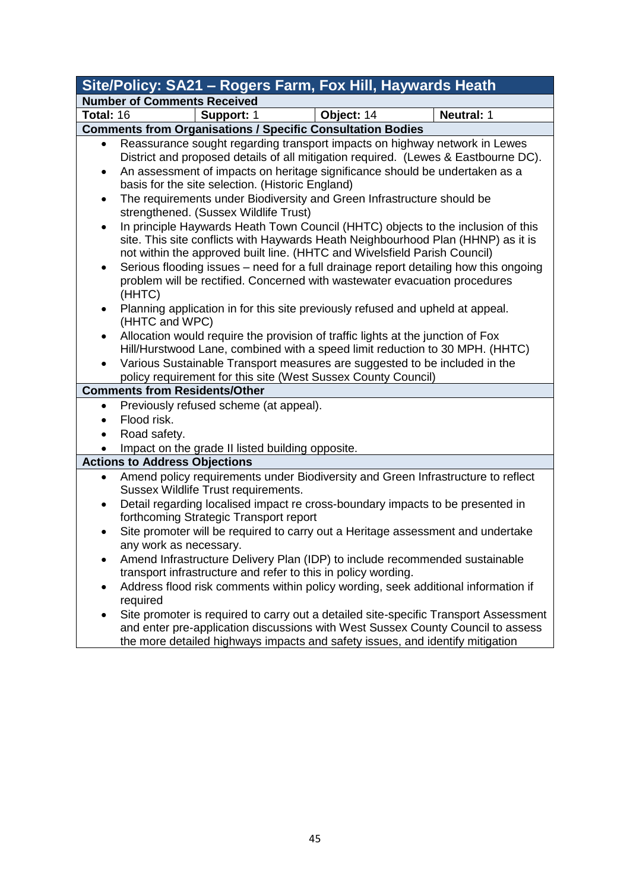| Site/Policy: SA21 – Rogers Farm, Fox Hill, Haywards Heath | | | |
|---|---|---|---|
| **Number of Comments Received** | | | |
| **Total:** 16 | **Support:** 1 | **Object:** 14 | **Neutral:** 1 |

**Comments from Organisations / Specific Consultation Bodies**

- Reassurance sought regarding transport impacts on highway network in Lewes District and proposed details of all mitigation required. (Lewes & Eastbourne DC).
- An assessment of impacts on heritage significance should be undertaken as a basis for the site selection. (Historic England)
- The requirements under Biodiversity and Green Infrastructure should be strengthened. (Sussex Wildlife Trust)
- In principle Haywards Heath Town Council (HHTC) objects to the inclusion of this site. This site conflicts with Haywards Heath Neighbourhood Plan (HHNP) as it is not within the approved built line. (HHTC and Wivelsfield Parish Council)
- Serious flooding issues – need for a full drainage report detailing how this ongoing problem will be rectified. Concerned with wastewater evacuation procedures (HHTC)
- Planning application in for this site previously refused and upheld at appeal. (HHTC and WPC)
- Allocation would require the provision of traffic lights at the junction of Fox Hill/Hurstwood Lane, combined with a speed limit reduction to 30 MPH. (HHTC)
- Various Sustainable Transport measures are suggested to be included in the policy requirement for this site (West Sussex County Council)

**Comments from Residents/Other**

- Previously refused scheme (at appeal).
- Flood risk.
- Road safety.
- Impact on the grade II listed building opposite.

**Actions to Address Objections**

- Amend policy requirements under Biodiversity and Green Infrastructure to reflect Sussex Wildlife Trust requirements.
- Detail regarding localised impact re cross-boundary impacts to be presented in forthcoming Strategic Transport report
- Site promoter will be required to carry out a Heritage assessment and undertake any work as necessary.
- Amend Infrastructure Delivery Plan (IDP) to include recommended sustainable transport infrastructure and refer to this in policy wording.
- Address flood risk comments within policy wording, seek additional information if required
- Site promoter is required to carry out a detailed site-specific Transport Assessment and enter pre-application discussions with West Sussex County Council to assess the more detailed highways impacts and safety issues, and identify mitigation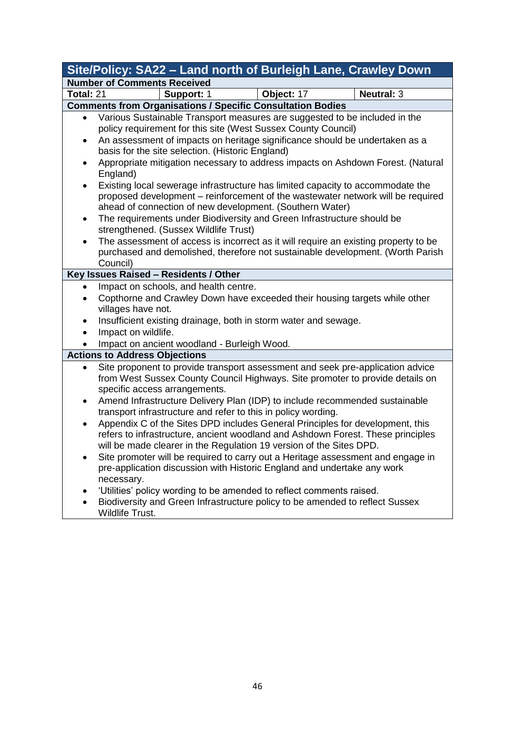## Site/Policy: SA22 – Land north of Burleigh Lane, Crawley Down

**Number of Comments Received**

| Total: 21 | Support: 1 | Object: 17 | Neutral: 3 |
|---|---|---|---|

**Comments from Organisations / Specific Consultation Bodies**

- Various Sustainable Transport measures are suggested to be included in the policy requirement for this site (West Sussex County Council)
- An assessment of impacts on heritage significance should be undertaken as a basis for the site selection. (Historic England)
- Appropriate mitigation necessary to address impacts on Ashdown Forest. (Natural England)
- Existing local sewerage infrastructure has limited capacity to accommodate the proposed development – reinforcement of the wastewater network will be required ahead of connection of new development. (Southern Water)
- The requirements under Biodiversity and Green Infrastructure should be strengthened. (Sussex Wildlife Trust)
- The assessment of access is incorrect as it will require an existing property to be purchased and demolished, therefore not sustainable development. (Worth Parish Council)

**Key Issues Raised – Residents / Other**

- Impact on schools, and health centre.
- Copthorne and Crawley Down have exceeded their housing targets while other villages have not.
- Insufficient existing drainage, both in storm water and sewage.
- Impact on wildlife.
- Impact on ancient woodland - Burleigh Wood.

**Actions to Address Objections**

- Site proponent to provide transport assessment and seek pre-application advice from West Sussex County Council Highways. Site promoter to provide details on specific access arrangements.
- Amend Infrastructure Delivery Plan (IDP) to include recommended sustainable transport infrastructure and refer to this in policy wording.
- Appendix C of the Sites DPD includes General Principles for development, this refers to infrastructure, ancient woodland and Ashdown Forest. These principles will be made clearer in the Regulation 19 version of the Sites DPD.
- Site promoter will be required to carry out a Heritage assessment and engage in pre-application discussion with Historic England and undertake any work necessary.
- 'Utilities' policy wording to be amended to reflect comments raised.
- Biodiversity and Green Infrastructure policy to be amended to reflect Sussex Wildlife Trust.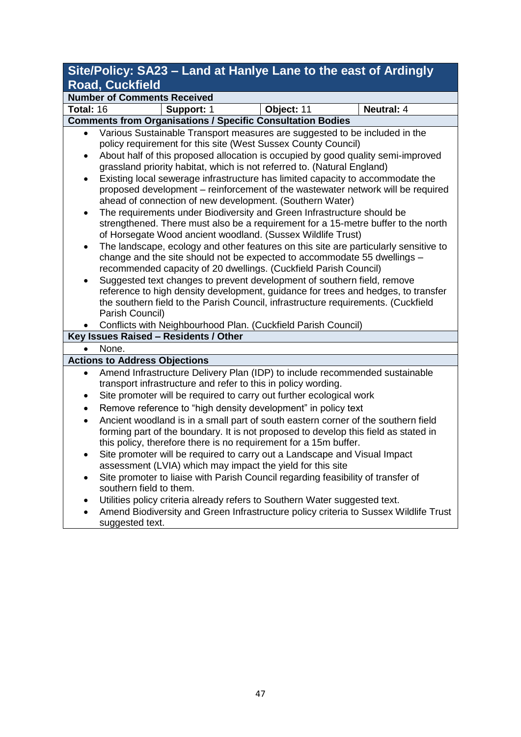## Site/Policy: SA23 – Land at Hanlye Lane to the east of Ardingly Road, Cuckfield

**Number of Comments Received**

| Total: 16 | Support: 1 | Object: 11 | Neutral: 4 |
|---|---|---|---|

**Comments from Organisations / Specific Consultation Bodies**

- Various Sustainable Transport measures are suggested to be included in the policy requirement for this site (West Sussex County Council)
- About half of this proposed allocation is occupied by good quality semi-improved grassland priority habitat, which is not referred to. (Natural England)
- Existing local sewerage infrastructure has limited capacity to accommodate the proposed development – reinforcement of the wastewater network will be required ahead of connection of new development. (Southern Water)
- The requirements under Biodiversity and Green Infrastructure should be strengthened. There must also be a requirement for a 15-metre buffer to the north of Horsegate Wood ancient woodland. (Sussex Wildlife Trust)
- The landscape, ecology and other features on this site are particularly sensitive to change and the site should not be expected to accommodate 55 dwellings – recommended capacity of 20 dwellings. (Cuckfield Parish Council)
- Suggested text changes to prevent development of southern field, remove reference to high density development, guidance for trees and hedges, to transfer the southern field to the Parish Council, infrastructure requirements. (Cuckfield Parish Council)
- Conflicts with Neighbourhood Plan. (Cuckfield Parish Council)

**Key Issues Raised – Residents / Other**

- None.

**Actions to Address Objections**

- Amend Infrastructure Delivery Plan (IDP) to include recommended sustainable transport infrastructure and refer to this in policy wording.
- Site promoter will be required to carry out further ecological work
- Remove reference to "high density development" in policy text
- Ancient woodland is in a small part of south eastern corner of the southern field forming part of the boundary. It is not proposed to develop this field as stated in this policy, therefore there is no requirement for a 15m buffer.
- Site promoter will be required to carry out a Landscape and Visual Impact assessment (LVIA) which may impact the yield for this site
- Site promoter to liaise with Parish Council regarding feasibility of transfer of southern field to them.
- Utilities policy criteria already refers to Southern Water suggested text.
- Amend Biodiversity and Green Infrastructure policy criteria to Sussex Wildlife Trust suggested text.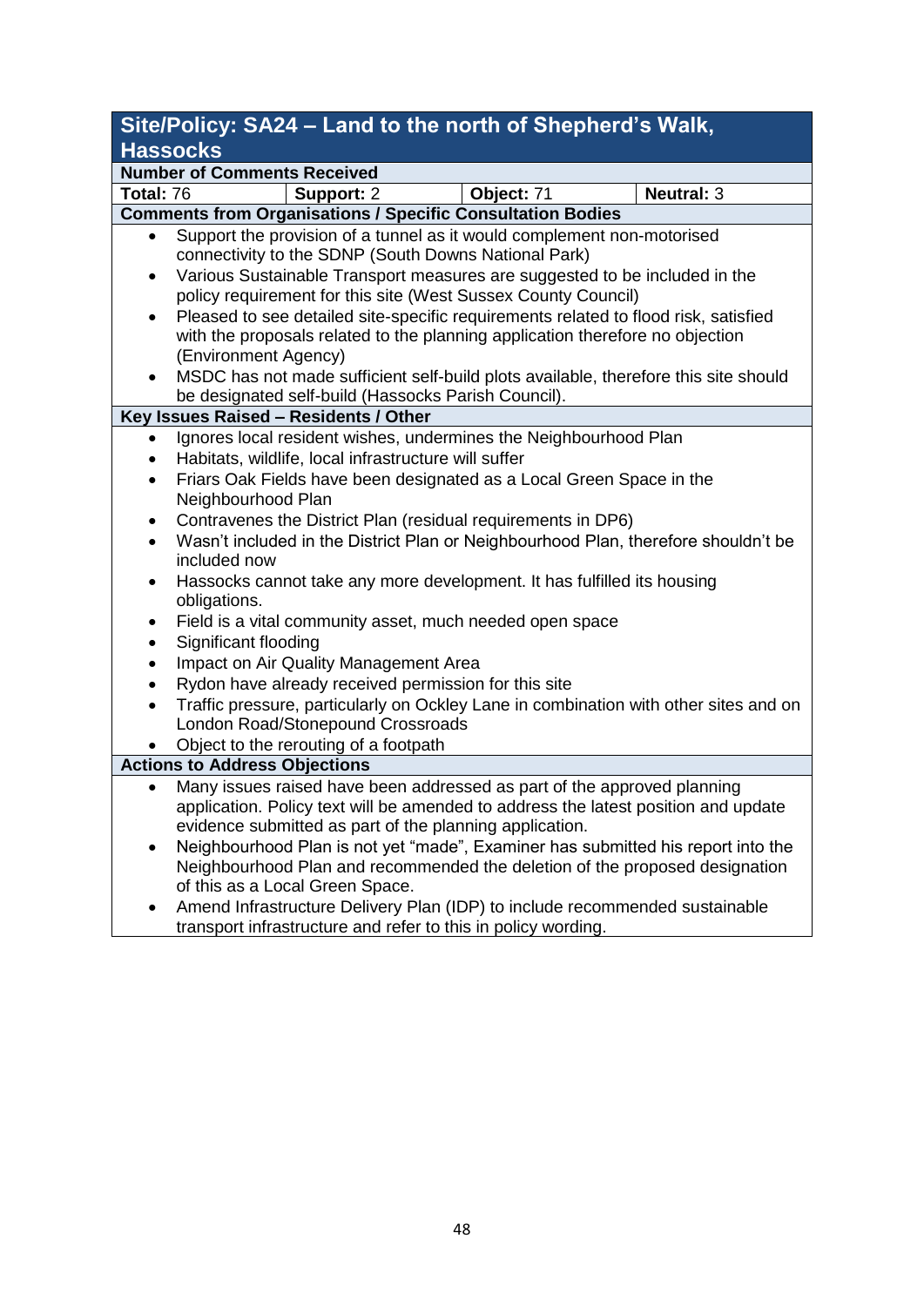## Site/Policy: SA24 – Land to the north of Shepherd's Walk, Hassocks

**Number of Comments Received**

| **Total:** 76 | **Support:** 2 | **Object:** 71 | **Neutral:** 3 |
|---|---|---|---|

**Comments from Organisations / Specific Consultation Bodies**

- Support the provision of a tunnel as it would complement non-motorised connectivity to the SDNP (South Downs National Park)
- Various Sustainable Transport measures are suggested to be included in the policy requirement for this site (West Sussex County Council)
- Pleased to see detailed site-specific requirements related to flood risk, satisfied with the proposals related to the planning application therefore no objection (Environment Agency)
- MSDC has not made sufficient self-build plots available, therefore this site should be designated self-build (Hassocks Parish Council).

**Key Issues Raised – Residents / Other**

- Ignores local resident wishes, undermines the Neighbourhood Plan
- Habitats, wildlife, local infrastructure will suffer
- Friars Oak Fields have been designated as a Local Green Space in the Neighbourhood Plan
- Contravenes the District Plan (residual requirements in DP6)
- Wasn't included in the District Plan or Neighbourhood Plan, therefore shouldn't be included now
- Hassocks cannot take any more development. It has fulfilled its housing obligations.
- Field is a vital community asset, much needed open space
- Significant flooding
- Impact on Air Quality Management Area
- Rydon have already received permission for this site
- Traffic pressure, particularly on Ockley Lane in combination with other sites and on London Road/Stonepound Crossroads
- Object to the rerouting of a footpath

**Actions to Address Objections**

- Many issues raised have been addressed as part of the approved planning application. Policy text will be amended to address the latest position and update evidence submitted as part of the planning application.
- Neighbourhood Plan is not yet "made", Examiner has submitted his report into the Neighbourhood Plan and recommended the deletion of the proposed designation of this as a Local Green Space.
- Amend Infrastructure Delivery Plan (IDP) to include recommended sustainable transport infrastructure and refer to this in policy wording.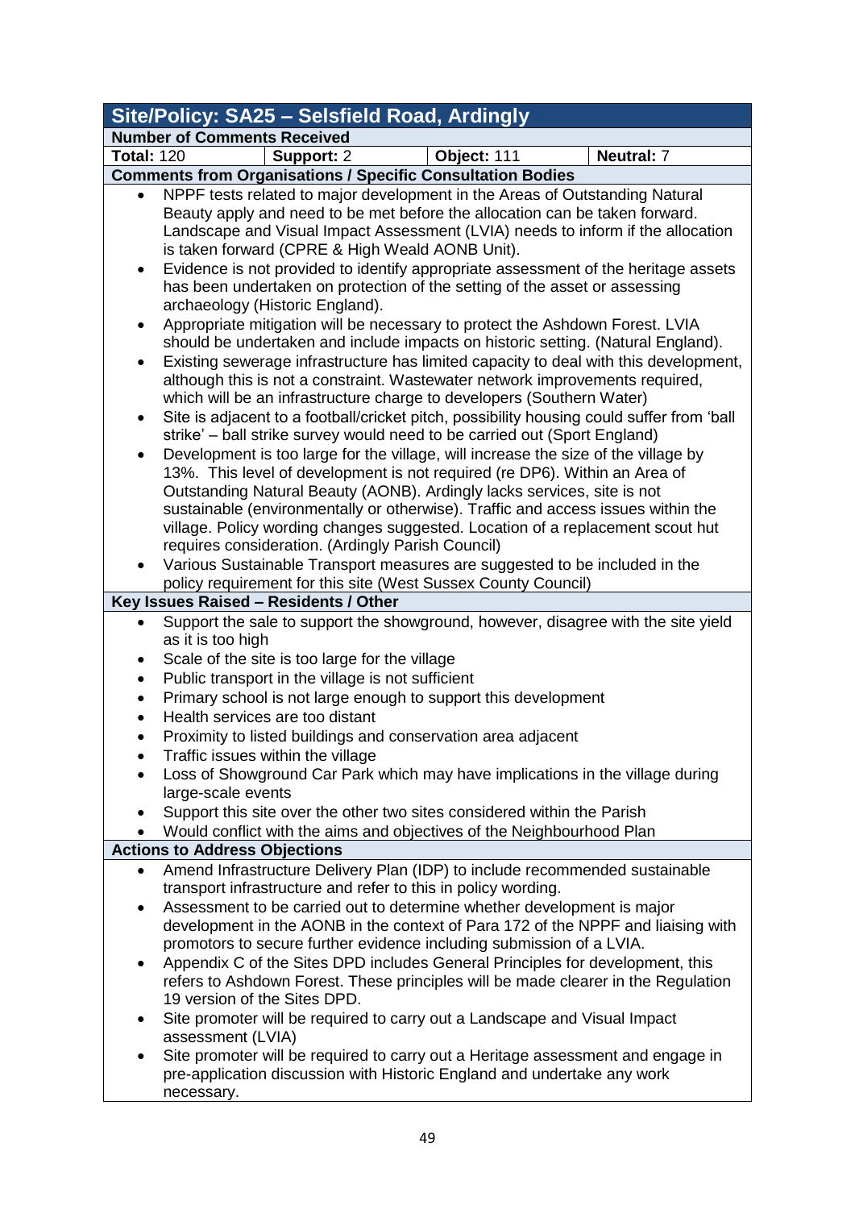| Site/Policy: SA25 – Selsfield Road, Ardingly | | | |
|---|---|---|---|
| **Number of Comments Received** | | | |
| **Total:** 120 | **Support:** 2 | **Object:** 111 | **Neutral:** 7 |

**Comments from Organisations / Specific Consultation Bodies**

- NPPF tests related to major development in the Areas of Outstanding Natural Beauty apply and need to be met before the allocation can be taken forward. Landscape and Visual Impact Assessment (LVIA) needs to inform if the allocation is taken forward (CPRE & High Weald AONB Unit).
- Evidence is not provided to identify appropriate assessment of the heritage assets has been undertaken on protection of the setting of the asset or assessing archaeology (Historic England).
- Appropriate mitigation will be necessary to protect the Ashdown Forest. LVIA should be undertaken and include impacts on historic setting. (Natural England).
- Existing sewerage infrastructure has limited capacity to deal with this development, although this is not a constraint. Wastewater network improvements required, which will be an infrastructure charge to developers (Southern Water)
- Site is adjacent to a football/cricket pitch, possibility housing could suffer from 'ball strike' – ball strike survey would need to be carried out (Sport England)
- Development is too large for the village, will increase the size of the village by 13%. This level of development is not required (re DP6). Within an Area of Outstanding Natural Beauty (AONB). Ardingly lacks services, site is not sustainable (environmentally or otherwise). Traffic and access issues within the village. Policy wording changes suggested. Location of a replacement scout hut requires consideration. (Ardingly Parish Council)
- Various Sustainable Transport measures are suggested to be included in the policy requirement for this site (West Sussex County Council)

**Key Issues Raised – Residents / Other**

- Support the sale to support the showground, however, disagree with the site yield as it is too high
- Scale of the site is too large for the village
- Public transport in the village is not sufficient
- Primary school is not large enough to support this development
- Health services are too distant
- Proximity to listed buildings and conservation area adjacent
- Traffic issues within the village
- Loss of Showground Car Park which may have implications in the village during large-scale events
- Support this site over the other two sites considered within the Parish
- Would conflict with the aims and objectives of the Neighbourhood Plan

**Actions to Address Objections**

- Amend Infrastructure Delivery Plan (IDP) to include recommended sustainable transport infrastructure and refer to this in policy wording.
- Assessment to be carried out to determine whether development is major development in the AONB in the context of Para 172 of the NPPF and liaising with promotors to secure further evidence including submission of a LVIA.
- Appendix C of the Sites DPD includes General Principles for development, this refers to Ashdown Forest. These principles will be made clearer in the Regulation 19 version of the Sites DPD.
- Site promoter will be required to carry out a Landscape and Visual Impact assessment (LVIA)
- Site promoter will be required to carry out a Heritage assessment and engage in pre-application discussion with Historic England and undertake any work necessary.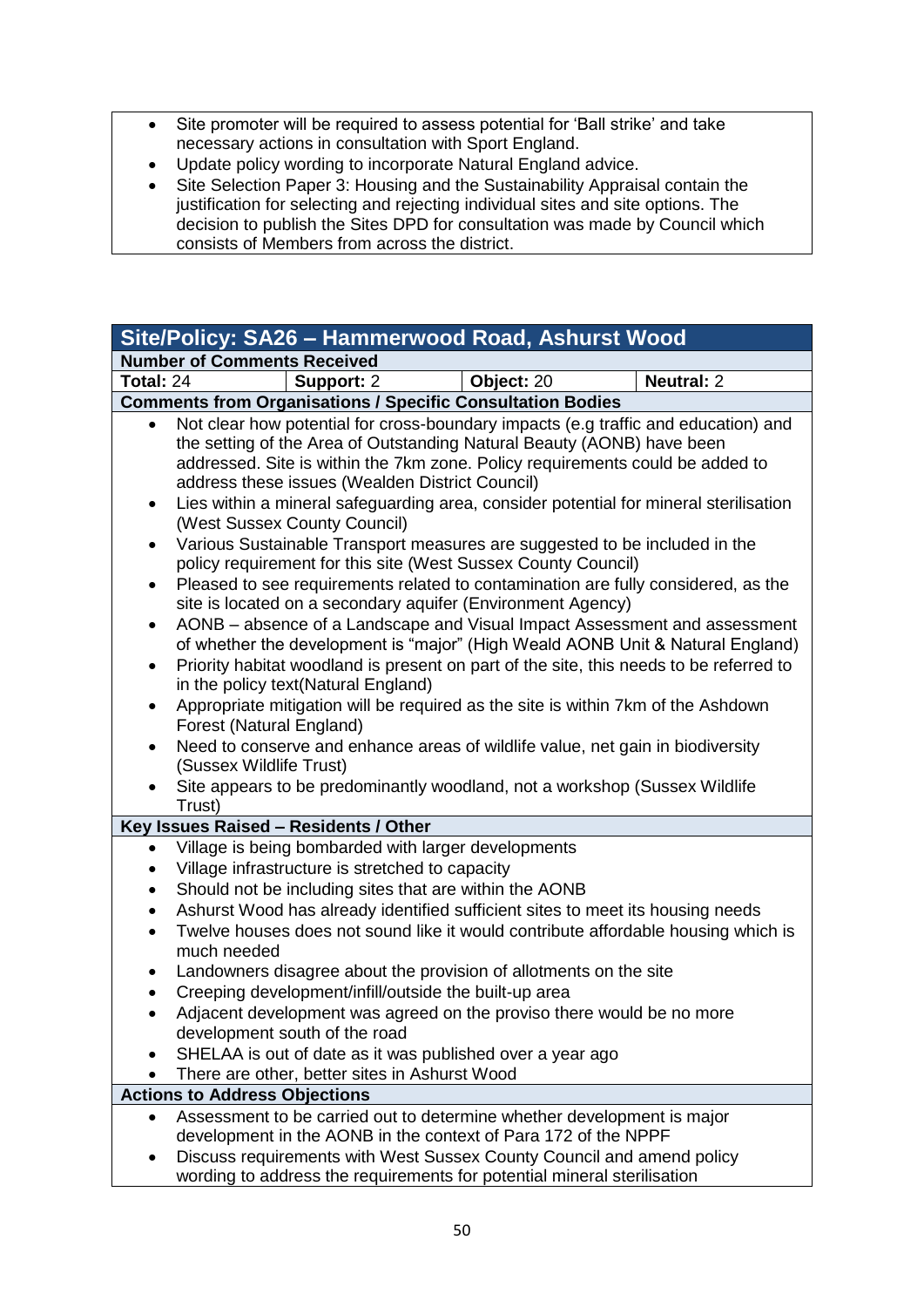- Site promoter will be required to assess potential for 'Ball strike' and take necessary actions in consultation with Sport England.
- Update policy wording to incorporate Natural England advice.
- Site Selection Paper 3: Housing and the Sustainability Appraisal contain the justification for selecting and rejecting individual sites and site options. The decision to publish the Sites DPD for consultation was made by Council which consists of Members from across the district.

## Site/Policy: SA26 – Hammerwood Road, Ashurst Wood

**Number of Comments Received**

| **Total:** 24 | **Support:** 2 | **Object:** 20 | **Neutral:** 2 |
|---|---|---|---|

**Comments from Organisations / Specific Consultation Bodies**

- Not clear how potential for cross-boundary impacts (e.g traffic and education) and the setting of the Area of Outstanding Natural Beauty (AONB) have been addressed. Site is within the 7km zone. Policy requirements could be added to address these issues (Wealden District Council)
- Lies within a mineral safeguarding area, consider potential for mineral sterilisation (West Sussex County Council)
- Various Sustainable Transport measures are suggested to be included in the policy requirement for this site (West Sussex County Council)
- Pleased to see requirements related to contamination are fully considered, as the site is located on a secondary aquifer (Environment Agency)
- AONB – absence of a Landscape and Visual Impact Assessment and assessment of whether the development is "major" (High Weald AONB Unit & Natural England)
- Priority habitat woodland is present on part of the site, this needs to be referred to in the policy text(Natural England)
- Appropriate mitigation will be required as the site is within 7km of the Ashdown Forest (Natural England)
- Need to conserve and enhance areas of wildlife value, net gain in biodiversity (Sussex Wildlife Trust)
- Site appears to be predominantly woodland, not a workshop (Sussex Wildlife Trust)

**Key Issues Raised – Residents / Other**

- Village is being bombarded with larger developments
- Village infrastructure is stretched to capacity
- Should not be including sites that are within the AONB
- Ashurst Wood has already identified sufficient sites to meet its housing needs
- Twelve houses does not sound like it would contribute affordable housing which is much needed
- Landowners disagree about the provision of allotments on the site
- Creeping development/infill/outside the built-up area
- Adjacent development was agreed on the proviso there would be no more development south of the road
- SHELAA is out of date as it was published over a year ago
- There are other, better sites in Ashurst Wood

**Actions to Address Objections**

- Assessment to be carried out to determine whether development is major development in the AONB in the context of Para 172 of the NPPF
- Discuss requirements with West Sussex County Council and amend policy wording to address the requirements for potential mineral sterilisation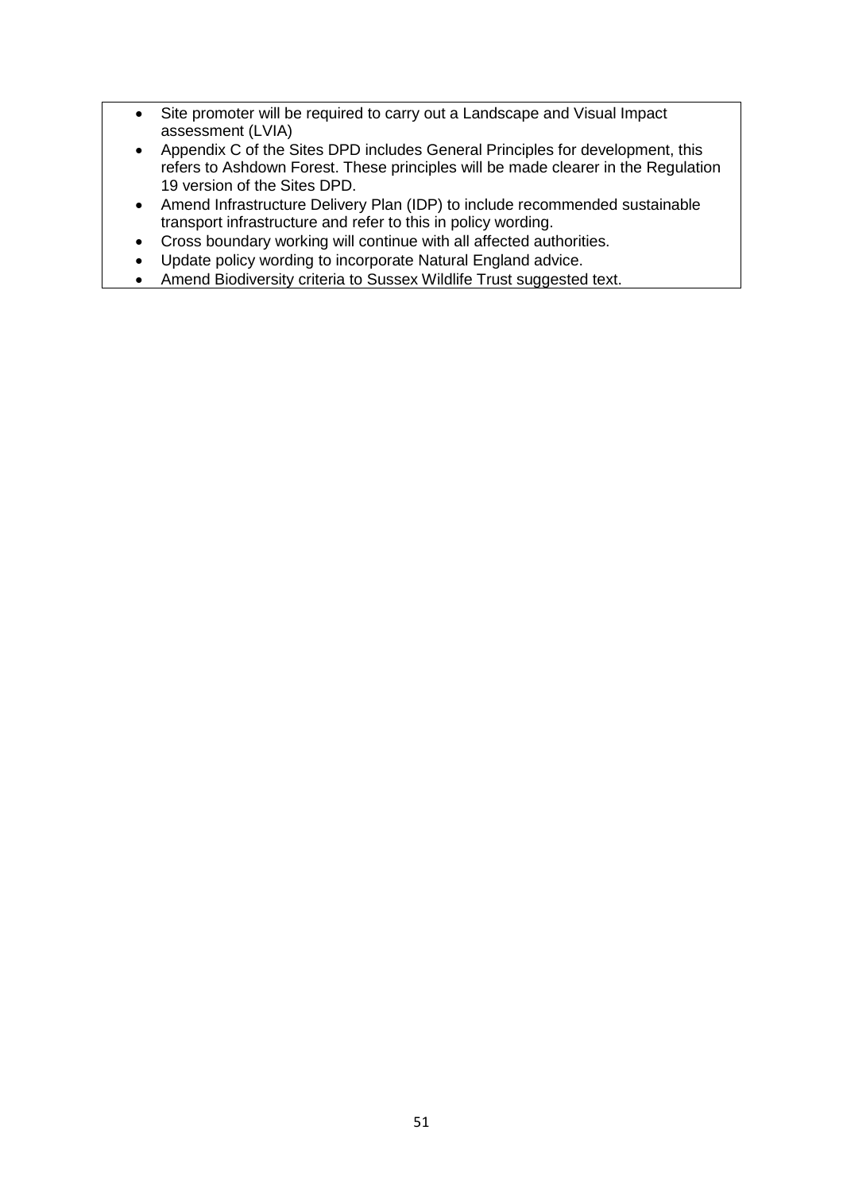- Site promoter will be required to carry out a Landscape and Visual Impact assessment (LVIA)
- Appendix C of the Sites DPD includes General Principles for development, this refers to Ashdown Forest. These principles will be made clearer in the Regulation 19 version of the Sites DPD.
- Amend Infrastructure Delivery Plan (IDP) to include recommended sustainable transport infrastructure and refer to this in policy wording.
- Cross boundary working will continue with all affected authorities.
- Update policy wording to incorporate Natural England advice.
- Amend Biodiversity criteria to Sussex Wildlife Trust suggested text.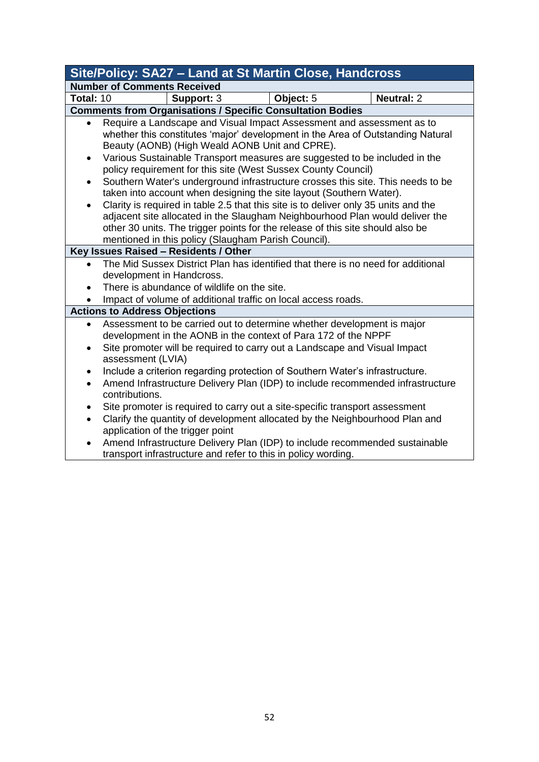| Site/Policy: SA27 – Land at St Martin Close, Handcross | | | |
|---|---|---|---|
| **Number of Comments Received** | | | |
| **Total:** 10 | **Support:** 3 | **Object:** 5 | **Neutral:** 2 |

**Comments from Organisations / Specific Consultation Bodies**

- Require a Landscape and Visual Impact Assessment and assessment as to whether this constitutes 'major' development in the Area of Outstanding Natural Beauty (AONB) (High Weald AONB Unit and CPRE).
- Various Sustainable Transport measures are suggested to be included in the policy requirement for this site (West Sussex County Council)
- Southern Water's underground infrastructure crosses this site. This needs to be taken into account when designing the site layout (Southern Water).
- Clarity is required in table 2.5 that this site is to deliver only 35 units and the adjacent site allocated in the Slaugham Neighbourhood Plan would deliver the other 30 units. The trigger points for the release of this site should also be mentioned in this policy (Slaugham Parish Council).

**Key Issues Raised – Residents / Other**

- The Mid Sussex District Plan has identified that there is no need for additional development in Handcross.
- There is abundance of wildlife on the site.
- Impact of volume of additional traffic on local access roads.

**Actions to Address Objections**

- Assessment to be carried out to determine whether development is major development in the AONB in the context of Para 172 of the NPPF
- Site promoter will be required to carry out a Landscape and Visual Impact assessment (LVIA)
- Include a criterion regarding protection of Southern Water's infrastructure.
- Amend Infrastructure Delivery Plan (IDP) to include recommended infrastructure contributions.
- Site promoter is required to carry out a site-specific transport assessment
- Clarify the quantity of development allocated by the Neighbourhood Plan and application of the trigger point
- Amend Infrastructure Delivery Plan (IDP) to include recommended sustainable transport infrastructure and refer to this in policy wording.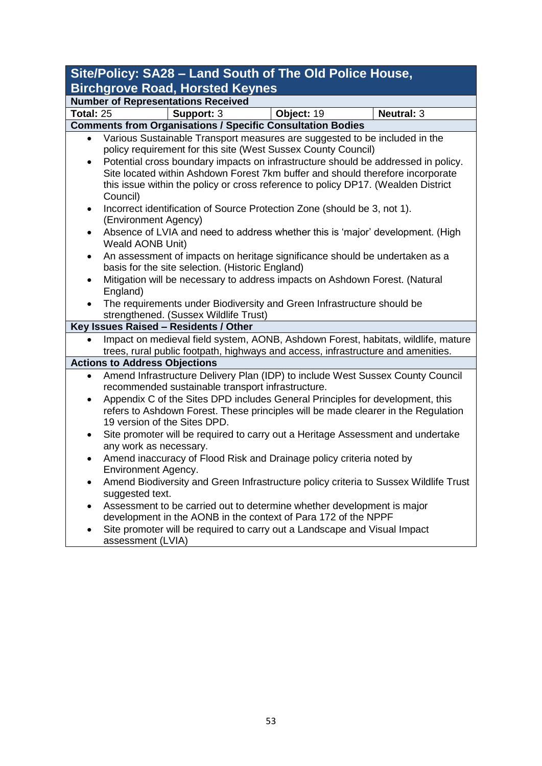## Site/Policy: SA28 – Land South of The Old Police House, Birchgrove Road, Horsted Keynes

**Number of Representations Received**

| **Total:** 25 | **Support:** 3 | **Object:** 19 | **Neutral:** 3 |
|---|---|---|---|

**Comments from Organisations / Specific Consultation Bodies**

- Various Sustainable Transport measures are suggested to be included in the policy requirement for this site (West Sussex County Council)
- Potential cross boundary impacts on infrastructure should be addressed in policy. Site located within Ashdown Forest 7km buffer and should therefore incorporate this issue within the policy or cross reference to policy DP17. (Wealden District Council)
- Incorrect identification of Source Protection Zone (should be 3, not 1). (Environment Agency)
- Absence of LVIA and need to address whether this is 'major' development. (High Weald AONB Unit)
- An assessment of impacts on heritage significance should be undertaken as a basis for the site selection. (Historic England)
- Mitigation will be necessary to address impacts on Ashdown Forest. (Natural England)
- The requirements under Biodiversity and Green Infrastructure should be strengthened. (Sussex Wildlife Trust)

**Key Issues Raised – Residents / Other**

- Impact on medieval field system, AONB, Ashdown Forest, habitats, wildlife, mature trees, rural public footpath, highways and access, infrastructure and amenities.

**Actions to Address Objections**

- Amend Infrastructure Delivery Plan (IDP) to include West Sussex County Council recommended sustainable transport infrastructure.
- Appendix C of the Sites DPD includes General Principles for development, this refers to Ashdown Forest. These principles will be made clearer in the Regulation 19 version of the Sites DPD.
- Site promoter will be required to carry out a Heritage Assessment and undertake any work as necessary.
- Amend inaccuracy of Flood Risk and Drainage policy criteria noted by Environment Agency.
- Amend Biodiversity and Green Infrastructure policy criteria to Sussex Wildlife Trust suggested text.
- Assessment to be carried out to determine whether development is major development in the AONB in the context of Para 172 of the NPPF
- Site promoter will be required to carry out a Landscape and Visual Impact assessment (LVIA)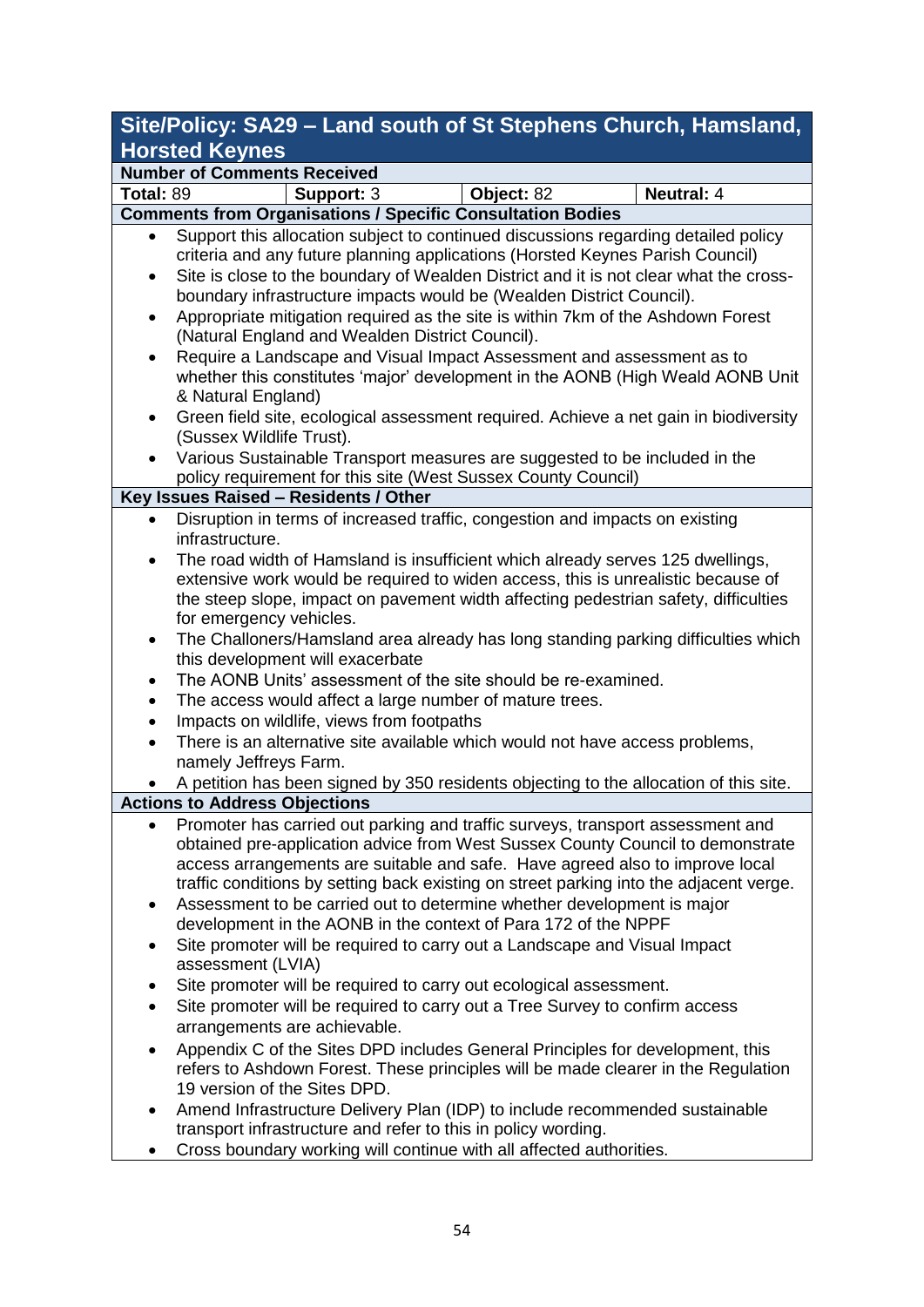## Site/Policy: SA29 – Land south of St Stephens Church, Hamsland, Horsted Keynes

**Number of Comments Received**

| Total: 89 | Support: 3 | Object: 82 | Neutral: 4 |
|---|---|---|---|

**Comments from Organisations / Specific Consultation Bodies**

- Support this allocation subject to continued discussions regarding detailed policy criteria and any future planning applications (Horsted Keynes Parish Council)
- Site is close to the boundary of Wealden District and it is not clear what the cross-boundary infrastructure impacts would be (Wealden District Council).
- Appropriate mitigation required as the site is within 7km of the Ashdown Forest (Natural England and Wealden District Council).
- Require a Landscape and Visual Impact Assessment and assessment as to whether this constitutes 'major' development in the AONB (High Weald AONB Unit & Natural England)
- Green field site, ecological assessment required. Achieve a net gain in biodiversity (Sussex Wildlife Trust).
- Various Sustainable Transport measures are suggested to be included in the policy requirement for this site (West Sussex County Council)

**Key Issues Raised – Residents / Other**

- Disruption in terms of increased traffic, congestion and impacts on existing infrastructure.
- The road width of Hamsland is insufficient which already serves 125 dwellings, extensive work would be required to widen access, this is unrealistic because of the steep slope, impact on pavement width affecting pedestrian safety, difficulties for emergency vehicles.
- The Challoners/Hamsland area already has long standing parking difficulties which this development will exacerbate
- The AONB Units' assessment of the site should be re-examined.
- The access would affect a large number of mature trees.
- Impacts on wildlife, views from footpaths
- There is an alternative site available which would not have access problems, namely Jeffreys Farm.
- A petition has been signed by 350 residents objecting to the allocation of this site.

**Actions to Address Objections**

- Promoter has carried out parking and traffic surveys, transport assessment and obtained pre-application advice from West Sussex County Council to demonstrate access arrangements are suitable and safe. Have agreed also to improve local traffic conditions by setting back existing on street parking into the adjacent verge.
- Assessment to be carried out to determine whether development is major development in the AONB in the context of Para 172 of the NPPF
- Site promoter will be required to carry out a Landscape and Visual Impact assessment (LVIA)
- Site promoter will be required to carry out ecological assessment.
- Site promoter will be required to carry out a Tree Survey to confirm access arrangements are achievable.
- Appendix C of the Sites DPD includes General Principles for development, this refers to Ashdown Forest. These principles will be made clearer in the Regulation 19 version of the Sites DPD.
- Amend Infrastructure Delivery Plan (IDP) to include recommended sustainable transport infrastructure and refer to this in policy wording.
- Cross boundary working will continue with all affected authorities.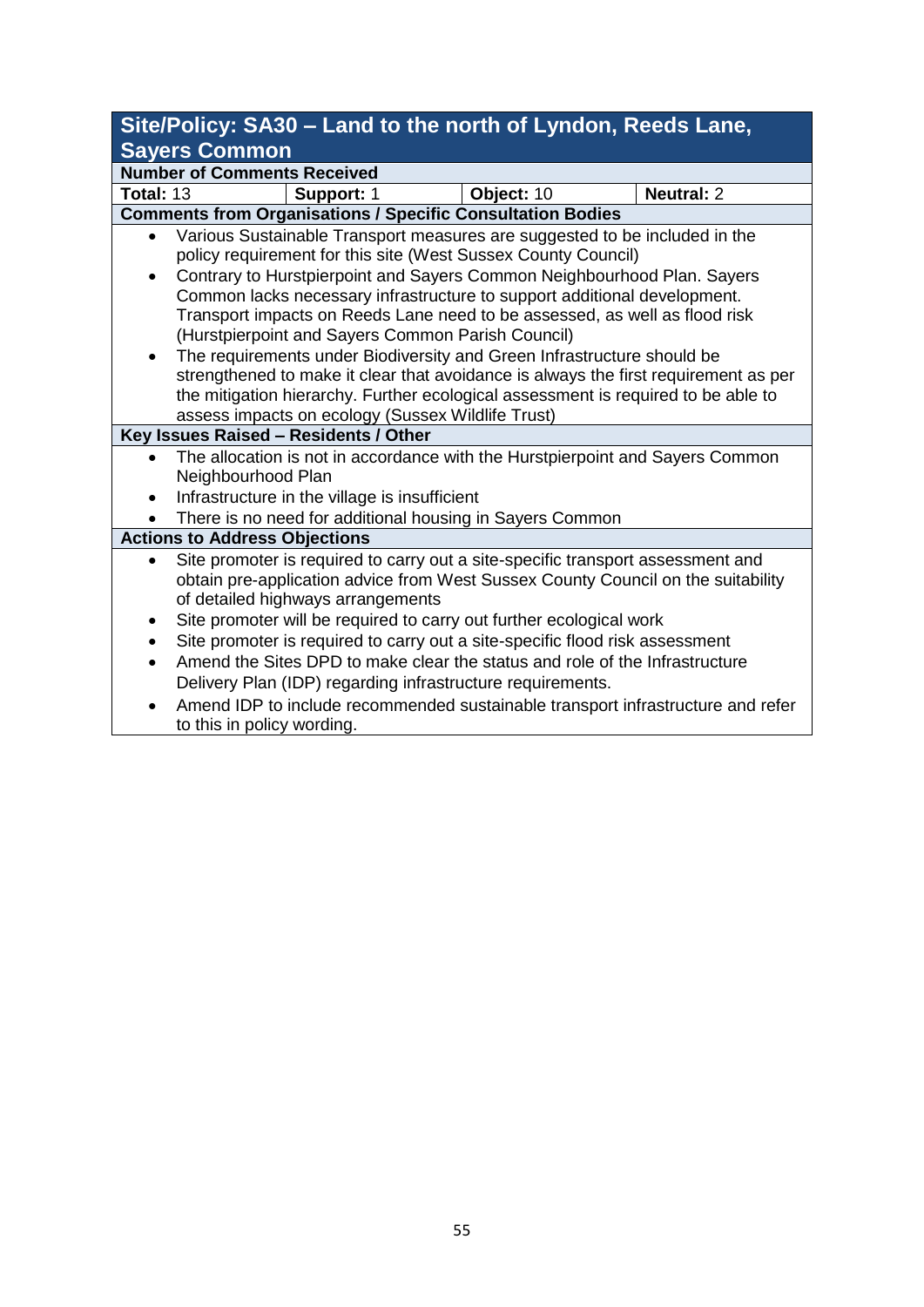| Site/Policy: SA30 – Land to the north of Lyndon, Reeds Lane, Sayers Common | | | |
|---|---|---|---|
| **Number of Comments Received** | | | |
| **Total:** 13 | **Support:** 1 | **Object:** 10 | **Neutral:** 2 |
| **Comments from Organisations / Specific Consultation Bodies** | | | |
| • Various Sustainable Transport measures are suggested to be included in the policy requirement for this site (West Sussex County Council)<br>• Contrary to Hurstpierpoint and Sayers Common Neighbourhood Plan. Sayers Common lacks necessary infrastructure to support additional development. Transport impacts on Reeds Lane need to be assessed, as well as flood risk (Hurstpierpoint and Sayers Common Parish Council)<br>• The requirements under Biodiversity and Green Infrastructure should be strengthened to make it clear that avoidance is always the first requirement as per the mitigation hierarchy. Further ecological assessment is required to be able to assess impacts on ecology (Sussex Wildlife Trust) | | | |
| **Key Issues Raised – Residents / Other** | | | |
| • The allocation is not in accordance with the Hurstpierpoint and Sayers Common Neighbourhood Plan<br>• Infrastructure in the village is insufficient<br>• There is no need for additional housing in Sayers Common | | | |
| **Actions to Address Objections** | | | |
| • Site promoter is required to carry out a site-specific transport assessment and obtain pre-application advice from West Sussex County Council on the suitability of detailed highways arrangements<br>• Site promoter will be required to carry out further ecological work<br>• Site promoter is required to carry out a site-specific flood risk assessment<br>• Amend the Sites DPD to make clear the status and role of the Infrastructure Delivery Plan (IDP) regarding infrastructure requirements.<br>• Amend IDP to include recommended sustainable transport infrastructure and refer to this in policy wording. | | | |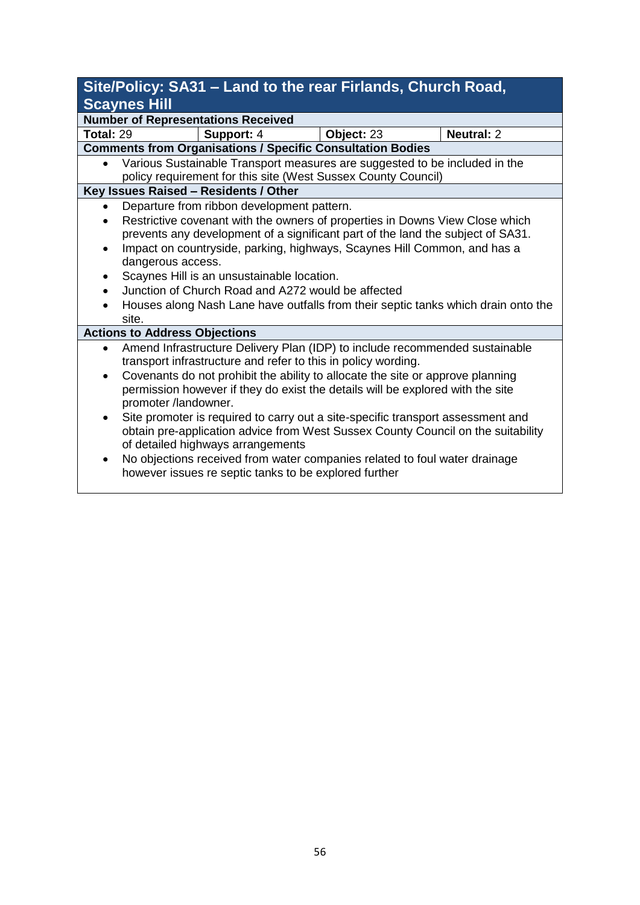## Site/Policy: SA31 – Land to the rear Firlands, Church Road, Scaynes Hill

**Number of Representations Received**

| **Total:** 29 | **Support:** 4 | **Object:** 23 | **Neutral:** 2 |
|---|---|---|---|

**Comments from Organisations / Specific Consultation Bodies**

- Various Sustainable Transport measures are suggested to be included in the policy requirement for this site (West Sussex County Council)

**Key Issues Raised – Residents / Other**

- Departure from ribbon development pattern.
- Restrictive covenant with the owners of properties in Downs View Close which prevents any development of a significant part of the land the subject of SA31.
- Impact on countryside, parking, highways, Scaynes Hill Common, and has a dangerous access.
- Scaynes Hill is an unsustainable location.
- Junction of Church Road and A272 would be affected
- Houses along Nash Lane have outfalls from their septic tanks which drain onto the site.

**Actions to Address Objections**

- Amend Infrastructure Delivery Plan (IDP) to include recommended sustainable transport infrastructure and refer to this in policy wording.
- Covenants do not prohibit the ability to allocate the site or approve planning permission however if they do exist the details will be explored with the site promoter /landowner.
- Site promoter is required to carry out a site-specific transport assessment and obtain pre-application advice from West Sussex County Council on the suitability of detailed highways arrangements
- No objections received from water companies related to foul water drainage however issues re septic tanks to be explored further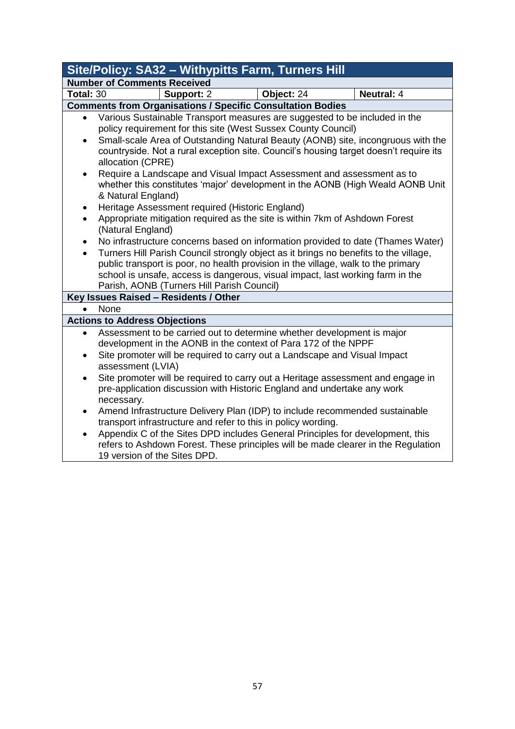| Site/Policy: SA32 – Withypitts Farm, Turners Hill | | | |
|---|---|---|---|
| **Number of Comments Received** | | | |
| **Total:** 30 | **Support:** 2 | **Object:** 24 | **Neutral:** 4 |

**Comments from Organisations / Specific Consultation Bodies**

- Various Sustainable Transport measures are suggested to be included in the policy requirement for this site (West Sussex County Council)
- Small-scale Area of Outstanding Natural Beauty (AONB) site, incongruous with the countryside. Not a rural exception site. Council's housing target doesn't require its allocation (CPRE)
- Require a Landscape and Visual Impact Assessment and assessment as to whether this constitutes 'major' development in the AONB (High Weald AONB Unit & Natural England)
- Heritage Assessment required (Historic England)
- Appropriate mitigation required as the site is within 7km of Ashdown Forest (Natural England)
- No infrastructure concerns based on information provided to date (Thames Water)
- Turners Hill Parish Council strongly object as it brings no benefits to the village, public transport is poor, no health provision in the village, walk to the primary school is unsafe, access is dangerous, visual impact, last working farm in the Parish, AONB (Turners Hill Parish Council)

**Key Issues Raised – Residents / Other**

- None

**Actions to Address Objections**

- Assessment to be carried out to determine whether development is major development in the AONB in the context of Para 172 of the NPPF
- Site promoter will be required to carry out a Landscape and Visual Impact assessment (LVIA)
- Site promoter will be required to carry out a Heritage assessment and engage in pre-application discussion with Historic England and undertake any work necessary.
- Amend Infrastructure Delivery Plan (IDP) to include recommended sustainable transport infrastructure and refer to this in policy wording.
- Appendix C of the Sites DPD includes General Principles for development, this refers to Ashdown Forest. These principles will be made clearer in the Regulation 19 version of the Sites DPD.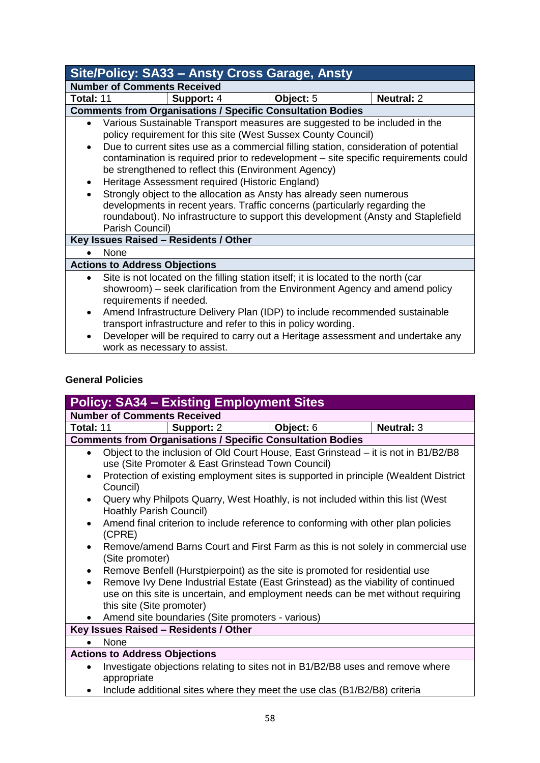| Site/Policy: SA33 – Ansty Cross Garage, Ansty | | | |
|---|---|---|---|
| **Number of Comments Received** | | | |
| **Total:** 11 | **Support:** 4 | **Object:** 5 | **Neutral:** 2 |
| **Comments from Organisations / Specific Consultation Bodies** | | | |
| • Various Sustainable Transport measures are suggested to be included in the policy requirement for this site (West Sussex County Council)<br>• Due to current sites use as a commercial filling station, consideration of potential contamination is required prior to redevelopment – site specific requirements could be strengthened to reflect this (Environment Agency)<br>• Heritage Assessment required (Historic England)<br>• Strongly object to the allocation as Ansty has already seen numerous developments in recent years. Traffic concerns (particularly regarding the roundabout). No infrastructure to support this development (Ansty and Staplefield Parish Council) | | | |
| **Key Issues Raised – Residents / Other** | | | |
| • None | | | |
| **Actions to Address Objections** | | | |
| • Site is not located on the filling station itself; it is located to the north (car showroom) – seek clarification from the Environment Agency and amend policy requirements if needed.<br>• Amend Infrastructure Delivery Plan (IDP) to include recommended sustainable transport infrastructure and refer to this in policy wording.<br>• Developer will be required to carry out a Heritage assessment and undertake any work as necessary to assist. | | | |

**General Policies**

| Policy: SA34 – Existing Employment Sites | | | |
|---|---|---|---|
| **Number of Comments Received** | | | |
| **Total:** 11 | **Support:** 2 | **Object:** 6 | **Neutral:** 3 |
| **Comments from Organisations / Specific Consultation Bodies** | | | |
| • Object to the inclusion of Old Court House, East Grinstead – it is not in B1/B2/B8 use (Site Promoter & East Grinstead Town Council)<br>• Protection of existing employment sites is supported in principle (Wealdent District Council)<br>• Query why Philpots Quarry, West Hoathly, is not included within this list (West Hoathly Parish Council)<br>• Amend final criterion to include reference to conforming with other plan policies (CPRE)<br>• Remove/amend Barns Court and First Farm as this is not solely in commercial use (Site promoter)<br>• Remove Benfell (Hurstpierpoint) as the site is promoted for residential use<br>• Remove Ivy Dene Industrial Estate (East Grinstead) as the viability of continued use on this site is uncertain, and employment needs can be met without requiring this site (Site promoter)<br>• Amend site boundaries (Site promoters - various) | | | |
| **Key Issues Raised – Residents / Other** | | | |
| • None | | | |
| **Actions to Address Objections** | | | |
| • Investigate objections relating to sites not in B1/B2/B8 uses and remove where appropriate<br>• Include additional sites where they meet the use clas (B1/B2/B8) criteria | | | |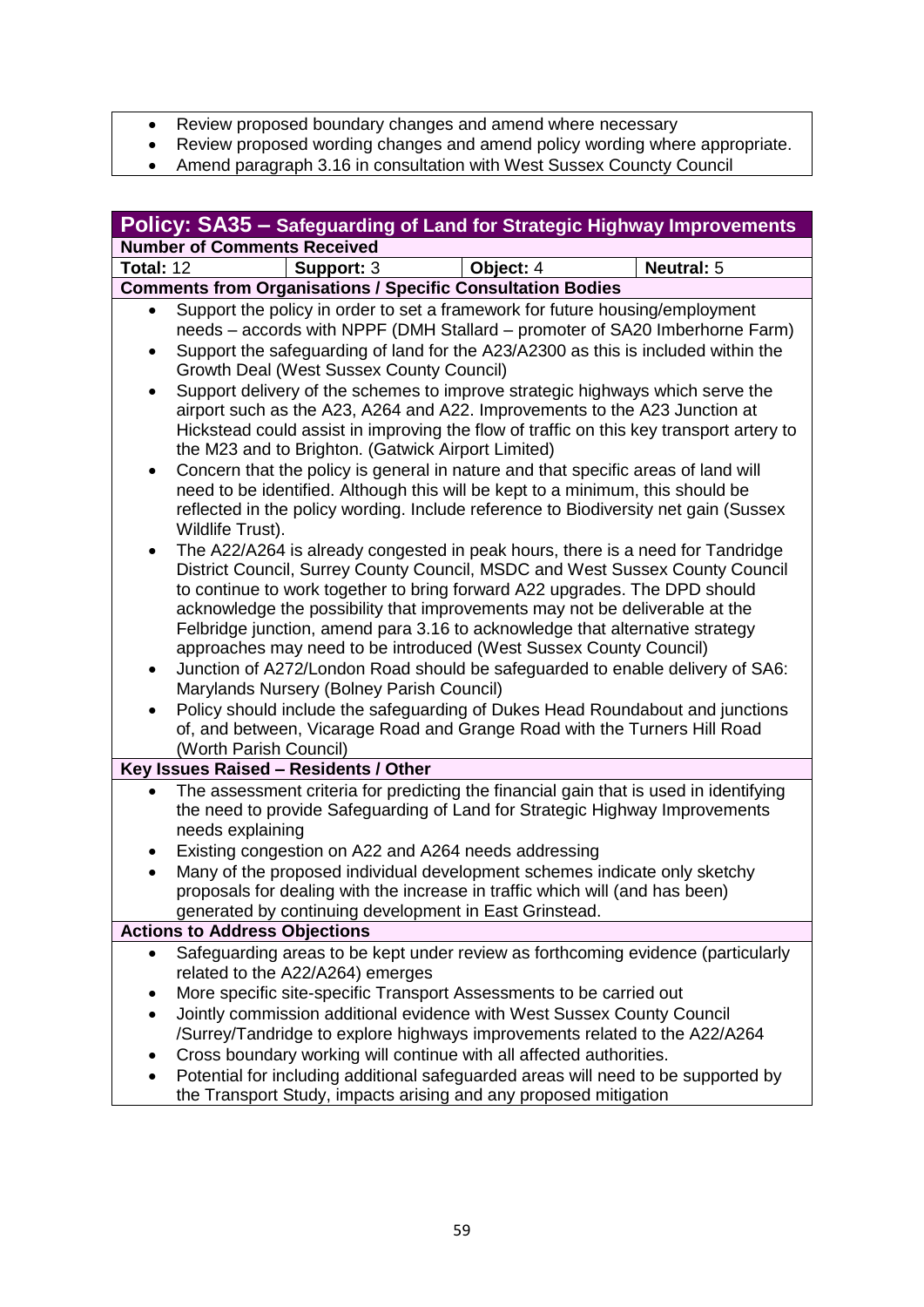- Review proposed boundary changes and amend where necessary
- Review proposed wording changes and amend policy wording where appropriate.
- Amend paragraph 3.16 in consultation with West Sussex Councty Council

| **Policy: SA35 – Safeguarding of Land for Strategic Highway Improvements** | | | |
|---|---|---|---|
| **Number of Comments Received** | | | |
| **Total:** 12 | **Support:** 3 | **Object:** 4 | **Neutral:** 5 |

**Comments from Organisations / Specific Consultation Bodies**

- Support the policy in order to set a framework for future housing/employment needs – accords with NPPF (DMH Stallard – promoter of SA20 Imberhorne Farm)
- Support the safeguarding of land for the A23/A2300 as this is included within the Growth Deal (West Sussex County Council)
- Support delivery of the schemes to improve strategic highways which serve the airport such as the A23, A264 and A22. Improvements to the A23 Junction at Hickstead could assist in improving the flow of traffic on this key transport artery to the M23 and to Brighton. (Gatwick Airport Limited)
- Concern that the policy is general in nature and that specific areas of land will need to be identified. Although this will be kept to a minimum, this should be reflected in the policy wording. Include reference to Biodiversity net gain (Sussex Wildlife Trust).
- The A22/A264 is already congested in peak hours, there is a need for Tandridge District Council, Surrey County Council, MSDC and West Sussex County Council to continue to work together to bring forward A22 upgrades. The DPD should acknowledge the possibility that improvements may not be deliverable at the Felbridge junction, amend para 3.16 to acknowledge that alternative strategy approaches may need to be introduced (West Sussex County Council)
- Junction of A272/London Road should be safeguarded to enable delivery of SA6: Marylands Nursery (Bolney Parish Council)
- Policy should include the safeguarding of Dukes Head Roundabout and junctions of, and between, Vicarage Road and Grange Road with the Turners Hill Road (Worth Parish Council)

**Key Issues Raised – Residents / Other**

- The assessment criteria for predicting the financial gain that is used in identifying the need to provide Safeguarding of Land for Strategic Highway Improvements needs explaining
- Existing congestion on A22 and A264 needs addressing
- Many of the proposed individual development schemes indicate only sketchy proposals for dealing with the increase in traffic which will (and has been) generated by continuing development in East Grinstead.

**Actions to Address Objections**

- Safeguarding areas to be kept under review as forthcoming evidence (particularly related to the A22/A264) emerges
- More specific site-specific Transport Assessments to be carried out
- Jointly commission additional evidence with West Sussex County Council /Surrey/Tandridge to explore highways improvements related to the A22/A264
- Cross boundary working will continue with all affected authorities.
- Potential for including additional safeguarded areas will need to be supported by the Transport Study, impacts arising and any proposed mitigation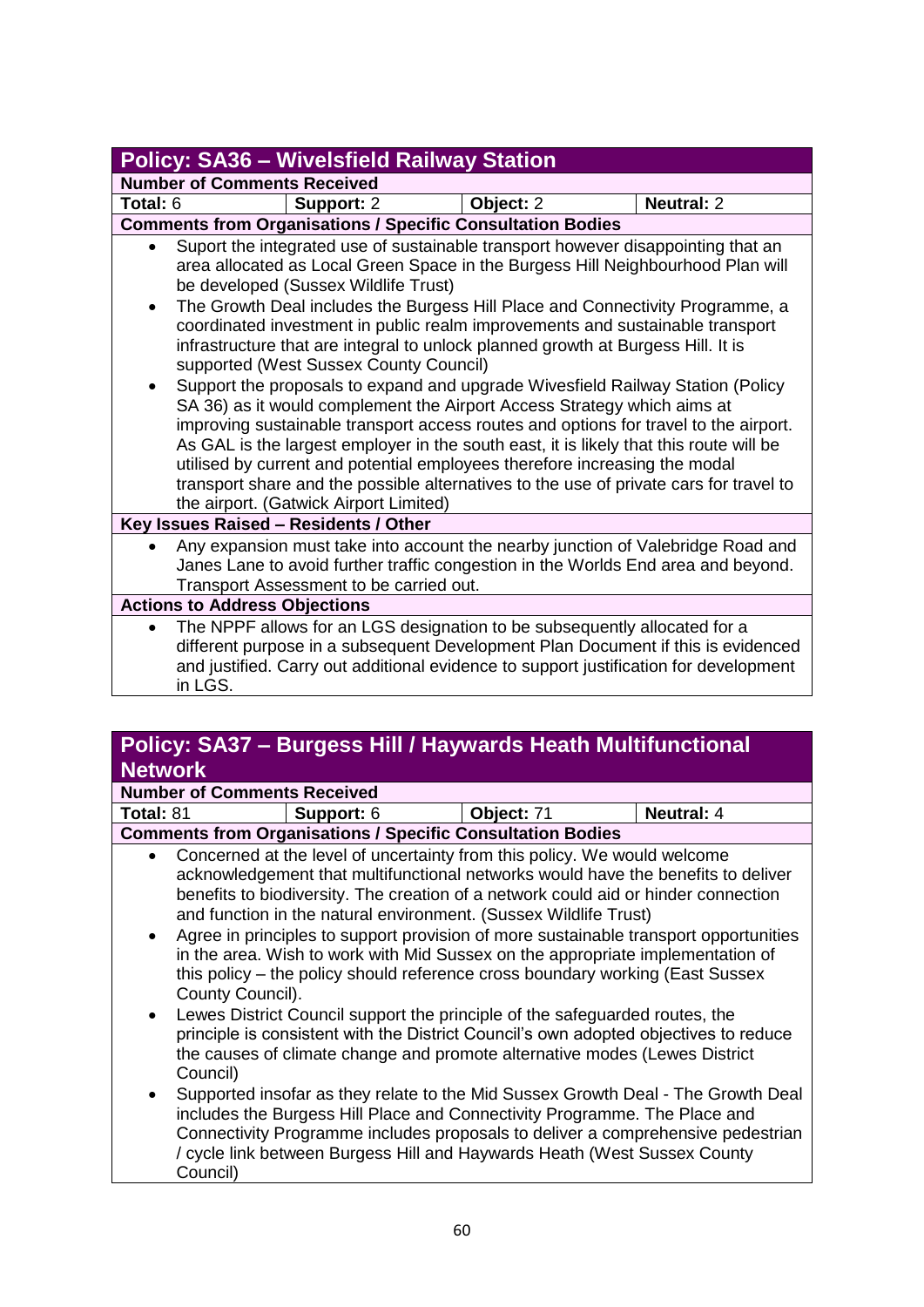## Policy: SA36 – Wivelsfield Railway Station

**Number of Comments Received**

| Total: 6 | Support: 2 | Object: 2 | Neutral: 2 |
|---|---|---|---|

**Comments from Organisations / Specific Consultation Bodies**

- Suport the integrated use of sustainable transport however disappointing that an area allocated as Local Green Space in the Burgess Hill Neighbourhood Plan will be developed (Sussex Wildlife Trust)
- The Growth Deal includes the Burgess Hill Place and Connectivity Programme, a coordinated investment in public realm improvements and sustainable transport infrastructure that are integral to unlock planned growth at Burgess Hill. It is supported (West Sussex County Council)
- Support the proposals to expand and upgrade Wivesfield Railway Station (Policy SA 36) as it would complement the Airport Access Strategy which aims at improving sustainable transport access routes and options for travel to the airport. As GAL is the largest employer in the south east, it is likely that this route will be utilised by current and potential employees therefore increasing the modal transport share and the possible alternatives to the use of private cars for travel to the airport. (Gatwick Airport Limited)

**Key Issues Raised – Residents / Other**

- Any expansion must take into account the nearby junction of Valebridge Road and Janes Lane to avoid further traffic congestion in the Worlds End area and beyond. Transport Assessment to be carried out.

**Actions to Address Objections**

- The NPPF allows for an LGS designation to be subsequently allocated for a different purpose in a subsequent Development Plan Document if this is evidenced and justified. Carry out additional evidence to support justification for development in LGS.

## Policy: SA37 – Burgess Hill / Haywards Heath Multifunctional Network

**Number of Comments Received**

| Total: 81 | Support: 6 | Object: 71 | Neutral: 4 |
|---|---|---|---|

**Comments from Organisations / Specific Consultation Bodies**

- Concerned at the level of uncertainty from this policy. We would welcome acknowledgement that multifunctional networks would have the benefits to deliver benefits to biodiversity. The creation of a network could aid or hinder connection and function in the natural environment. (Sussex Wildlife Trust)
- Agree in principles to support provision of more sustainable transport opportunities in the area. Wish to work with Mid Sussex on the appropriate implementation of this policy – the policy should reference cross boundary working (East Sussex County Council).
- Lewes District Council support the principle of the safeguarded routes, the principle is consistent with the District Council's own adopted objectives to reduce the causes of climate change and promote alternative modes (Lewes District Council)
- Supported insofar as they relate to the Mid Sussex Growth Deal - The Growth Deal includes the Burgess Hill Place and Connectivity Programme. The Place and Connectivity Programme includes proposals to deliver a comprehensive pedestrian / cycle link between Burgess Hill and Haywards Heath (West Sussex County Council)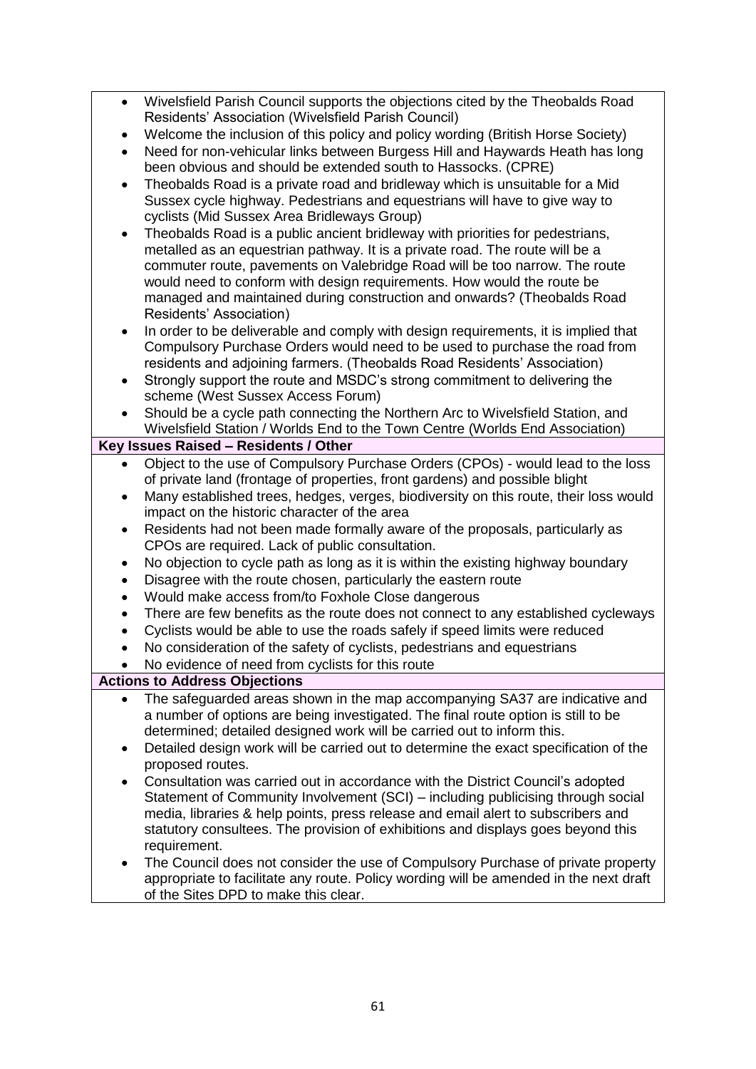- Wivelsfield Parish Council supports the objections cited by the Theobalds Road Residents' Association (Wivelsfield Parish Council)
- Welcome the inclusion of this policy and policy wording (British Horse Society)
- Need for non-vehicular links between Burgess Hill and Haywards Heath has long been obvious and should be extended south to Hassocks. (CPRE)
- Theobalds Road is a private road and bridleway which is unsuitable for a Mid Sussex cycle highway. Pedestrians and equestrians will have to give way to cyclists (Mid Sussex Area Bridleways Group)
- Theobalds Road is a public ancient bridleway with priorities for pedestrians, metalled as an equestrian pathway. It is a private road. The route will be a commuter route, pavements on Valebridge Road will be too narrow. The route would need to conform with design requirements. How would the route be managed and maintained during construction and onwards? (Theobalds Road Residents' Association)
- In order to be deliverable and comply with design requirements, it is implied that Compulsory Purchase Orders would need to be used to purchase the road from residents and adjoining farmers. (Theobalds Road Residents' Association)
- Strongly support the route and MSDC's strong commitment to delivering the scheme (West Sussex Access Forum)
- Should be a cycle path connecting the Northern Arc to Wivelsfield Station, and Wivelsfield Station / Worlds End to the Town Centre (Worlds End Association)

**Key Issues Raised – Residents / Other**

- Object to the use of Compulsory Purchase Orders (CPOs) - would lead to the loss of private land (frontage of properties, front gardens) and possible blight
- Many established trees, hedges, verges, biodiversity on this route, their loss would impact on the historic character of the area
- Residents had not been made formally aware of the proposals, particularly as CPOs are required. Lack of public consultation.
- No objection to cycle path as long as it is within the existing highway boundary
- Disagree with the route chosen, particularly the eastern route
- Would make access from/to Foxhole Close dangerous
- There are few benefits as the route does not connect to any established cycleways
- Cyclists would be able to use the roads safely if speed limits were reduced
- No consideration of the safety of cyclists, pedestrians and equestrians
- No evidence of need from cyclists for this route

**Actions to Address Objections**

- The safeguarded areas shown in the map accompanying SA37 are indicative and a number of options are being investigated. The final route option is still to be determined; detailed designed work will be carried out to inform this.
- Detailed design work will be carried out to determine the exact specification of the proposed routes.
- Consultation was carried out in accordance with the District Council's adopted Statement of Community Involvement (SCI) – including publicising through social media, libraries & help points, press release and email alert to subscribers and statutory consultees. The provision of exhibitions and displays goes beyond this requirement.
- The Council does not consider the use of Compulsory Purchase of private property appropriate to facilitate any route. Policy wording will be amended in the next draft of the Sites DPD to make this clear.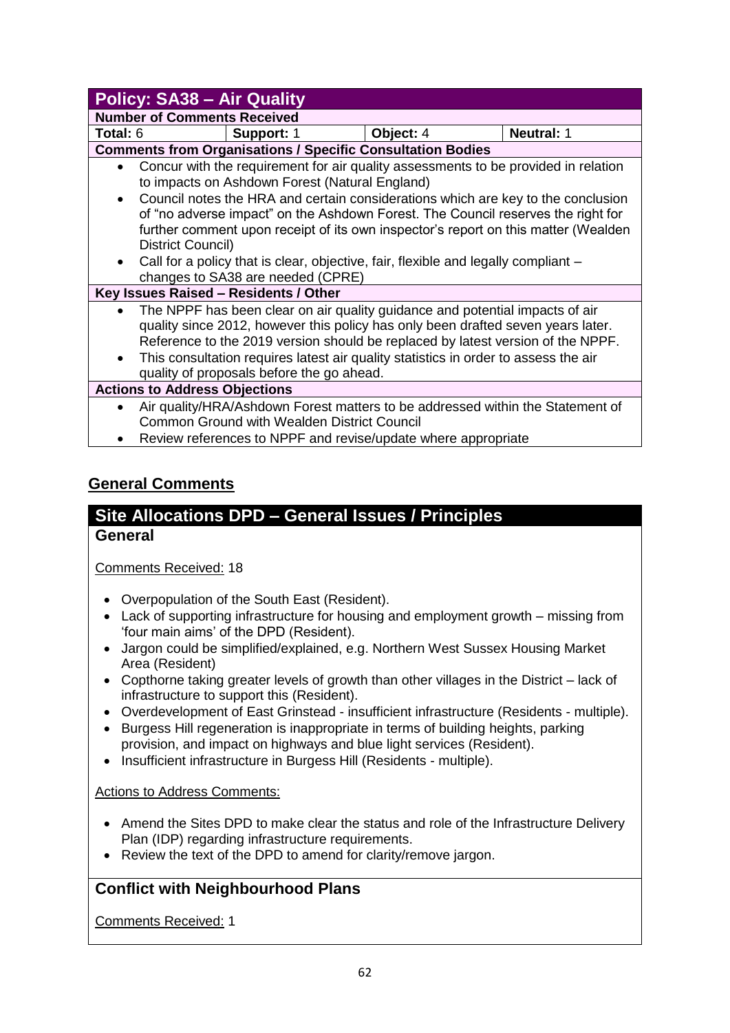| Policy: SA38 – Air Quality | | | |
|---|---|---|---|
| **Number of Comments Received** | | | |
| **Total:** 6 | **Support:** 1 | **Object:** 4 | **Neutral:** 1 |
| **Comments from Organisations / Specific Consultation Bodies** | | | |
| • Concur with the requirement for air quality assessments to be provided in relation to impacts on Ashdown Forest (Natural England)<br>• Council notes the HRA and certain considerations which are key to the conclusion of "no adverse impact" on the Ashdown Forest. The Council reserves the right for further comment upon receipt of its own inspector's report on this matter (Wealden District Council)<br>• Call for a policy that is clear, objective, fair, flexible and legally compliant – changes to SA38 are needed (CPRE) | | | |
| **Key Issues Raised – Residents / Other** | | | |
| • The NPPF has been clear on air quality guidance and potential impacts of air quality since 2012, however this policy has only been drafted seven years later. Reference to the 2019 version should be replaced by latest version of the NPPF.<br>• This consultation requires latest air quality statistics in order to assess the air quality of proposals before the go ahead. | | | |
| **Actions to Address Objections** | | | |
| • Air quality/HRA/Ashdown Forest matters to be addressed within the Statement of Common Ground with Wealden District Council<br>• Review references to NPPF and revise/update where appropriate | | | |

## General Comments

## Site Allocations DPD – General Issues / Principles

### General

Comments Received: 18

- Overpopulation of the South East (Resident).
- Lack of supporting infrastructure for housing and employment growth – missing from 'four main aims' of the DPD (Resident).
- Jargon could be simplified/explained, e.g. Northern West Sussex Housing Market Area (Resident)
- Copthorne taking greater levels of growth than other villages in the District – lack of infrastructure to support this (Resident).
- Overdevelopment of East Grinstead - insufficient infrastructure (Residents - multiple).
- Burgess Hill regeneration is inappropriate in terms of building heights, parking provision, and impact on highways and blue light services (Resident).
- Insufficient infrastructure in Burgess Hill (Residents - multiple).

Actions to Address Comments:

- Amend the Sites DPD to make clear the status and role of the Infrastructure Delivery Plan (IDP) regarding infrastructure requirements.
- Review the text of the DPD to amend for clarity/remove jargon.

### Conflict with Neighbourhood Plans

Comments Received: 1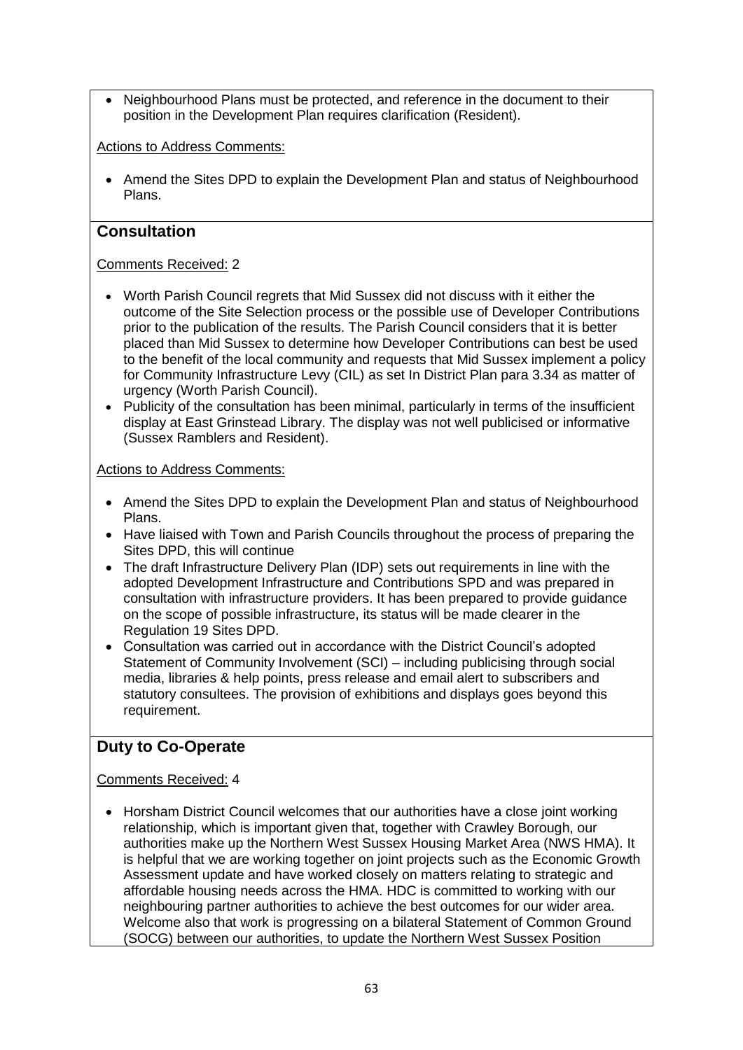- Neighbourhood Plans must be protected, and reference in the document to their position in the Development Plan requires clarification (Resident).

Actions to Address Comments:

- Amend the Sites DPD to explain the Development Plan and status of Neighbourhood Plans.

## Consultation

Comments Received: 2

- Worth Parish Council regrets that Mid Sussex did not discuss with it either the outcome of the Site Selection process or the possible use of Developer Contributions prior to the publication of the results. The Parish Council considers that it is better placed than Mid Sussex to determine how Developer Contributions can best be used to the benefit of the local community and requests that Mid Sussex implement a policy for Community Infrastructure Levy (CIL) as set In District Plan para 3.34 as matter of urgency (Worth Parish Council).
- Publicity of the consultation has been minimal, particularly in terms of the insufficient display at East Grinstead Library. The display was not well publicised or informative (Sussex Ramblers and Resident).

Actions to Address Comments:

- Amend the Sites DPD to explain the Development Plan and status of Neighbourhood Plans.
- Have liaised with Town and Parish Councils throughout the process of preparing the Sites DPD, this will continue
- The draft Infrastructure Delivery Plan (IDP) sets out requirements in line with the adopted Development Infrastructure and Contributions SPD and was prepared in consultation with infrastructure providers. It has been prepared to provide guidance on the scope of possible infrastructure, its status will be made clearer in the Regulation 19 Sites DPD.
- Consultation was carried out in accordance with the District Council's adopted Statement of Community Involvement (SCI) – including publicising through social media, libraries & help points, press release and email alert to subscribers and statutory consultees. The provision of exhibitions and displays goes beyond this requirement.

## Duty to Co-Operate

Comments Received: 4

- Horsham District Council welcomes that our authorities have a close joint working relationship, which is important given that, together with Crawley Borough, our authorities make up the Northern West Sussex Housing Market Area (NWS HMA). It is helpful that we are working together on joint projects such as the Economic Growth Assessment update and have worked closely on matters relating to strategic and affordable housing needs across the HMA. HDC is committed to working with our neighbouring partner authorities to achieve the best outcomes for our wider area. Welcome also that work is progressing on a bilateral Statement of Common Ground (SOCG) between our authorities, to update the Northern West Sussex Position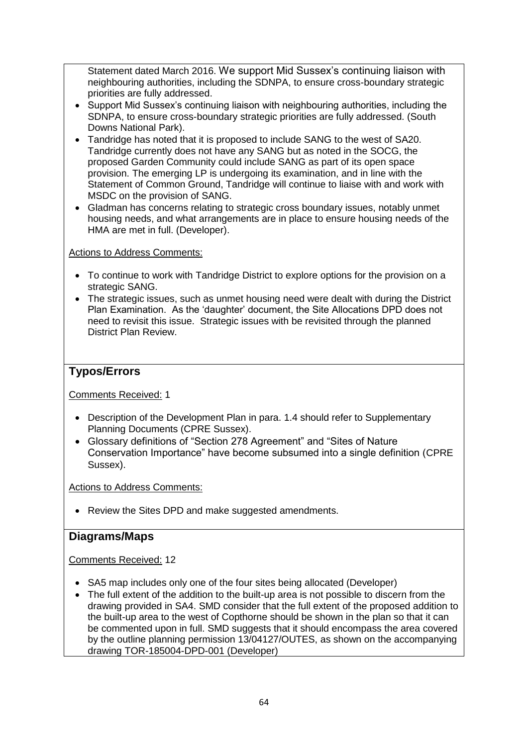Statement dated March 2016. We support Mid Sussex's continuing liaison with neighbouring authorities, including the SDNPA, to ensure cross-boundary strategic priorities are fully addressed.

- Support Mid Sussex's continuing liaison with neighbouring authorities, including the SDNPA, to ensure cross-boundary strategic priorities are fully addressed. (South Downs National Park).
- Tandridge has noted that it is proposed to include SANG to the west of SA20. Tandridge currently does not have any SANG but as noted in the SOCG, the proposed Garden Community could include SANG as part of its open space provision. The emerging LP is undergoing its examination, and in line with the Statement of Common Ground, Tandridge will continue to liaise with and work with MSDC on the provision of SANG.
- Gladman has concerns relating to strategic cross boundary issues, notably unmet housing needs, and what arrangements are in place to ensure housing needs of the HMA are met in full. (Developer).

Actions to Address Comments:

- To continue to work with Tandridge District to explore options for the provision on a strategic SANG.
- The strategic issues, such as unmet housing need were dealt with during the District Plan Examination. As the 'daughter' document, the Site Allocations DPD does not need to revisit this issue. Strategic issues with be revisited through the planned District Plan Review.

## Typos/Errors

Comments Received: 1

- Description of the Development Plan in para. 1.4 should refer to Supplementary Planning Documents (CPRE Sussex).
- Glossary definitions of "Section 278 Agreement" and "Sites of Nature Conservation Importance" have become subsumed into a single definition (CPRE Sussex).

Actions to Address Comments:

- Review the Sites DPD and make suggested amendments.

## Diagrams/Maps

Comments Received: 12

- SA5 map includes only one of the four sites being allocated (Developer)
- The full extent of the addition to the built-up area is not possible to discern from the drawing provided in SA4. SMD consider that the full extent of the proposed addition to the built-up area to the west of Copthorne should be shown in the plan so that it can be commented upon in full. SMD suggests that it should encompass the area covered by the outline planning permission 13/04127/OUTES, as shown on the accompanying drawing TOR-185004-DPD-001 (Developer)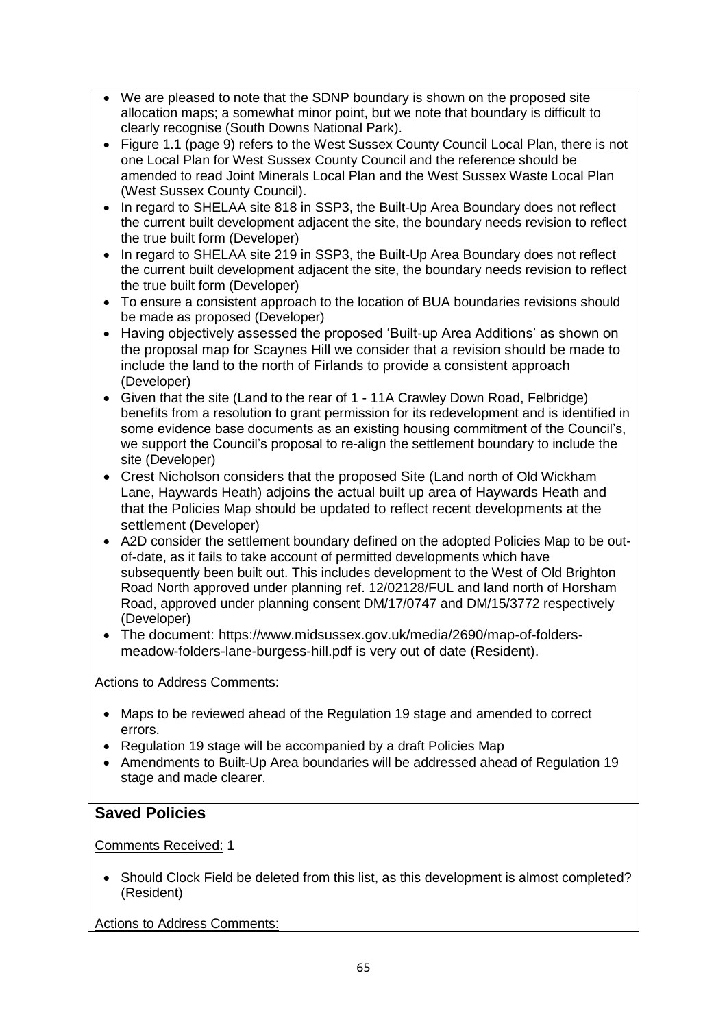- We are pleased to note that the SDNP boundary is shown on the proposed site allocation maps; a somewhat minor point, but we note that boundary is difficult to clearly recognise (South Downs National Park).
- Figure 1.1 (page 9) refers to the West Sussex County Council Local Plan, there is not one Local Plan for West Sussex County Council and the reference should be amended to read Joint Minerals Local Plan and the West Sussex Waste Local Plan (West Sussex County Council).
- In regard to SHELAA site 818 in SSP3, the Built-Up Area Boundary does not reflect the current built development adjacent the site, the boundary needs revision to reflect the true built form (Developer)
- In regard to SHELAA site 219 in SSP3, the Built-Up Area Boundary does not reflect the current built development adjacent the site, the boundary needs revision to reflect the true built form (Developer)
- To ensure a consistent approach to the location of BUA boundaries revisions should be made as proposed (Developer)
- Having objectively assessed the proposed 'Built-up Area Additions' as shown on the proposal map for Scaynes Hill we consider that a revision should be made to include the land to the north of Firlands to provide a consistent approach (Developer)
- Given that the site (Land to the rear of 1 - 11A Crawley Down Road, Felbridge) benefits from a resolution to grant permission for its redevelopment and is identified in some evidence base documents as an existing housing commitment of the Council's, we support the Council's proposal to re-align the settlement boundary to include the site (Developer)
- Crest Nicholson considers that the proposed Site (Land north of Old Wickham Lane, Haywards Heath) adjoins the actual built up area of Haywards Heath and that the Policies Map should be updated to reflect recent developments at the settlement (Developer)
- A2D consider the settlement boundary defined on the adopted Policies Map to be out-of-date, as it fails to take account of permitted developments which have subsequently been built out. This includes development to the West of Old Brighton Road North approved under planning ref. 12/02128/FUL and land north of Horsham Road, approved under planning consent DM/17/0747 and DM/15/3772 respectively (Developer)
- The document: https://www.midsussex.gov.uk/media/2690/map-of-folders-meadow-folders-lane-burgess-hill.pdf is very out of date (Resident).

Actions to Address Comments:

- Maps to be reviewed ahead of the Regulation 19 stage and amended to correct errors.
- Regulation 19 stage will be accompanied by a draft Policies Map
- Amendments to Built-Up Area boundaries will be addressed ahead of Regulation 19 stage and made clearer.

## Saved Policies

Comments Received: 1

- Should Clock Field be deleted from this list, as this development is almost completed? (Resident)

Actions to Address Comments: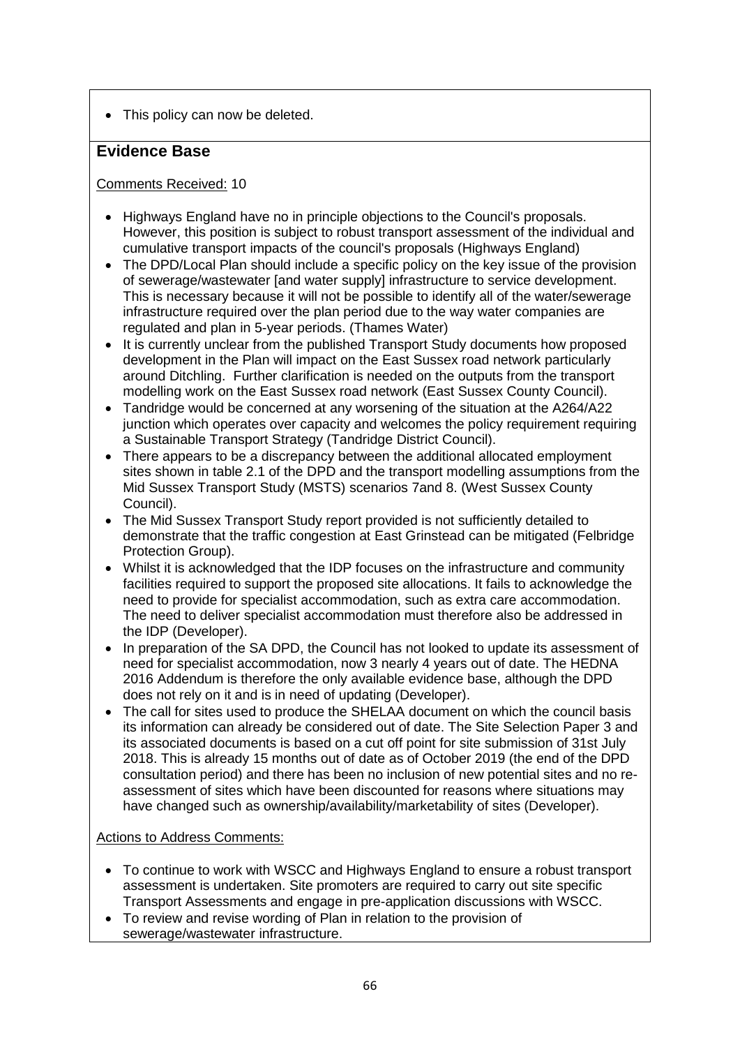- This policy can now be deleted.

## Evidence Base

Comments Received: 10

- Highways England have no in principle objections to the Council's proposals. However, this position is subject to robust transport assessment of the individual and cumulative transport impacts of the council's proposals (Highways England)
- The DPD/Local Plan should include a specific policy on the key issue of the provision of sewerage/wastewater [and water supply] infrastructure to service development. This is necessary because it will not be possible to identify all of the water/sewerage infrastructure required over the plan period due to the way water companies are regulated and plan in 5-year periods. (Thames Water)
- It is currently unclear from the published Transport Study documents how proposed development in the Plan will impact on the East Sussex road network particularly around Ditchling. Further clarification is needed on the outputs from the transport modelling work on the East Sussex road network (East Sussex County Council).
- Tandridge would be concerned at any worsening of the situation at the A264/A22 junction which operates over capacity and welcomes the policy requirement requiring a Sustainable Transport Strategy (Tandridge District Council).
- There appears to be a discrepancy between the additional allocated employment sites shown in table 2.1 of the DPD and the transport modelling assumptions from the Mid Sussex Transport Study (MSTS) scenarios 7and 8. (West Sussex County Council).
- The Mid Sussex Transport Study report provided is not sufficiently detailed to demonstrate that the traffic congestion at East Grinstead can be mitigated (Felbridge Protection Group).
- Whilst it is acknowledged that the IDP focuses on the infrastructure and community facilities required to support the proposed site allocations. It fails to acknowledge the need to provide for specialist accommodation, such as extra care accommodation. The need to deliver specialist accommodation must therefore also be addressed in the IDP (Developer).
- In preparation of the SA DPD, the Council has not looked to update its assessment of need for specialist accommodation, now 3 nearly 4 years out of date. The HEDNA 2016 Addendum is therefore the only available evidence base, although the DPD does not rely on it and is in need of updating (Developer).
- The call for sites used to produce the SHELAA document on which the council basis its information can already be considered out of date. The Site Selection Paper 3 and its associated documents is based on a cut off point for site submission of 31st July 2018. This is already 15 months out of date as of October 2019 (the end of the DPD consultation period) and there has been no inclusion of new potential sites and no re-assessment of sites which have been discounted for reasons where situations may have changed such as ownership/availability/marketability of sites (Developer).

Actions to Address Comments:

- To continue to work with WSCC and Highways England to ensure a robust transport assessment is undertaken. Site promoters are required to carry out site specific Transport Assessments and engage in pre-application discussions with WSCC.
- To review and revise wording of Plan in relation to the provision of sewerage/wastewater infrastructure.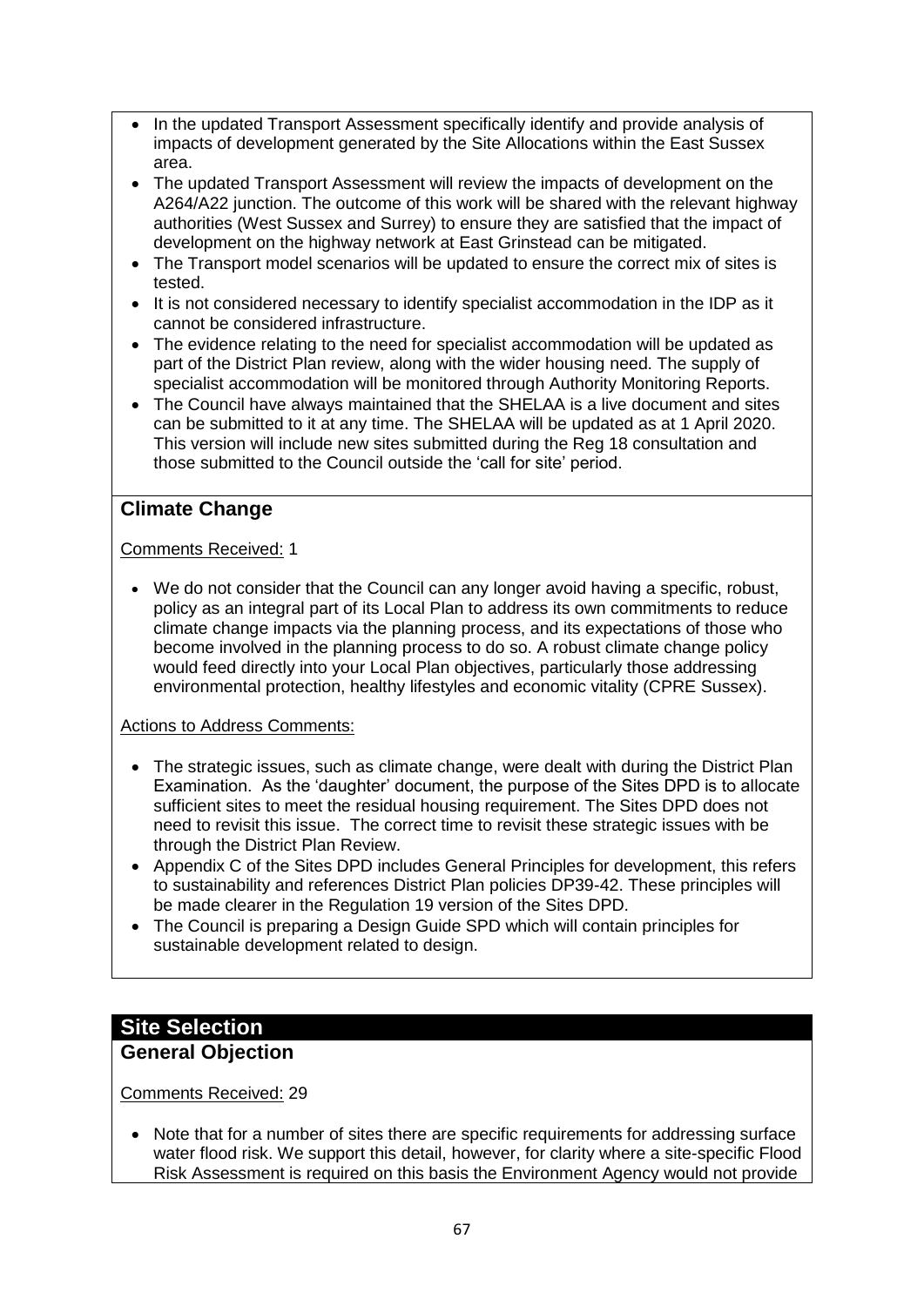- In the updated Transport Assessment specifically identify and provide analysis of impacts of development generated by the Site Allocations within the East Sussex area.
- The updated Transport Assessment will review the impacts of development on the A264/A22 junction. The outcome of this work will be shared with the relevant highway authorities (West Sussex and Surrey) to ensure they are satisfied that the impact of development on the highway network at East Grinstead can be mitigated.
- The Transport model scenarios will be updated to ensure the correct mix of sites is tested.
- It is not considered necessary to identify specialist accommodation in the IDP as it cannot be considered infrastructure.
- The evidence relating to the need for specialist accommodation will be updated as part of the District Plan review, along with the wider housing need. The supply of specialist accommodation will be monitored through Authority Monitoring Reports.
- The Council have always maintained that the SHELAA is a live document and sites can be submitted to it at any time. The SHELAA will be updated as at 1 April 2020. This version will include new sites submitted during the Reg 18 consultation and those submitted to the Council outside the 'call for site' period.

## Climate Change

Comments Received: 1

- We do not consider that the Council can any longer avoid having a specific, robust, policy as an integral part of its Local Plan to address its own commitments to reduce climate change impacts via the planning process, and its expectations of those who become involved in the planning process to do so. A robust climate change policy would feed directly into your Local Plan objectives, particularly those addressing environmental protection, healthy lifestyles and economic vitality (CPRE Sussex).

Actions to Address Comments:

- The strategic issues, such as climate change, were dealt with during the District Plan Examination. As the 'daughter' document, the purpose of the Sites DPD is to allocate sufficient sites to meet the residual housing requirement. The Sites DPD does not need to revisit this issue. The correct time to revisit these strategic issues with be through the District Plan Review.
- Appendix C of the Sites DPD includes General Principles for development, this refers to sustainability and references District Plan policies DP39-42. These principles will be made clearer in the Regulation 19 version of the Sites DPD.
- The Council is preparing a Design Guide SPD which will contain principles for sustainable development related to design.

# Site Selection

## General Objection

Comments Received: 29

- Note that for a number of sites there are specific requirements for addressing surface water flood risk. We support this detail, however, for clarity where a site-specific Flood Risk Assessment is required on this basis the Environment Agency would not provide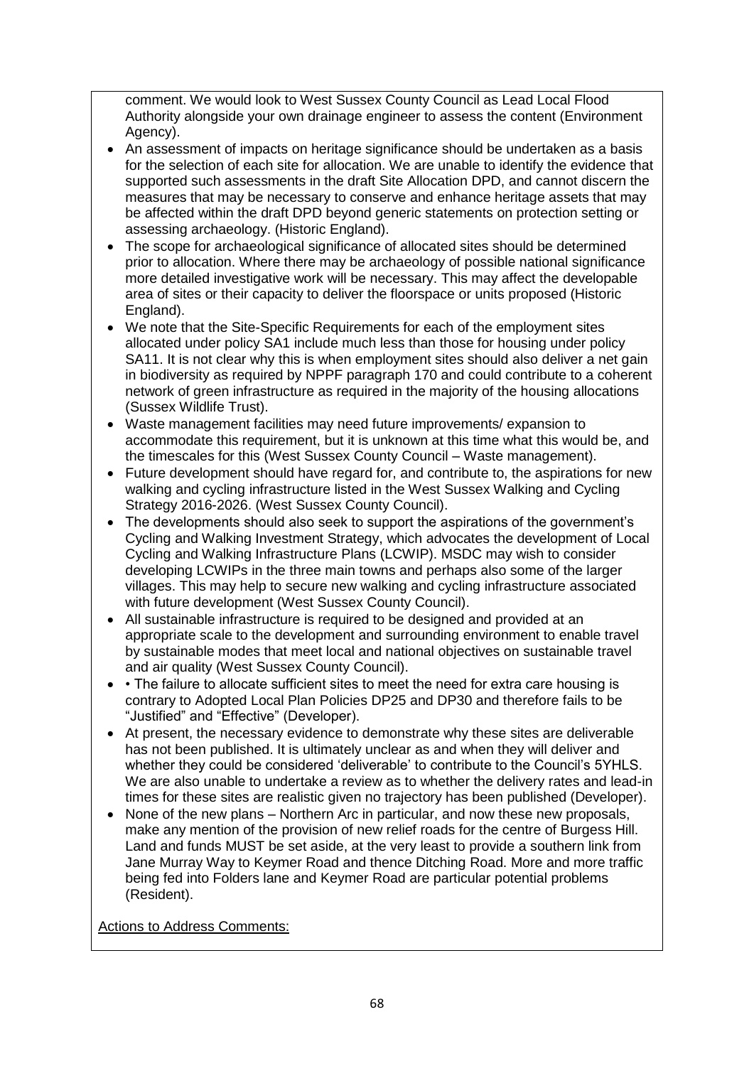comment. We would look to West Sussex County Council as Lead Local Flood Authority alongside your own drainage engineer to assess the content (Environment Agency).

- An assessment of impacts on heritage significance should be undertaken as a basis for the selection of each site for allocation. We are unable to identify the evidence that supported such assessments in the draft Site Allocation DPD, and cannot discern the measures that may be necessary to conserve and enhance heritage assets that may be affected within the draft DPD beyond generic statements on protection setting or assessing archaeology. (Historic England).
- The scope for archaeological significance of allocated sites should be determined prior to allocation. Where there may be archaeology of possible national significance more detailed investigative work will be necessary. This may affect the developable area of sites or their capacity to deliver the floorspace or units proposed (Historic England).
- We note that the Site-Specific Requirements for each of the employment sites allocated under policy SA1 include much less than those for housing under policy SA11. It is not clear why this is when employment sites should also deliver a net gain in biodiversity as required by NPPF paragraph 170 and could contribute to a coherent network of green infrastructure as required in the majority of the housing allocations (Sussex Wildlife Trust).
- Waste management facilities may need future improvements/ expansion to accommodate this requirement, but it is unknown at this time what this would be, and the timescales for this (West Sussex County Council – Waste management).
- Future development should have regard for, and contribute to, the aspirations for new walking and cycling infrastructure listed in the West Sussex Walking and Cycling Strategy 2016-2026. (West Sussex County Council).
- The developments should also seek to support the aspirations of the government's Cycling and Walking Investment Strategy, which advocates the development of Local Cycling and Walking Infrastructure Plans (LCWIP). MSDC may wish to consider developing LCWIPs in the three main towns and perhaps also some of the larger villages. This may help to secure new walking and cycling infrastructure associated with future development (West Sussex County Council).
- All sustainable infrastructure is required to be designed and provided at an appropriate scale to the development and surrounding environment to enable travel by sustainable modes that meet local and national objectives on sustainable travel and air quality (West Sussex County Council).
- • The failure to allocate sufficient sites to meet the need for extra care housing is contrary to Adopted Local Plan Policies DP25 and DP30 and therefore fails to be "Justified" and "Effective" (Developer).
- At present, the necessary evidence to demonstrate why these sites are deliverable has not been published. It is ultimately unclear as and when they will deliver and whether they could be considered 'deliverable' to contribute to the Council's 5YHLS. We are also unable to undertake a review as to whether the delivery rates and lead-in times for these sites are realistic given no trajectory has been published (Developer).
- None of the new plans – Northern Arc in particular, and now these new proposals, make any mention of the provision of new relief roads for the centre of Burgess Hill. Land and funds MUST be set aside, at the very least to provide a southern link from Jane Murray Way to Keymer Road and thence Ditching Road. More and more traffic being fed into Folders lane and Keymer Road are particular potential problems (Resident).

<u>Actions to Address Comments:</u>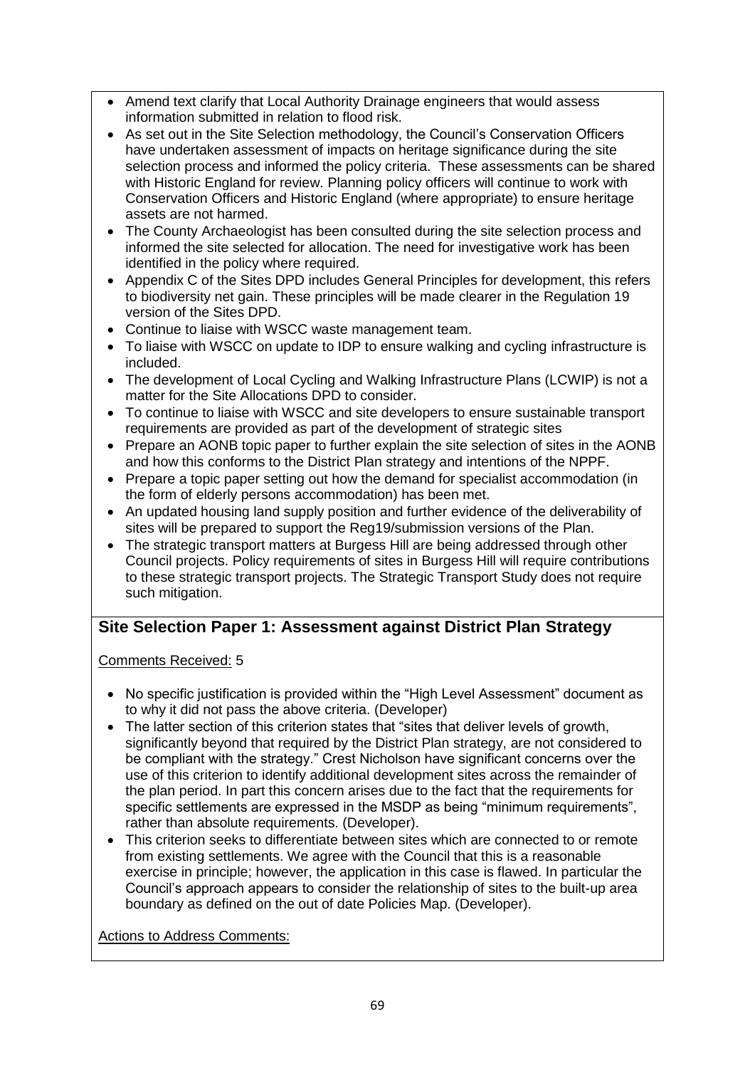- Amend text clarify that Local Authority Drainage engineers that would assess information submitted in relation to flood risk.
- As set out in the Site Selection methodology, the Council's Conservation Officers have undertaken assessment of impacts on heritage significance during the site selection process and informed the policy criteria. These assessments can be shared with Historic England for review. Planning policy officers will continue to work with Conservation Officers and Historic England (where appropriate) to ensure heritage assets are not harmed.
- The County Archaeologist has been consulted during the site selection process and informed the site selected for allocation. The need for investigative work has been identified in the policy where required.
- Appendix C of the Sites DPD includes General Principles for development, this refers to biodiversity net gain. These principles will be made clearer in the Regulation 19 version of the Sites DPD.
- Continue to liaise with WSCC waste management team.
- To liaise with WSCC on update to IDP to ensure walking and cycling infrastructure is included.
- The development of Local Cycling and Walking Infrastructure Plans (LCWIP) is not a matter for the Site Allocations DPD to consider.
- To continue to liaise with WSCC and site developers to ensure sustainable transport requirements are provided as part of the development of strategic sites
- Prepare an AONB topic paper to further explain the site selection of sites in the AONB and how this conforms to the District Plan strategy and intentions of the NPPF.
- Prepare a topic paper setting out how the demand for specialist accommodation (in the form of elderly persons accommodation) has been met.
- An updated housing land supply position and further evidence of the deliverability of sites will be prepared to support the Reg19/submission versions of the Plan.
- The strategic transport matters at Burgess Hill are being addressed through other Council projects. Policy requirements of sites in Burgess Hill will require contributions to these strategic transport projects. The Strategic Transport Study does not require such mitigation.

## Site Selection Paper 1: Assessment against District Plan Strategy

Comments Received: 5

- No specific justification is provided within the "High Level Assessment" document as to why it did not pass the above criteria. (Developer)
- The latter section of this criterion states that "sites that deliver levels of growth, significantly beyond that required by the District Plan strategy, are not considered to be compliant with the strategy." Crest Nicholson have significant concerns over the use of this criterion to identify additional development sites across the remainder of the plan period. In part this concern arises due to the fact that the requirements for specific settlements are expressed in the MSDP as being "minimum requirements", rather than absolute requirements. (Developer).
- This criterion seeks to differentiate between sites which are connected to or remote from existing settlements. We agree with the Council that this is a reasonable exercise in principle; however, the application in this case is flawed. In particular the Council's approach appears to consider the relationship of sites to the built-up area boundary as defined on the out of date Policies Map. (Developer).

Actions to Address Comments: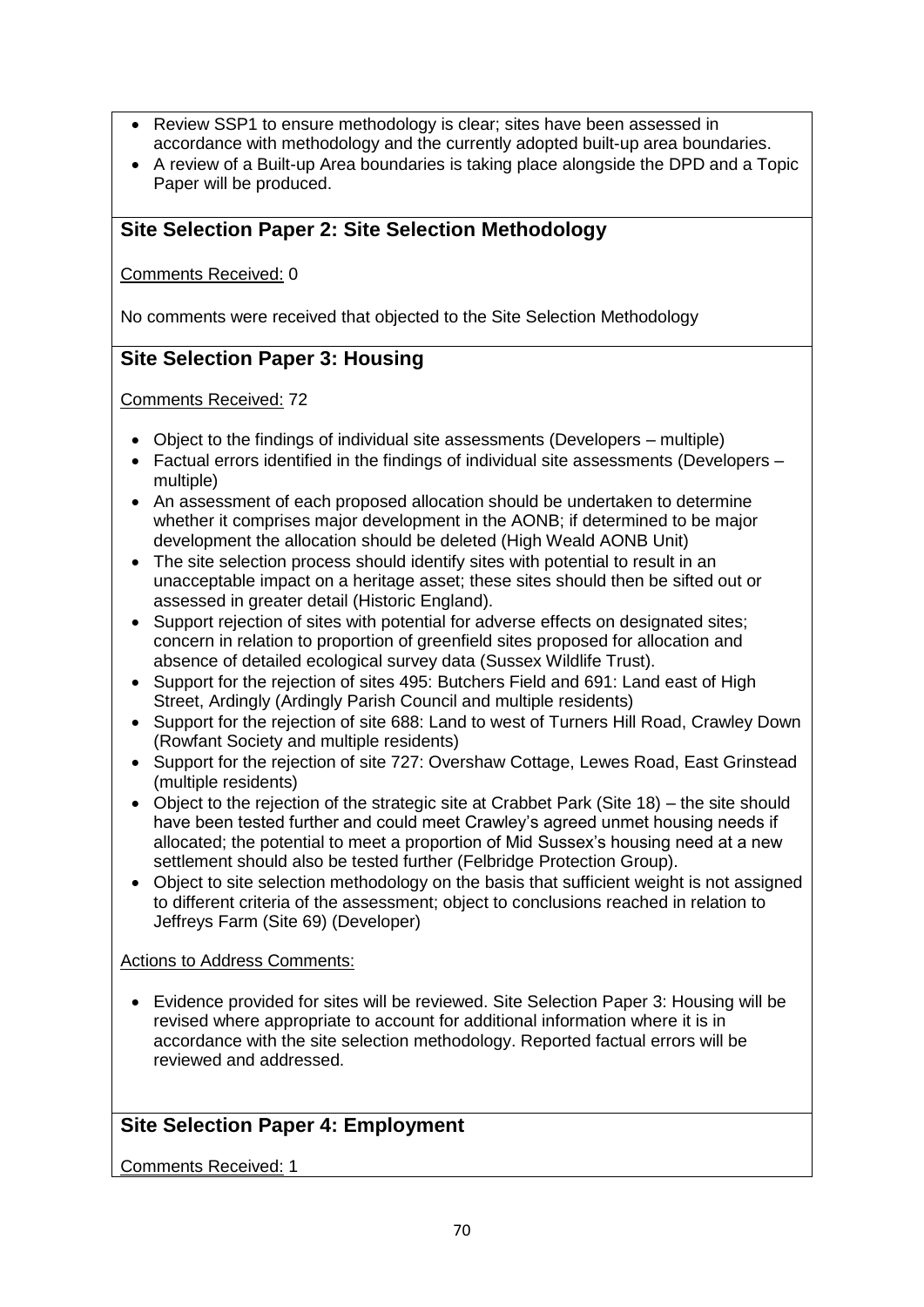- Review SSP1 to ensure methodology is clear; sites have been assessed in accordance with methodology and the currently adopted built-up area boundaries.
- A review of a Built-up Area boundaries is taking place alongside the DPD and a Topic Paper will be produced.

## Site Selection Paper 2: Site Selection Methodology

Comments Received: 0

No comments were received that objected to the Site Selection Methodology

## Site Selection Paper 3: Housing

Comments Received: 72

- Object to the findings of individual site assessments (Developers – multiple)
- Factual errors identified in the findings of individual site assessments (Developers – multiple)
- An assessment of each proposed allocation should be undertaken to determine whether it comprises major development in the AONB; if determined to be major development the allocation should be deleted (High Weald AONB Unit)
- The site selection process should identify sites with potential to result in an unacceptable impact on a heritage asset; these sites should then be sifted out or assessed in greater detail (Historic England).
- Support rejection of sites with potential for adverse effects on designated sites; concern in relation to proportion of greenfield sites proposed for allocation and absence of detailed ecological survey data (Sussex Wildlife Trust).
- Support for the rejection of sites 495: Butchers Field and 691: Land east of High Street, Ardingly (Ardingly Parish Council and multiple residents)
- Support for the rejection of site 688: Land to west of Turners Hill Road, Crawley Down (Rowfant Society and multiple residents)
- Support for the rejection of site 727: Overshaw Cottage, Lewes Road, East Grinstead (multiple residents)
- Object to the rejection of the strategic site at Crabbet Park (Site 18) – the site should have been tested further and could meet Crawley's agreed unmet housing needs if allocated; the potential to meet a proportion of Mid Sussex's housing need at a new settlement should also be tested further (Felbridge Protection Group).
- Object to site selection methodology on the basis that sufficient weight is not assigned to different criteria of the assessment; object to conclusions reached in relation to Jeffreys Farm (Site 69) (Developer)

Actions to Address Comments:

- Evidence provided for sites will be reviewed. Site Selection Paper 3: Housing will be revised where appropriate to account for additional information where it is in accordance with the site selection methodology. Reported factual errors will be reviewed and addressed.

## Site Selection Paper 4: Employment

Comments Received: 1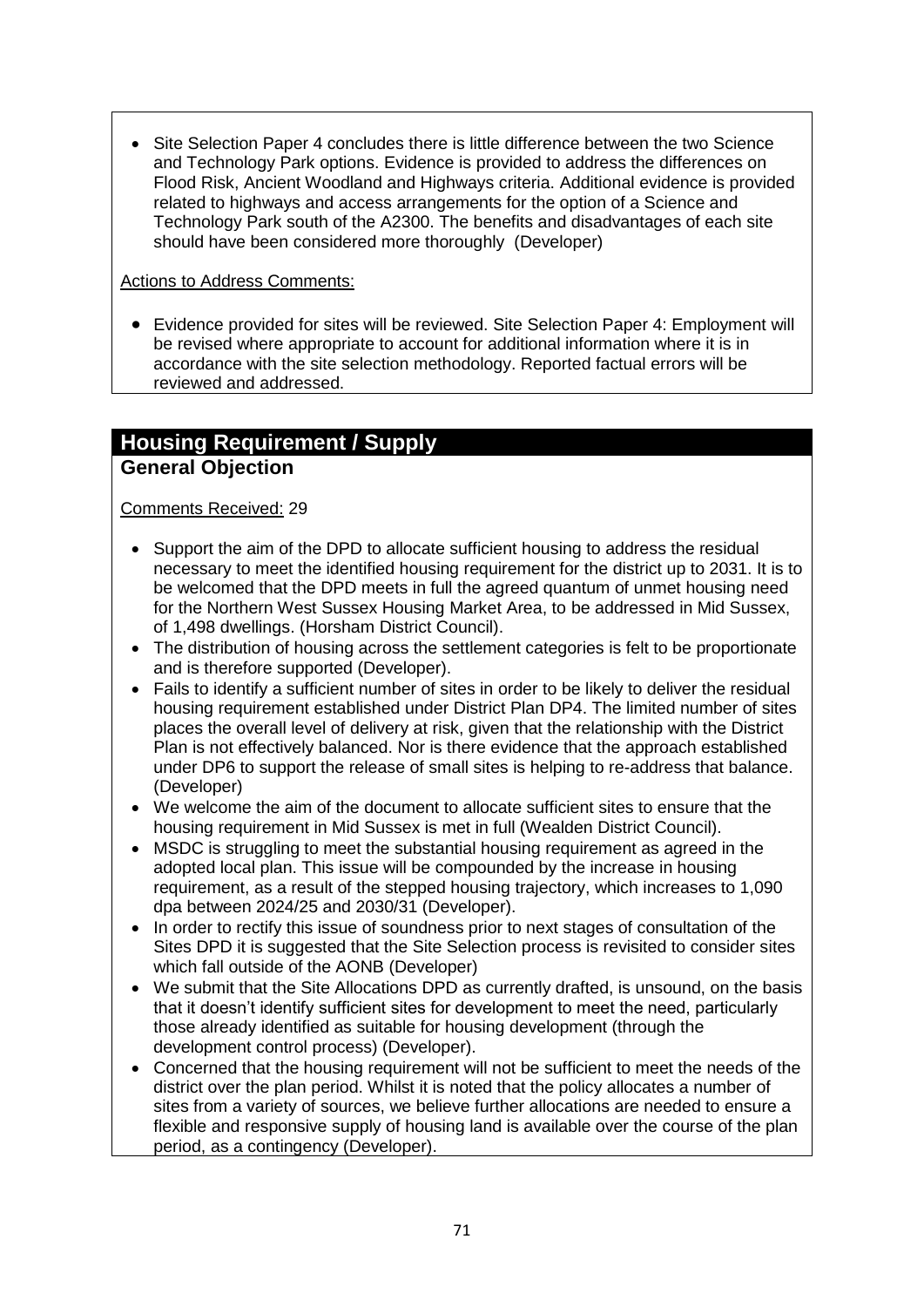- Site Selection Paper 4 concludes there is little difference between the two Science and Technology Park options. Evidence is provided to address the differences on Flood Risk, Ancient Woodland and Highways criteria. Additional evidence is provided related to highways and access arrangements for the option of a Science and Technology Park south of the A2300. The benefits and disadvantages of each site should have been considered more thoroughly (Developer)

Actions to Address Comments:

- Evidence provided for sites will be reviewed. Site Selection Paper 4: Employment will be revised where appropriate to account for additional information where it is in accordance with the site selection methodology. Reported factual errors will be reviewed and addressed.

## Housing Requirement / Supply

### General Objection

Comments Received: 29

- Support the aim of the DPD to allocate sufficient housing to address the residual necessary to meet the identified housing requirement for the district up to 2031. It is to be welcomed that the DPD meets in full the agreed quantum of unmet housing need for the Northern West Sussex Housing Market Area, to be addressed in Mid Sussex, of 1,498 dwellings. (Horsham District Council).
- The distribution of housing across the settlement categories is felt to be proportionate and is therefore supported (Developer).
- Fails to identify a sufficient number of sites in order to be likely to deliver the residual housing requirement established under District Plan DP4. The limited number of sites places the overall level of delivery at risk, given that the relationship with the District Plan is not effectively balanced. Nor is there evidence that the approach established under DP6 to support the release of small sites is helping to re-address that balance. (Developer)
- We welcome the aim of the document to allocate sufficient sites to ensure that the housing requirement in Mid Sussex is met in full (Wealden District Council).
- MSDC is struggling to meet the substantial housing requirement as agreed in the adopted local plan. This issue will be compounded by the increase in housing requirement, as a result of the stepped housing trajectory, which increases to 1,090 dpa between 2024/25 and 2030/31 (Developer).
- In order to rectify this issue of soundness prior to next stages of consultation of the Sites DPD it is suggested that the Site Selection process is revisited to consider sites which fall outside of the AONB (Developer)
- We submit that the Site Allocations DPD as currently drafted, is unsound, on the basis that it doesn't identify sufficient sites for development to meet the need, particularly those already identified as suitable for housing development (through the development control process) (Developer).
- Concerned that the housing requirement will not be sufficient to meet the needs of the district over the plan period. Whilst it is noted that the policy allocates a number of sites from a variety of sources, we believe further allocations are needed to ensure a flexible and responsive supply of housing land is available over the course of the plan period, as a contingency (Developer).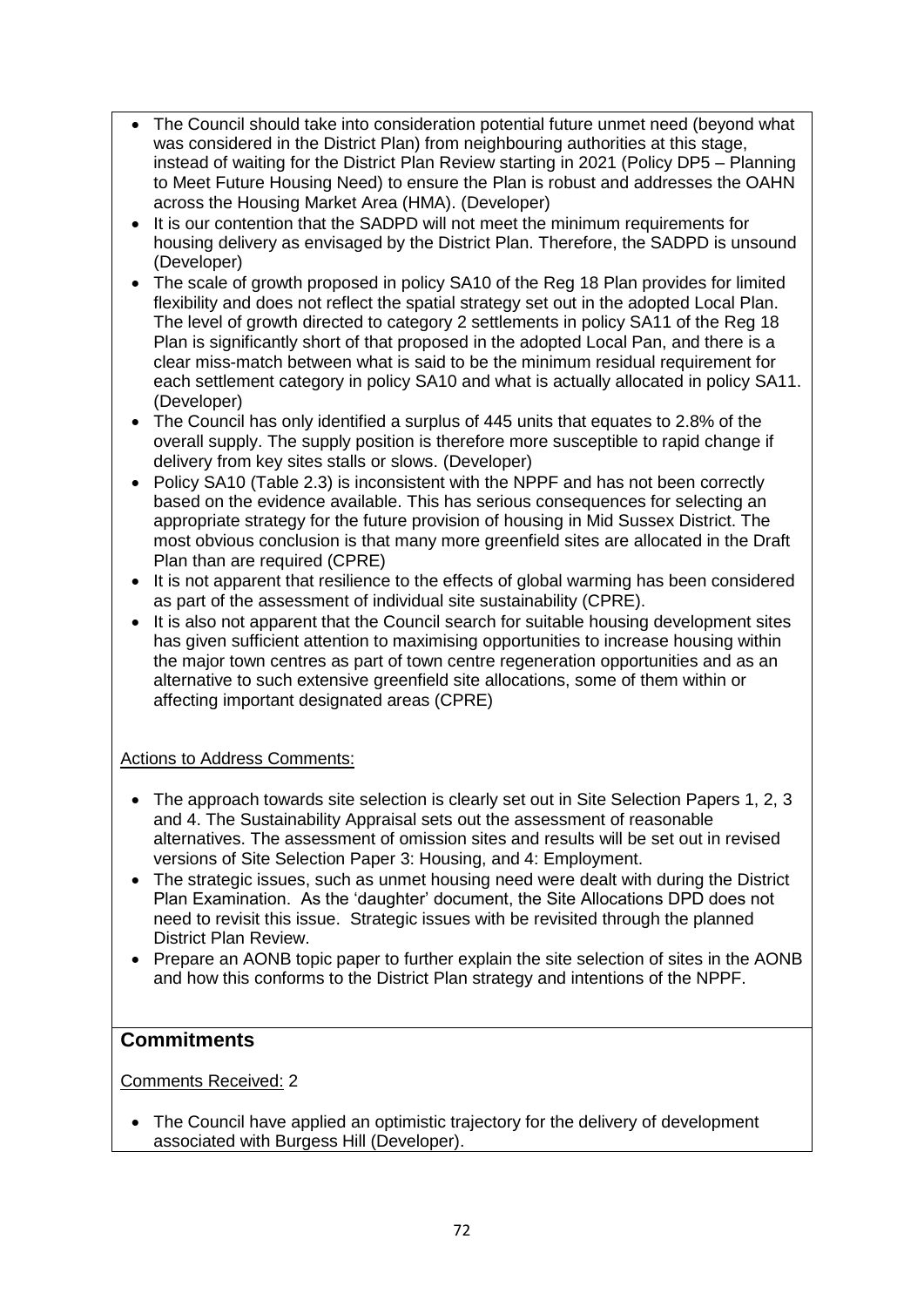- The Council should take into consideration potential future unmet need (beyond what was considered in the District Plan) from neighbouring authorities at this stage, instead of waiting for the District Plan Review starting in 2021 (Policy DP5 – Planning to Meet Future Housing Need) to ensure the Plan is robust and addresses the OAHN across the Housing Market Area (HMA). (Developer)
- It is our contention that the SADPD will not meet the minimum requirements for housing delivery as envisaged by the District Plan. Therefore, the SADPD is unsound (Developer)
- The scale of growth proposed in policy SA10 of the Reg 18 Plan provides for limited flexibility and does not reflect the spatial strategy set out in the adopted Local Plan. The level of growth directed to category 2 settlements in policy SA11 of the Reg 18 Plan is significantly short of that proposed in the adopted Local Pan, and there is a clear miss-match between what is said to be the minimum residual requirement for each settlement category in policy SA10 and what is actually allocated in policy SA11. (Developer)
- The Council has only identified a surplus of 445 units that equates to 2.8% of the overall supply. The supply position is therefore more susceptible to rapid change if delivery from key sites stalls or slows. (Developer)
- Policy SA10 (Table 2.3) is inconsistent with the NPPF and has not been correctly based on the evidence available. This has serious consequences for selecting an appropriate strategy for the future provision of housing in Mid Sussex District. The most obvious conclusion is that many more greenfield sites are allocated in the Draft Plan than are required (CPRE)
- It is not apparent that resilience to the effects of global warming has been considered as part of the assessment of individual site sustainability (CPRE).
- It is also not apparent that the Council search for suitable housing development sites has given sufficient attention to maximising opportunities to increase housing within the major town centres as part of town centre regeneration opportunities and as an alternative to such extensive greenfield site allocations, some of them within or affecting important designated areas (CPRE)

Actions to Address Comments:

- The approach towards site selection is clearly set out in Site Selection Papers 1, 2, 3 and 4. The Sustainability Appraisal sets out the assessment of reasonable alternatives. The assessment of omission sites and results will be set out in revised versions of Site Selection Paper 3: Housing, and 4: Employment.
- The strategic issues, such as unmet housing need were dealt with during the District Plan Examination. As the 'daughter' document, the Site Allocations DPD does not need to revisit this issue. Strategic issues with be revisited through the planned District Plan Review.
- Prepare an AONB topic paper to further explain the site selection of sites in the AONB and how this conforms to the District Plan strategy and intentions of the NPPF.

## Commitments

Comments Received: 2

- The Council have applied an optimistic trajectory for the delivery of development associated with Burgess Hill (Developer).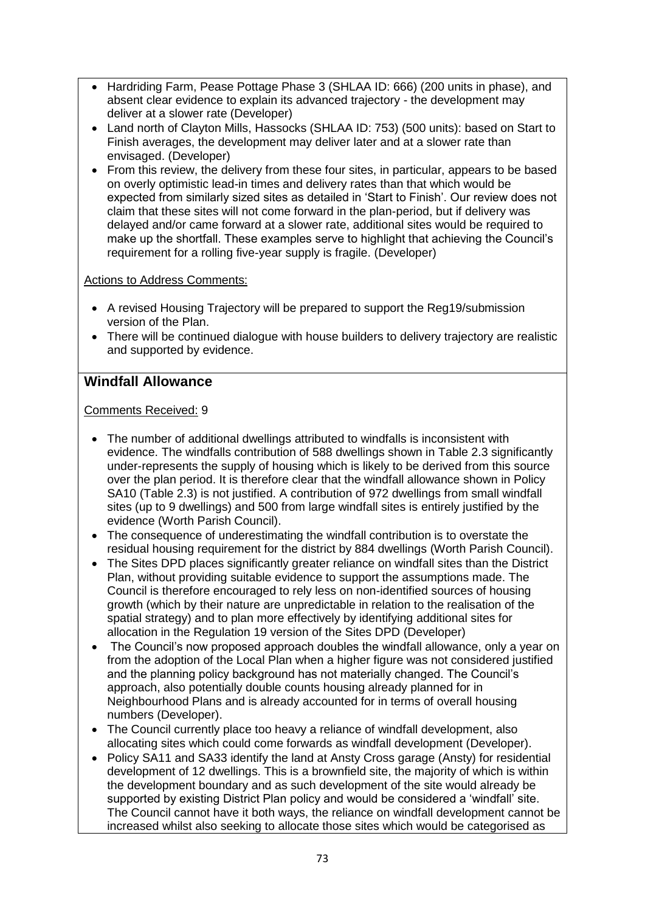- Hardriding Farm, Pease Pottage Phase 3 (SHLAA ID: 666) (200 units in phase), and absent clear evidence to explain its advanced trajectory - the development may deliver at a slower rate (Developer)
- Land north of Clayton Mills, Hassocks (SHLAA ID: 753) (500 units): based on Start to Finish averages, the development may deliver later and at a slower rate than envisaged. (Developer)
- From this review, the delivery from these four sites, in particular, appears to be based on overly optimistic lead-in times and delivery rates than that which would be expected from similarly sized sites as detailed in 'Start to Finish'. Our review does not claim that these sites will not come forward in the plan-period, but if delivery was delayed and/or came forward at a slower rate, additional sites would be required to make up the shortfall. These examples serve to highlight that achieving the Council's requirement for a rolling five-year supply is fragile. (Developer)

Actions to Address Comments:

- A revised Housing Trajectory will be prepared to support the Reg19/submission version of the Plan.
- There will be continued dialogue with house builders to delivery trajectory are realistic and supported by evidence.

## Windfall Allowance

Comments Received: 9

- The number of additional dwellings attributed to windfalls is inconsistent with evidence. The windfalls contribution of 588 dwellings shown in Table 2.3 significantly under-represents the supply of housing which is likely to be derived from this source over the plan period. It is therefore clear that the windfall allowance shown in Policy SA10 (Table 2.3) is not justified. A contribution of 972 dwellings from small windfall sites (up to 9 dwellings) and 500 from large windfall sites is entirely justified by the evidence (Worth Parish Council).
- The consequence of underestimating the windfall contribution is to overstate the residual housing requirement for the district by 884 dwellings (Worth Parish Council).
- The Sites DPD places significantly greater reliance on windfall sites than the District Plan, without providing suitable evidence to support the assumptions made. The Council is therefore encouraged to rely less on non-identified sources of housing growth (which by their nature are unpredictable in relation to the realisation of the spatial strategy) and to plan more effectively by identifying additional sites for allocation in the Regulation 19 version of the Sites DPD (Developer)
- The Council's now proposed approach doubles the windfall allowance, only a year on from the adoption of the Local Plan when a higher figure was not considered justified and the planning policy background has not materially changed. The Council's approach, also potentially double counts housing already planned for in Neighbourhood Plans and is already accounted for in terms of overall housing numbers (Developer).
- The Council currently place too heavy a reliance of windfall development, also allocating sites which could come forwards as windfall development (Developer).
- Policy SA11 and SA33 identify the land at Ansty Cross garage (Ansty) for residential development of 12 dwellings. This is a brownfield site, the majority of which is within the development boundary and as such development of the site would already be supported by existing District Plan policy and would be considered a 'windfall' site. The Council cannot have it both ways, the reliance on windfall development cannot be increased whilst also seeking to allocate those sites which would be categorised as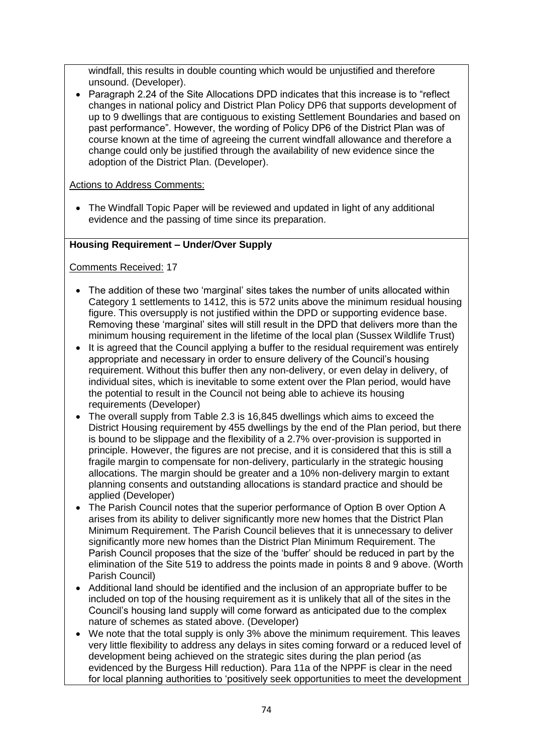windfall, this results in double counting which would be unjustified and therefore unsound. (Developer).
- Paragraph 2.24 of the Site Allocations DPD indicates that this increase is to "reflect changes in national policy and District Plan Policy DP6 that supports development of up to 9 dwellings that are contiguous to existing Settlement Boundaries and based on past performance". However, the wording of Policy DP6 of the District Plan was of course known at the time of agreeing the current windfall allowance and therefore a change could only be justified through the availability of new evidence since the adoption of the District Plan. (Developer).

Actions to Address Comments:

- The Windfall Topic Paper will be reviewed and updated in light of any additional evidence and the passing of time since its preparation.

**Housing Requirement – Under/Over Supply**

Comments Received: 17

- The addition of these two 'marginal' sites takes the number of units allocated within Category 1 settlements to 1412, this is 572 units above the minimum residual housing figure. This oversupply is not justified within the DPD or supporting evidence base. Removing these 'marginal' sites will still result in the DPD that delivers more than the minimum housing requirement in the lifetime of the local plan (Sussex Wildlife Trust)
- It is agreed that the Council applying a buffer to the residual requirement was entirely appropriate and necessary in order to ensure delivery of the Council's housing requirement. Without this buffer then any non-delivery, or even delay in delivery, of individual sites, which is inevitable to some extent over the Plan period, would have the potential to result in the Council not being able to achieve its housing requirements (Developer)
- The overall supply from Table 2.3 is 16,845 dwellings which aims to exceed the District Housing requirement by 455 dwellings by the end of the Plan period, but there is bound to be slippage and the flexibility of a 2.7% over-provision is supported in principle. However, the figures are not precise, and it is considered that this is still a fragile margin to compensate for non-delivery, particularly in the strategic housing allocations. The margin should be greater and a 10% non-delivery margin to extant planning consents and outstanding allocations is standard practice and should be applied (Developer)
- The Parish Council notes that the superior performance of Option B over Option A arises from its ability to deliver significantly more new homes that the District Plan Minimum Requirement. The Parish Council believes that it is unnecessary to deliver significantly more new homes than the District Plan Minimum Requirement. The Parish Council proposes that the size of the 'buffer' should be reduced in part by the elimination of the Site 519 to address the points made in points 8 and 9 above. (Worth Parish Council)
- Additional land should be identified and the inclusion of an appropriate buffer to be included on top of the housing requirement as it is unlikely that all of the sites in the Council's housing land supply will come forward as anticipated due to the complex nature of schemes as stated above. (Developer)
- We note that the total supply is only 3% above the minimum requirement. This leaves very little flexibility to address any delays in sites coming forward or a reduced level of development being achieved on the strategic sites during the plan period (as evidenced by the Burgess Hill reduction). Para 11a of the NPPF is clear in the need for local planning authorities to 'positively seek opportunities to meet the development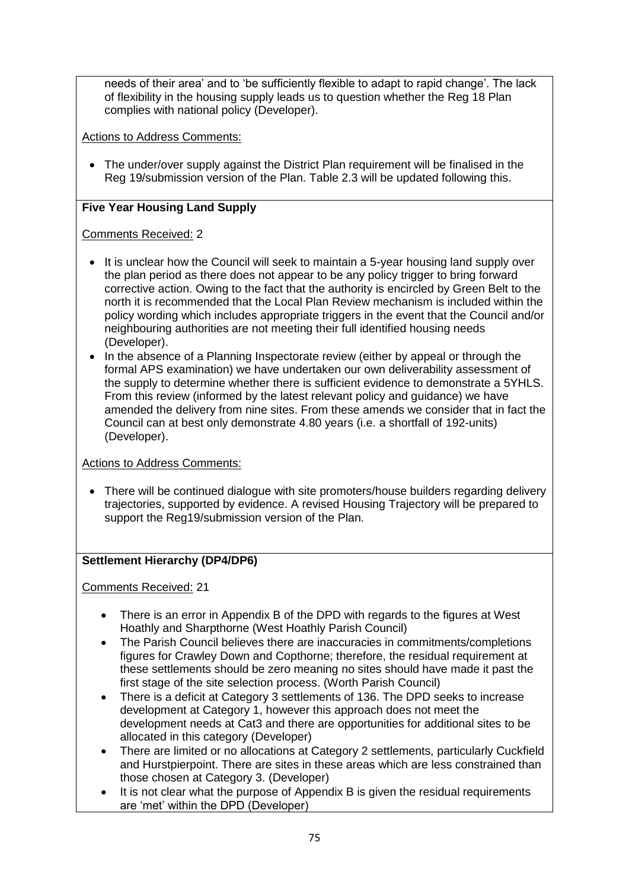needs of their area' and to 'be sufficiently flexible to adapt to rapid change'. The lack of flexibility in the housing supply leads us to question whether the Reg 18 Plan complies with national policy (Developer).

Actions to Address Comments:

- The under/over supply against the District Plan requirement will be finalised in the Reg 19/submission version of the Plan. Table 2.3 will be updated following this.

**Five Year Housing Land Supply**

Comments Received: 2

- It is unclear how the Council will seek to maintain a 5-year housing land supply over the plan period as there does not appear to be any policy trigger to bring forward corrective action. Owing to the fact that the authority is encircled by Green Belt to the north it is recommended that the Local Plan Review mechanism is included within the policy wording which includes appropriate triggers in the event that the Council and/or neighbouring authorities are not meeting their full identified housing needs (Developer).
- In the absence of a Planning Inspectorate review (either by appeal or through the formal APS examination) we have undertaken our own deliverability assessment of the supply to determine whether there is sufficient evidence to demonstrate a 5YHLS. From this review (informed by the latest relevant policy and guidance) we have amended the delivery from nine sites. From these amends we consider that in fact the Council can at best only demonstrate 4.80 years (i.e. a shortfall of 192-units) (Developer).

Actions to Address Comments:

- There will be continued dialogue with site promoters/house builders regarding delivery trajectories, supported by evidence. A revised Housing Trajectory will be prepared to support the Reg19/submission version of the Plan.

**Settlement Hierarchy (DP4/DP6)**

Comments Received: 21

- There is an error in Appendix B of the DPD with regards to the figures at West Hoathly and Sharpthorne (West Hoathly Parish Council)
- The Parish Council believes there are inaccuracies in commitments/completions figures for Crawley Down and Copthorne; therefore, the residual requirement at these settlements should be zero meaning no sites should have made it past the first stage of the site selection process. (Worth Parish Council)
- There is a deficit at Category 3 settlements of 136. The DPD seeks to increase development at Category 1, however this approach does not meet the development needs at Cat3 and there are opportunities for additional sites to be allocated in this category (Developer)
- There are limited or no allocations at Category 2 settlements, particularly Cuckfield and Hurstpierpoint. There are sites in these areas which are less constrained than those chosen at Category 3. (Developer)
- It is not clear what the purpose of Appendix B is given the residual requirements are 'met' within the DPD (Developer)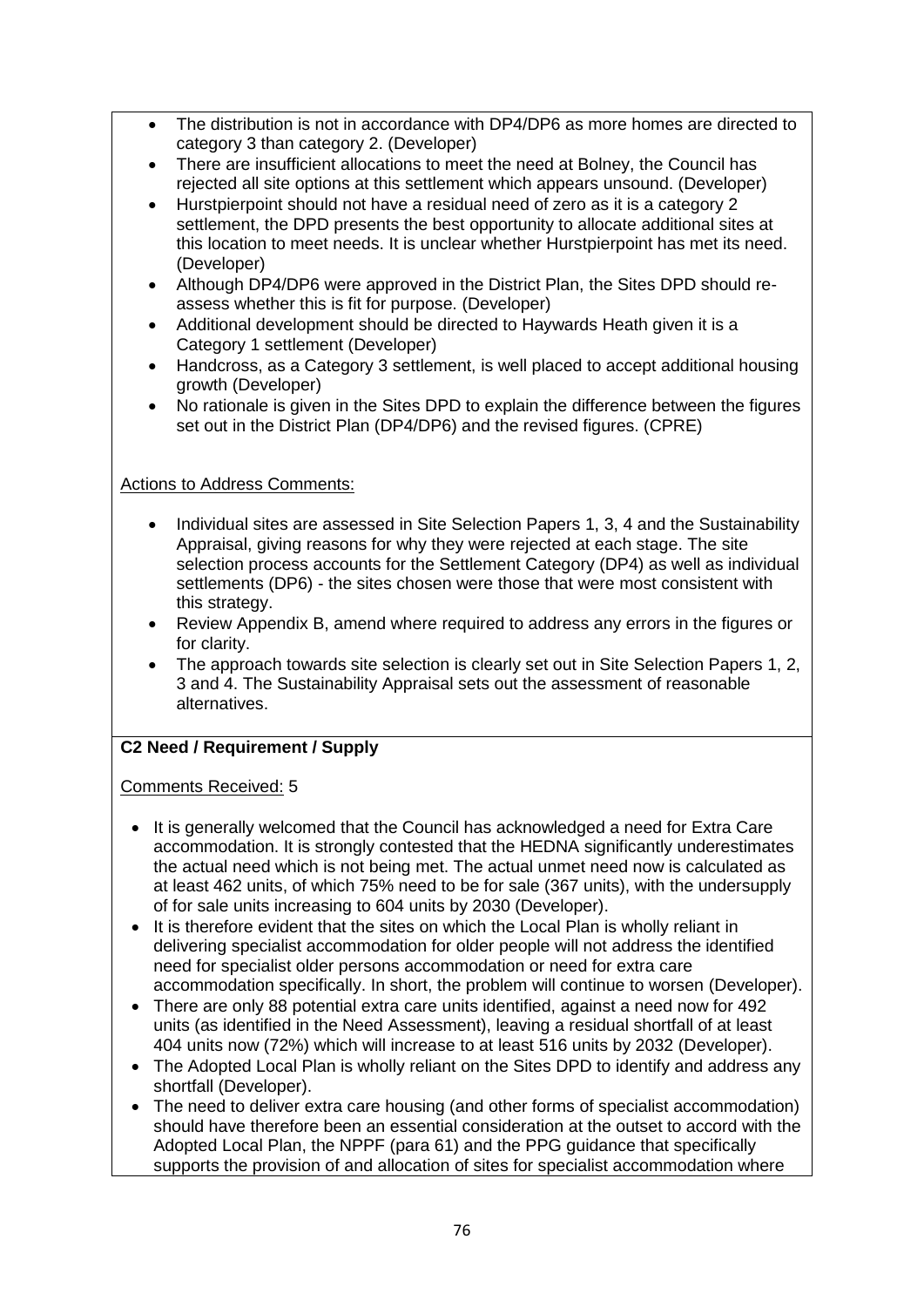- The distribution is not in accordance with DP4/DP6 as more homes are directed to category 3 than category 2. (Developer)
- There are insufficient allocations to meet the need at Bolney, the Council has rejected all site options at this settlement which appears unsound. (Developer)
- Hurstpierpoint should not have a residual need of zero as it is a category 2 settlement, the DPD presents the best opportunity to allocate additional sites at this location to meet needs. It is unclear whether Hurstpierpoint has met its need. (Developer)
- Although DP4/DP6 were approved in the District Plan, the Sites DPD should re-assess whether this is fit for purpose. (Developer)
- Additional development should be directed to Haywards Heath given it is a Category 1 settlement (Developer)
- Handcross, as a Category 3 settlement, is well placed to accept additional housing growth (Developer)
- No rationale is given in the Sites DPD to explain the difference between the figures set out in the District Plan (DP4/DP6) and the revised figures. (CPRE)

Actions to Address Comments:

- Individual sites are assessed in Site Selection Papers 1, 3, 4 and the Sustainability Appraisal, giving reasons for why they were rejected at each stage. The site selection process accounts for the Settlement Category (DP4) as well as individual settlements (DP6) - the sites chosen were those that were most consistent with this strategy.
- Review Appendix B, amend where required to address any errors in the figures or for clarity.
- The approach towards site selection is clearly set out in Site Selection Papers 1, 2, 3 and 4. The Sustainability Appraisal sets out the assessment of reasonable alternatives.

**C2 Need / Requirement / Supply**

Comments Received: 5

- It is generally welcomed that the Council has acknowledged a need for Extra Care accommodation. It is strongly contested that the HEDNA significantly underestimates the actual need which is not being met. The actual unmet need now is calculated as at least 462 units, of which 75% need to be for sale (367 units), with the undersupply of for sale units increasing to 604 units by 2030 (Developer).
- It is therefore evident that the sites on which the Local Plan is wholly reliant in delivering specialist accommodation for older people will not address the identified need for specialist older persons accommodation or need for extra care accommodation specifically. In short, the problem will continue to worsen (Developer).
- There are only 88 potential extra care units identified, against a need now for 492 units (as identified in the Need Assessment), leaving a residual shortfall of at least 404 units now (72%) which will increase to at least 516 units by 2032 (Developer).
- The Adopted Local Plan is wholly reliant on the Sites DPD to identify and address any shortfall (Developer).
- The need to deliver extra care housing (and other forms of specialist accommodation) should have therefore been an essential consideration at the outset to accord with the Adopted Local Plan, the NPPF (para 61) and the PPG guidance that specifically supports the provision of and allocation of sites for specialist accommodation where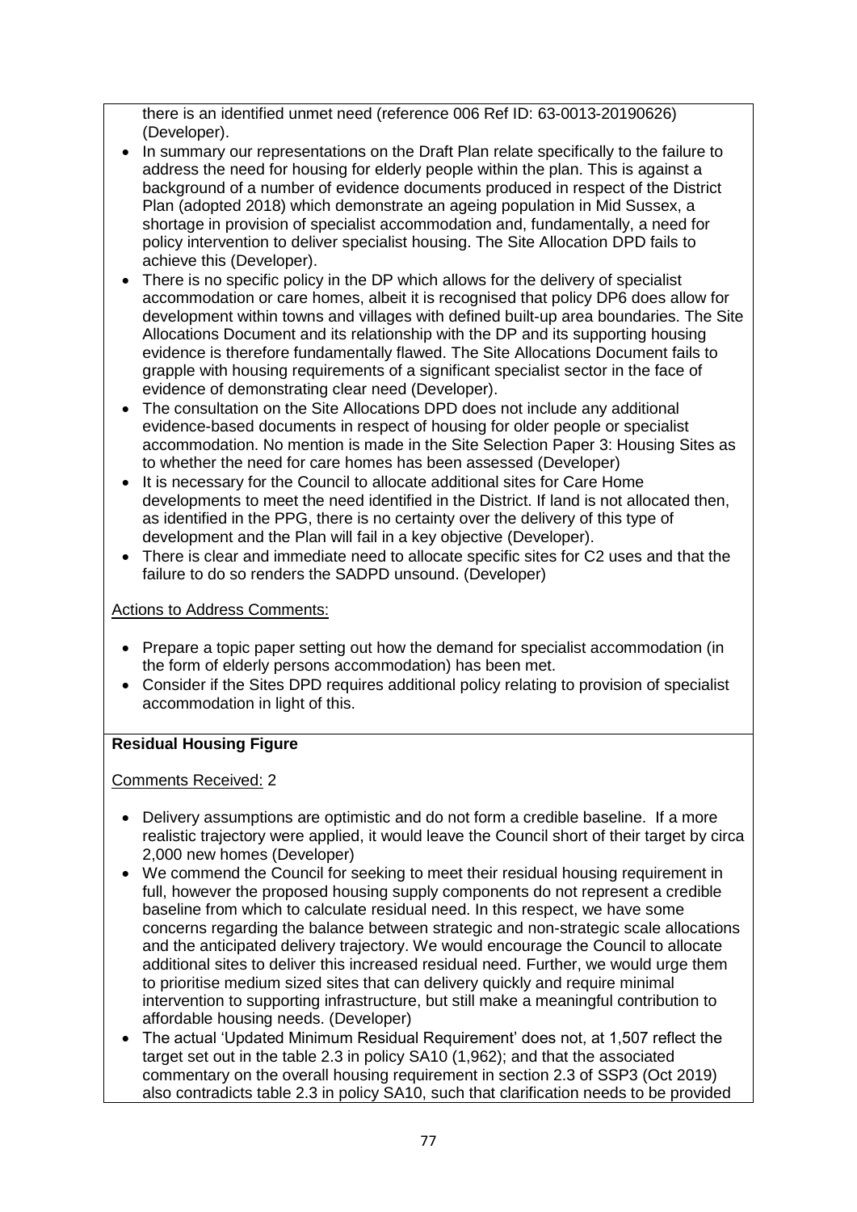there is an identified unmet need (reference 006 Ref ID: 63-0013-20190626) (Developer).

- In summary our representations on the Draft Plan relate specifically to the failure to address the need for housing for elderly people within the plan. This is against a background of a number of evidence documents produced in respect of the District Plan (adopted 2018) which demonstrate an ageing population in Mid Sussex, a shortage in provision of specialist accommodation and, fundamentally, a need for policy intervention to deliver specialist housing. The Site Allocation DPD fails to achieve this (Developer).
- There is no specific policy in the DP which allows for the delivery of specialist accommodation or care homes, albeit it is recognised that policy DP6 does allow for development within towns and villages with defined built-up area boundaries. The Site Allocations Document and its relationship with the DP and its supporting housing evidence is therefore fundamentally flawed. The Site Allocations Document fails to grapple with housing requirements of a significant specialist sector in the face of evidence of demonstrating clear need (Developer).
- The consultation on the Site Allocations DPD does not include any additional evidence-based documents in respect of housing for older people or specialist accommodation. No mention is made in the Site Selection Paper 3: Housing Sites as to whether the need for care homes has been assessed (Developer)
- It is necessary for the Council to allocate additional sites for Care Home developments to meet the need identified in the District. If land is not allocated then, as identified in the PPG, there is no certainty over the delivery of this type of development and the Plan will fail in a key objective (Developer).
- There is clear and immediate need to allocate specific sites for C2 uses and that the failure to do so renders the SADPD unsound. (Developer)

Actions to Address Comments:

- Prepare a topic paper setting out how the demand for specialist accommodation (in the form of elderly persons accommodation) has been met.
- Consider if the Sites DPD requires additional policy relating to provision of specialist accommodation in light of this.

**Residual Housing Figure**

Comments Received: 2

- Delivery assumptions are optimistic and do not form a credible baseline. If a more realistic trajectory were applied, it would leave the Council short of their target by circa 2,000 new homes (Developer)
- We commend the Council for seeking to meet their residual housing requirement in full, however the proposed housing supply components do not represent a credible baseline from which to calculate residual need. In this respect, we have some concerns regarding the balance between strategic and non-strategic scale allocations and the anticipated delivery trajectory. We would encourage the Council to allocate additional sites to deliver this increased residual need. Further, we would urge them to prioritise medium sized sites that can delivery quickly and require minimal intervention to supporting infrastructure, but still make a meaningful contribution to affordable housing needs. (Developer)
- The actual 'Updated Minimum Residual Requirement' does not, at 1,507 reflect the target set out in the table 2.3 in policy SA10 (1,962); and that the associated commentary on the overall housing requirement in section 2.3 of SSP3 (Oct 2019) also contradicts table 2.3 in policy SA10, such that clarification needs to be provided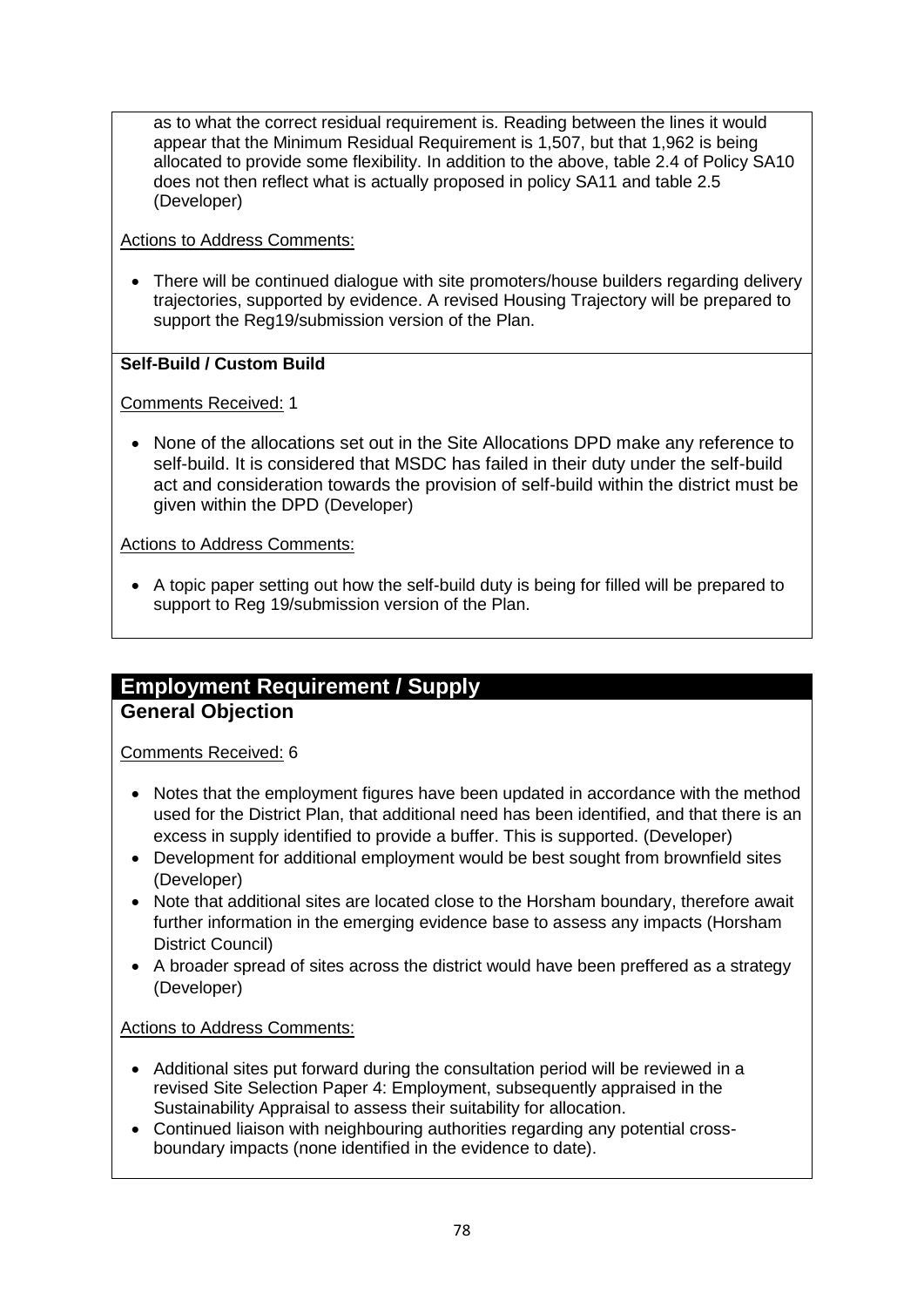as to what the correct residual requirement is. Reading between the lines it would appear that the Minimum Residual Requirement is 1,507, but that 1,962 is being allocated to provide some flexibility. In addition to the above, table 2.4 of Policy SA10 does not then reflect what is actually proposed in policy SA11 and table 2.5 (Developer)

Actions to Address Comments:

- There will be continued dialogue with site promoters/house builders regarding delivery trajectories, supported by evidence. A revised Housing Trajectory will be prepared to support the Reg19/submission version of the Plan.

**Self-Build / Custom Build**

Comments Received: 1

- None of the allocations set out in the Site Allocations DPD make any reference to self-build. It is considered that MSDC has failed in their duty under the self-build act and consideration towards the provision of self-build within the district must be given within the DPD (Developer)

Actions to Address Comments:

- A topic paper setting out how the self-build duty is being for filled will be prepared to support to Reg 19/submission version of the Plan.

## Employment Requirement / Supply

### General Objection

Comments Received: 6

- Notes that the employment figures have been updated in accordance with the method used for the District Plan, that additional need has been identified, and that there is an excess in supply identified to provide a buffer. This is supported. (Developer)
- Development for additional employment would be best sought from brownfield sites (Developer)
- Note that additional sites are located close to the Horsham boundary, therefore await further information in the emerging evidence base to assess any impacts (Horsham District Council)
- A broader spread of sites across the district would have been preffered as a strategy (Developer)

Actions to Address Comments:

- Additional sites put forward during the consultation period will be reviewed in a revised Site Selection Paper 4: Employment, subsequently appraised in the Sustainability Appraisal to assess their suitability for allocation.
- Continued liaison with neighbouring authorities regarding any potential cross-boundary impacts (none identified in the evidence to date).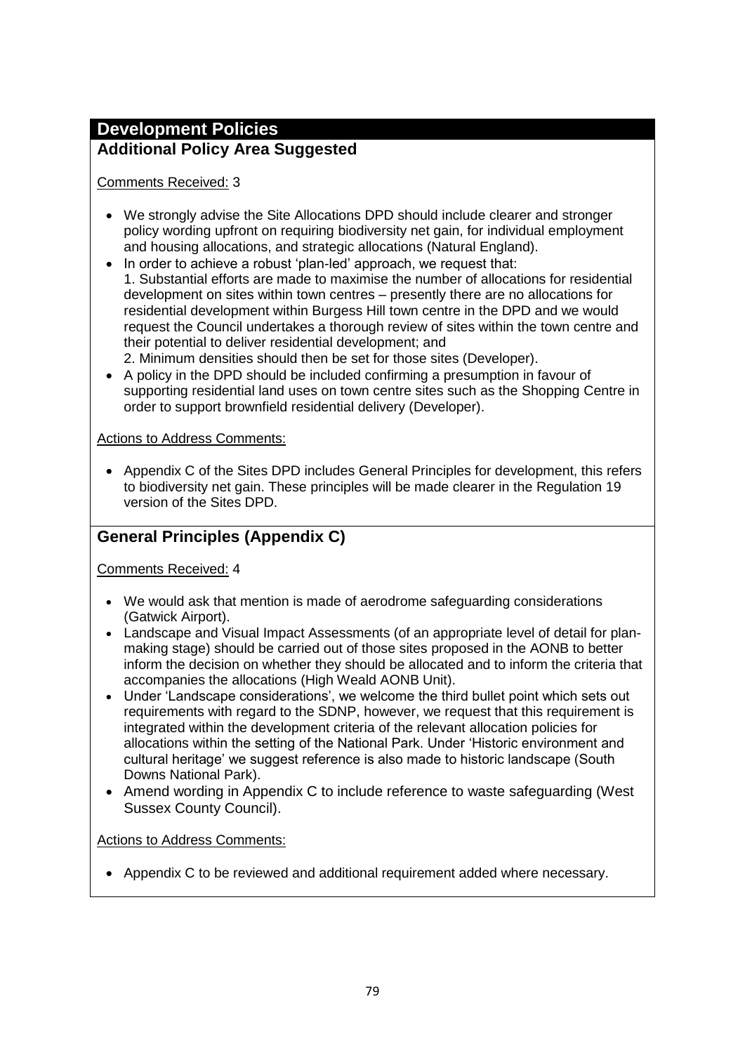# Development Policies

## Additional Policy Area Suggested

Comments Received: 3

- We strongly advise the Site Allocations DPD should include clearer and stronger policy wording upfront on requiring biodiversity net gain, for individual employment and housing allocations, and strategic allocations (Natural England).
- In order to achieve a robust 'plan-led' approach, we request that:
  1. Substantial efforts are made to maximise the number of allocations for residential development on sites within town centres – presently there are no allocations for residential development within Burgess Hill town centre in the DPD and we would request the Council undertakes a thorough review of sites within the town centre and their potential to deliver residential development; and
  2. Minimum densities should then be set for those sites (Developer).
- A policy in the DPD should be included confirming a presumption in favour of supporting residential land uses on town centre sites such as the Shopping Centre in order to support brownfield residential delivery (Developer).

Actions to Address Comments:

- Appendix C of the Sites DPD includes General Principles for development, this refers to biodiversity net gain. These principles will be made clearer in the Regulation 19 version of the Sites DPD.

## General Principles (Appendix C)

Comments Received: 4

- We would ask that mention is made of aerodrome safeguarding considerations (Gatwick Airport).
- Landscape and Visual Impact Assessments (of an appropriate level of detail for plan-making stage) should be carried out of those sites proposed in the AONB to better inform the decision on whether they should be allocated and to inform the criteria that accompanies the allocations (High Weald AONB Unit).
- Under 'Landscape considerations', we welcome the third bullet point which sets out requirements with regard to the SDNP, however, we request that this requirement is integrated within the development criteria of the relevant allocation policies for allocations within the setting of the National Park. Under 'Historic environment and cultural heritage' we suggest reference is also made to historic landscape (South Downs National Park).
- Amend wording in Appendix C to include reference to waste safeguarding (West Sussex County Council).

Actions to Address Comments:

- Appendix C to be reviewed and additional requirement added where necessary.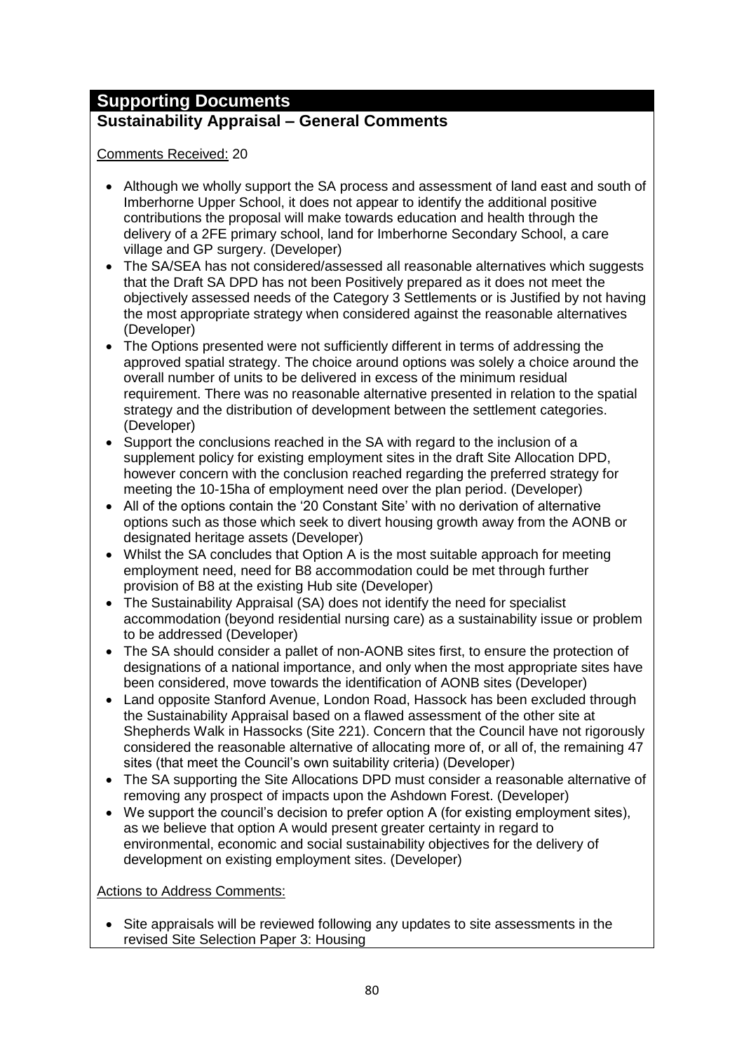## Supporting Documents

### Sustainability Appraisal – General Comments

Comments Received: 20

- Although we wholly support the SA process and assessment of land east and south of Imberhorne Upper School, it does not appear to identify the additional positive contributions the proposal will make towards education and health through the delivery of a 2FE primary school, land for Imberhorne Secondary School, a care village and GP surgery. (Developer)
- The SA/SEA has not considered/assessed all reasonable alternatives which suggests that the Draft SA DPD has not been Positively prepared as it does not meet the objectively assessed needs of the Category 3 Settlements or is Justified by not having the most appropriate strategy when considered against the reasonable alternatives (Developer)
- The Options presented were not sufficiently different in terms of addressing the approved spatial strategy. The choice around options was solely a choice around the overall number of units to be delivered in excess of the minimum residual requirement. There was no reasonable alternative presented in relation to the spatial strategy and the distribution of development between the settlement categories. (Developer)
- Support the conclusions reached in the SA with regard to the inclusion of a supplement policy for existing employment sites in the draft Site Allocation DPD, however concern with the conclusion reached regarding the preferred strategy for meeting the 10-15ha of employment need over the plan period. (Developer)
- All of the options contain the '20 Constant Site' with no derivation of alternative options such as those which seek to divert housing growth away from the AONB or designated heritage assets (Developer)
- Whilst the SA concludes that Option A is the most suitable approach for meeting employment need, need for B8 accommodation could be met through further provision of B8 at the existing Hub site (Developer)
- The Sustainability Appraisal (SA) does not identify the need for specialist accommodation (beyond residential nursing care) as a sustainability issue or problem to be addressed (Developer)
- The SA should consider a pallet of non-AONB sites first, to ensure the protection of designations of a national importance, and only when the most appropriate sites have been considered, move towards the identification of AONB sites (Developer)
- Land opposite Stanford Avenue, London Road, Hassock has been excluded through the Sustainability Appraisal based on a flawed assessment of the other site at Shepherds Walk in Hassocks (Site 221). Concern that the Council have not rigorously considered the reasonable alternative of allocating more of, or all of, the remaining 47 sites (that meet the Council's own suitability criteria) (Developer)
- The SA supporting the Site Allocations DPD must consider a reasonable alternative of removing any prospect of impacts upon the Ashdown Forest. (Developer)
- We support the council's decision to prefer option A (for existing employment sites), as we believe that option A would present greater certainty in regard to environmental, economic and social sustainability objectives for the delivery of development on existing employment sites. (Developer)

Actions to Address Comments:

- Site appraisals will be reviewed following any updates to site assessments in the revised Site Selection Paper 3: Housing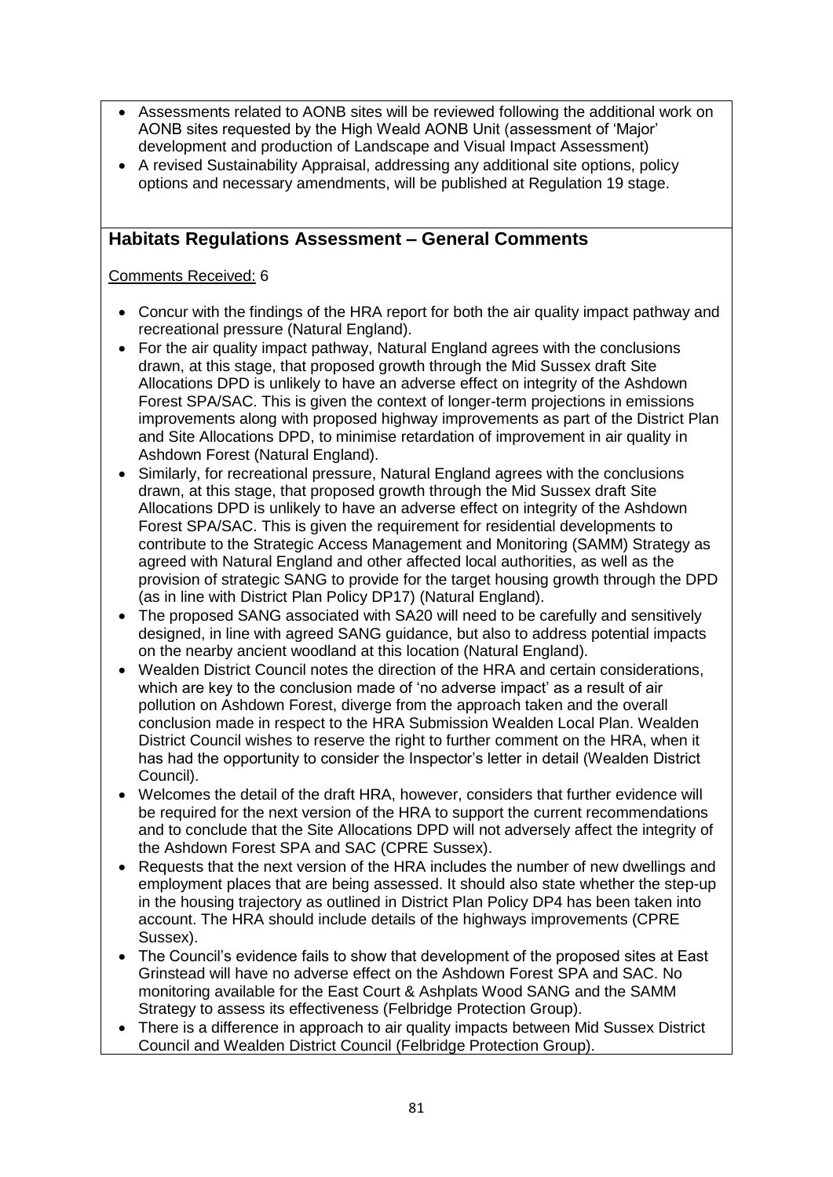- Assessments related to AONB sites will be reviewed following the additional work on AONB sites requested by the High Weald AONB Unit (assessment of 'Major' development and production of Landscape and Visual Impact Assessment)
- A revised Sustainability Appraisal, addressing any additional site options, policy options and necessary amendments, will be published at Regulation 19 stage.

## Habitats Regulations Assessment – General Comments

Comments Received: 6

- Concur with the findings of the HRA report for both the air quality impact pathway and recreational pressure (Natural England).
- For the air quality impact pathway, Natural England agrees with the conclusions drawn, at this stage, that proposed growth through the Mid Sussex draft Site Allocations DPD is unlikely to have an adverse effect on integrity of the Ashdown Forest SPA/SAC. This is given the context of longer-term projections in emissions improvements along with proposed highway improvements as part of the District Plan and Site Allocations DPD, to minimise retardation of improvement in air quality in Ashdown Forest (Natural England).
- Similarly, for recreational pressure, Natural England agrees with the conclusions drawn, at this stage, that proposed growth through the Mid Sussex draft Site Allocations DPD is unlikely to have an adverse effect on integrity of the Ashdown Forest SPA/SAC. This is given the requirement for residential developments to contribute to the Strategic Access Management and Monitoring (SAMM) Strategy as agreed with Natural England and other affected local authorities, as well as the provision of strategic SANG to provide for the target housing growth through the DPD (as in line with District Plan Policy DP17) (Natural England).
- The proposed SANG associated with SA20 will need to be carefully and sensitively designed, in line with agreed SANG guidance, but also to address potential impacts on the nearby ancient woodland at this location (Natural England).
- Wealden District Council notes the direction of the HRA and certain considerations, which are key to the conclusion made of 'no adverse impact' as a result of air pollution on Ashdown Forest, diverge from the approach taken and the overall conclusion made in respect to the HRA Submission Wealden Local Plan. Wealden District Council wishes to reserve the right to further comment on the HRA, when it has had the opportunity to consider the Inspector's letter in detail (Wealden District Council).
- Welcomes the detail of the draft HRA, however, considers that further evidence will be required for the next version of the HRA to support the current recommendations and to conclude that the Site Allocations DPD will not adversely affect the integrity of the Ashdown Forest SPA and SAC (CPRE Sussex).
- Requests that the next version of the HRA includes the number of new dwellings and employment places that are being assessed. It should also state whether the step-up in the housing trajectory as outlined in District Plan Policy DP4 has been taken into account. The HRA should include details of the highways improvements (CPRE Sussex).
- The Council's evidence fails to show that development of the proposed sites at East Grinstead will have no adverse effect on the Ashdown Forest SPA and SAC. No monitoring available for the East Court & Ashplats Wood SANG and the SAMM Strategy to assess its effectiveness (Felbridge Protection Group).
- There is a difference in approach to air quality impacts between Mid Sussex District Council and Wealden District Council (Felbridge Protection Group).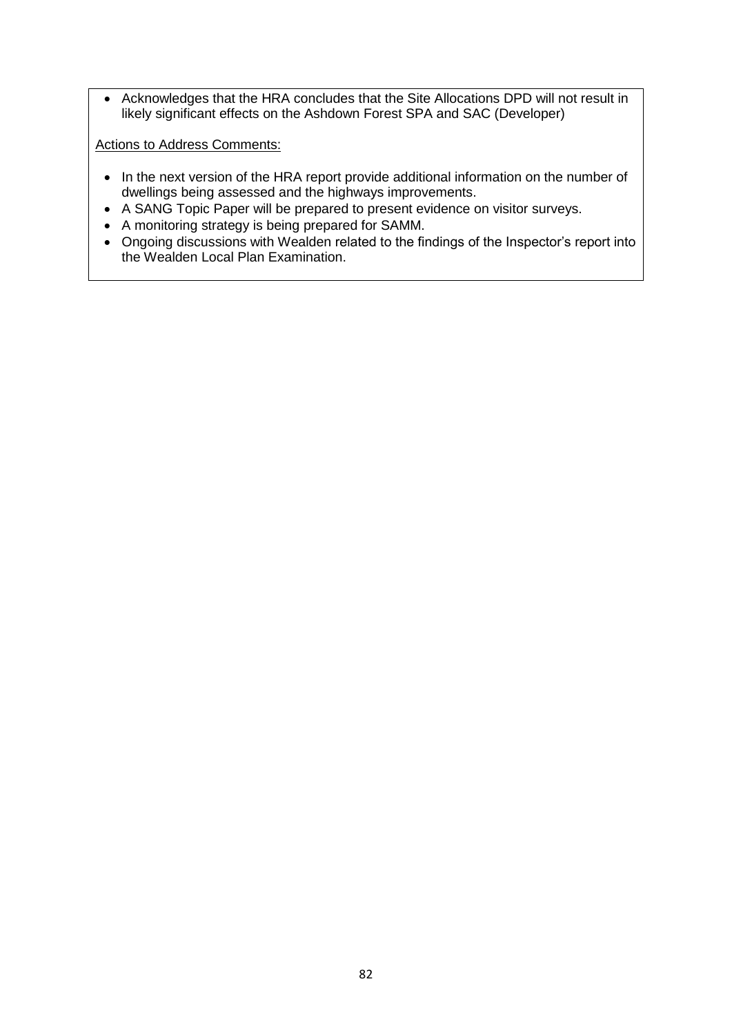- Acknowledges that the HRA concludes that the Site Allocations DPD will not result in likely significant effects on the Ashdown Forest SPA and SAC (Developer)

<u>Actions to Address Comments:</u>

- In the next version of the HRA report provide additional information on the number of dwellings being assessed and the highways improvements.
- A SANG Topic Paper will be prepared to present evidence on visitor surveys.
- A monitoring strategy is being prepared for SAMM.
- Ongoing discussions with Wealden related to the findings of the Inspector's report into the Wealden Local Plan Examination.